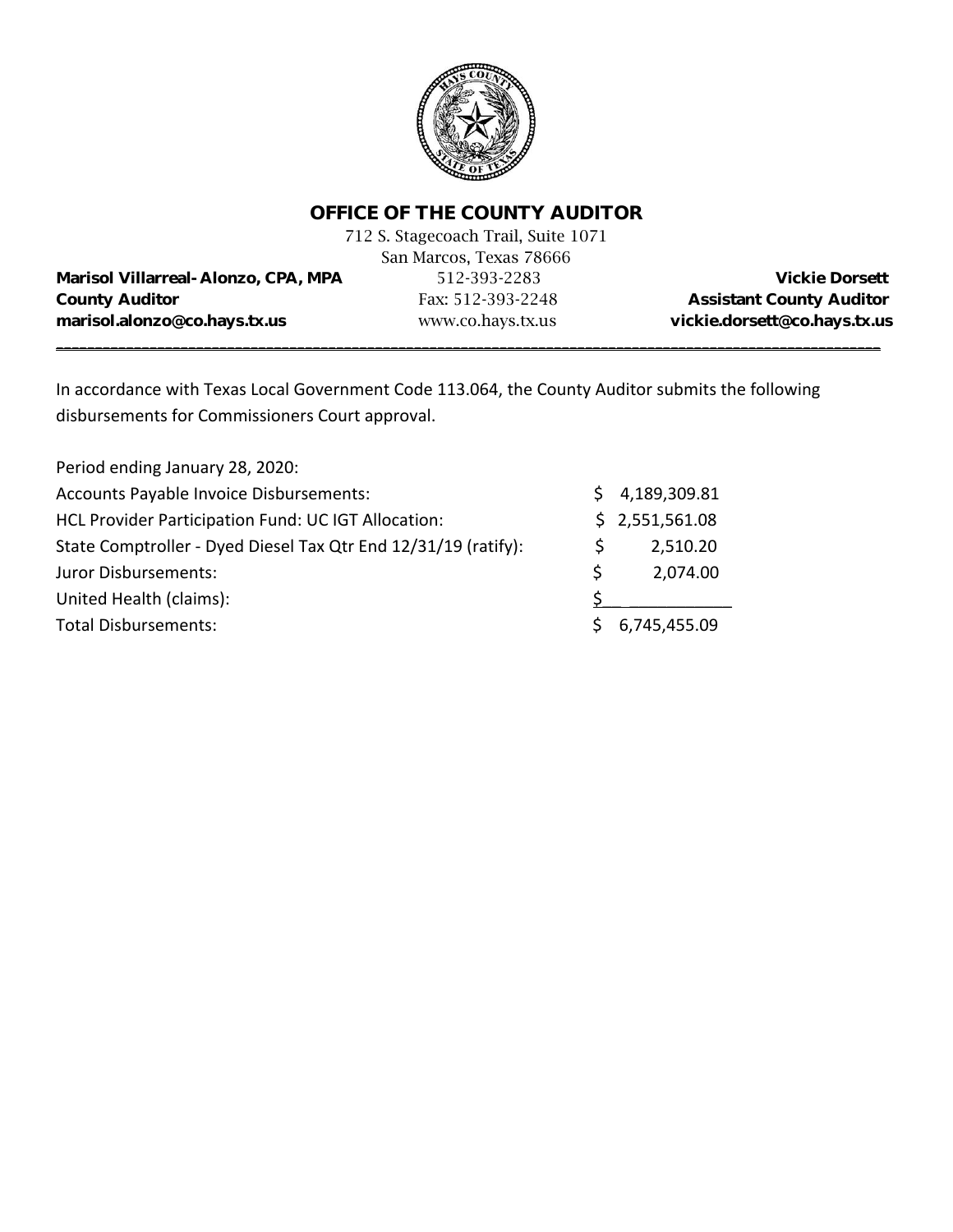# OFFICE OF THE COUNTY AUDITOR

712 S. Stagecoach Trail, Suite 1071
San Marcos, Texas 78666

| | | |
|---|---|---|
| **Marisol Villarreal-Alonzo, CPA, MPA** | 512-393-2283 | **Vickie Dorsett** |
| **County Auditor** | Fax: 512-393-2248 | **Assistant County Auditor** |
| **marisol.alonzo@co.hays.tx.us** | www.co.hays.tx.us | **vickie.dorsett@co.hays.tx.us** |

---

In accordance with Texas Local Government Code 113.064, the County Auditor submits the following disbursements for Commissioners Court approval.

| Period ending January 28, 2020: | |
|---|---|
| Accounts Payable Invoice Disbursements: | $ 4,189,309.81 |
| HCL Provider Participation Fund: UC IGT Allocation: | $ 2,551,561.08 |
| State Comptroller - Dyed Diesel Tax Qtr End 12/31/19 (ratify): | $ 2,510.20 |
| Juror Disbursements: | $ 2,074.00 |
| United Health (claims): | $ |
| Total Disbursements: | $ 6,745,455.09 |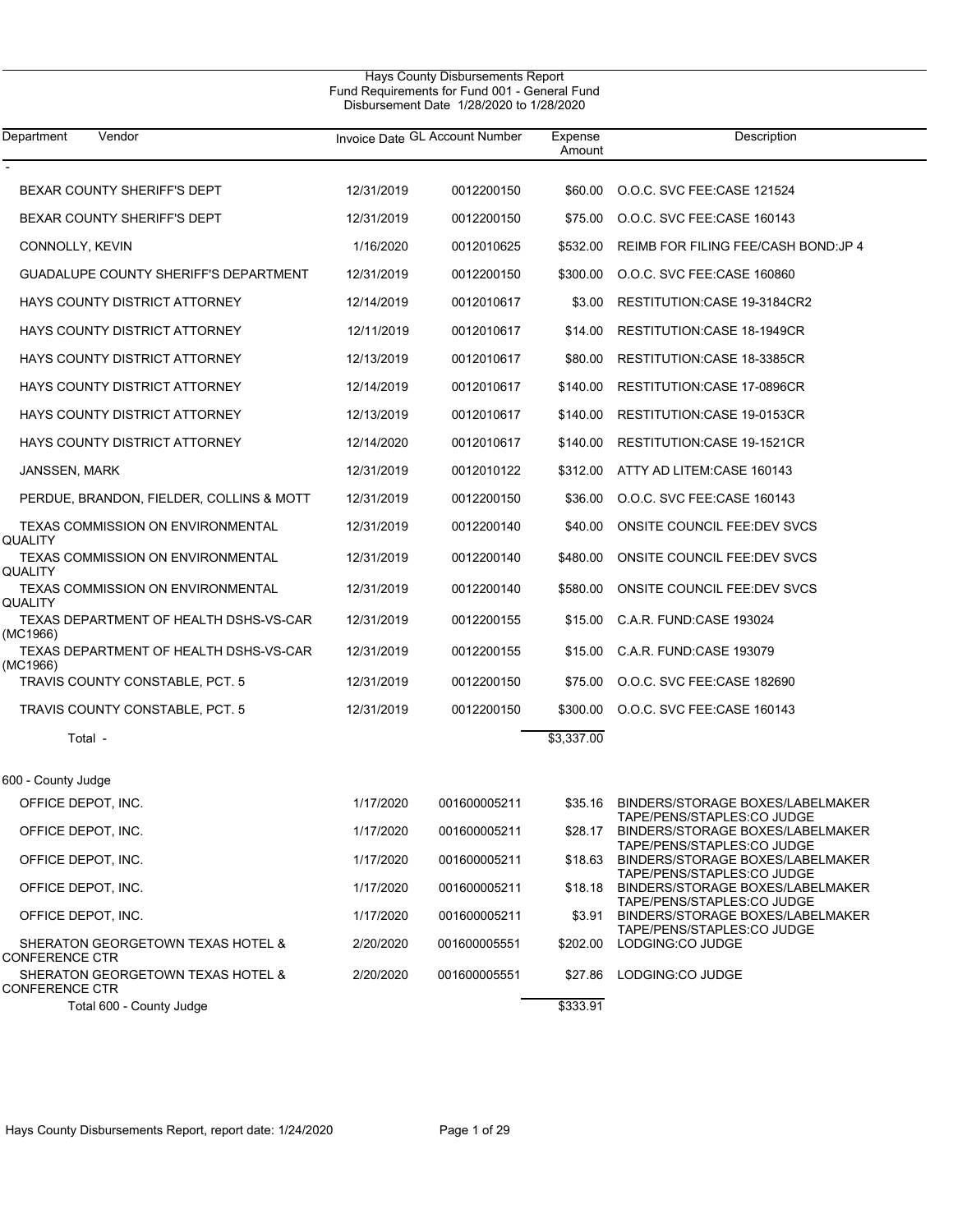# Hays County Disbursements Report

Fund Requirements for Fund 001 - General Fund

Disbursement Date 1/28/2020 to 1/28/2020

| Department | Vendor | Invoice Date | GL Account Number | Expense Amount | Description |
|---|---|---|---|---|---|
| - | | | | | |
| | BEXAR COUNTY SHERIFF'S DEPT | 12/31/2019 | 0012200150 | $60.00 | O.O.C. SVC FEE:CASE 121524 |
| | BEXAR COUNTY SHERIFF'S DEPT | 12/31/2019 | 0012200150 | $75.00 | O.O.C. SVC FEE:CASE 160143 |
| | CONNOLLY, KEVIN | 1/16/2020 | 0012010625 | $532.00 | REIMB FOR FILING FEE/CASH BOND:JP 4 |
| | GUADALUPE COUNTY SHERIFF'S DEPARTMENT | 12/31/2019 | 0012200150 | $300.00 | O.O.C. SVC FEE:CASE 160860 |
| | HAYS COUNTY DISTRICT ATTORNEY | 12/14/2019 | 0012010617 | $3.00 | RESTITUTION:CASE 19-3184CR2 |
| | HAYS COUNTY DISTRICT ATTORNEY | 12/11/2019 | 0012010617 | $14.00 | RESTITUTION:CASE 18-1949CR |
| | HAYS COUNTY DISTRICT ATTORNEY | 12/13/2019 | 0012010617 | $80.00 | RESTITUTION:CASE 18-3385CR |
| | HAYS COUNTY DISTRICT ATTORNEY | 12/14/2019 | 0012010617 | $140.00 | RESTITUTION:CASE 17-0896CR |
| | HAYS COUNTY DISTRICT ATTORNEY | 12/13/2019 | 0012010617 | $140.00 | RESTITUTION:CASE 19-0153CR |
| | HAYS COUNTY DISTRICT ATTORNEY | 12/14/2020 | 0012010617 | $140.00 | RESTITUTION:CASE 19-1521CR |
| | JANSSEN, MARK | 12/31/2019 | 0012010122 | $312.00 | ATTY AD LITEM:CASE 160143 |
| | PERDUE, BRANDON, FIELDER, COLLINS & MOTT | 12/31/2019 | 0012200150 | $36.00 | O.O.C. SVC FEE:CASE 160143 |
| | TEXAS COMMISSION ON ENVIRONMENTAL QUALITY | 12/31/2019 | 0012200140 | $40.00 | ONSITE COUNCIL FEE:DEV SVCS |
| | TEXAS COMMISSION ON ENVIRONMENTAL QUALITY | 12/31/2019 | 0012200140 | $480.00 | ONSITE COUNCIL FEE:DEV SVCS |
| | TEXAS COMMISSION ON ENVIRONMENTAL QUALITY | 12/31/2019 | 0012200140 | $580.00 | ONSITE COUNCIL FEE:DEV SVCS |
| | TEXAS DEPARTMENT OF HEALTH DSHS-VS-CAR (MC1966) | 12/31/2019 | 0012200155 | $15.00 | C.A.R. FUND:CASE 193024 |
| | TEXAS DEPARTMENT OF HEALTH DSHS-VS-CAR (MC1966) | 12/31/2019 | 0012200155 | $15.00 | C.A.R. FUND:CASE 193079 |
| | TRAVIS COUNTY CONSTABLE, PCT. 5 | 12/31/2019 | 0012200150 | $75.00 | O.O.C. SVC FEE:CASE 182690 |
| | TRAVIS COUNTY CONSTABLE, PCT. 5 | 12/31/2019 | 0012200150 | $300.00 | O.O.C. SVC FEE:CASE 160143 |
| | Total - | | | $3,337.00 | |
| 600 - County Judge | | | | | |
| | OFFICE DEPOT, INC. | 1/17/2020 | 001600005211 | $35.16 | BINDERS/STORAGE BOXES/LABELMAKER TAPE/PENS/STAPLES:CO JUDGE |
| | OFFICE DEPOT, INC. | 1/17/2020 | 001600005211 | $28.17 | BINDERS/STORAGE BOXES/LABELMAKER TAPE/PENS/STAPLES:CO JUDGE |
| | OFFICE DEPOT, INC. | 1/17/2020 | 001600005211 | $18.63 | BINDERS/STORAGE BOXES/LABELMAKER TAPE/PENS/STAPLES:CO JUDGE |
| | OFFICE DEPOT, INC. | 1/17/2020 | 001600005211 | $18.18 | BINDERS/STORAGE BOXES/LABELMAKER TAPE/PENS/STAPLES:CO JUDGE |
| | OFFICE DEPOT, INC. | 1/17/2020 | 001600005211 | $3.91 | BINDERS/STORAGE BOXES/LABELMAKER TAPE/PENS/STAPLES:CO JUDGE |
| | SHERATON GEORGETOWN TEXAS HOTEL & CONFERENCE CTR | 2/20/2020 | 001600005551 | $202.00 | LODGING:CO JUDGE |
| | SHERATON GEORGETOWN TEXAS HOTEL & CONFERENCE CTR | 2/20/2020 | 001600005551 | $27.86 | LODGING:CO JUDGE |
| | Total 600 - County Judge | | | $333.91 | |

Hays County Disbursements Report, report date: 1/24/2020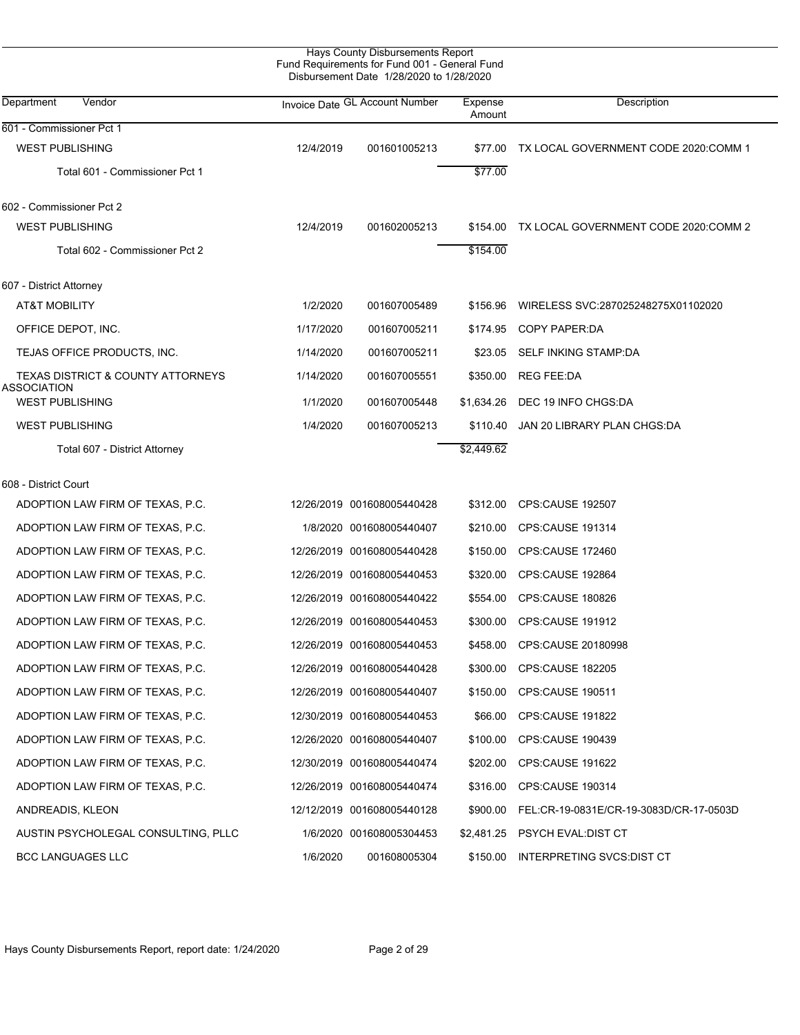Hays County Disbursements Report
Fund Requirements for Fund 001 - General Fund
Disbursement Date 1/28/2020 to 1/28/2020

| Department | Vendor | Invoice Date | GL Account Number | Expense Amount | Description |
|---|---|---|---|---|---|
| 601 - Commissioner Pct 1 | | | | | |
| | WEST PUBLISHING | 12/4/2019 | 001601005213 | $77.00 | TX LOCAL GOVERNMENT CODE 2020:COMM 1 |
| | Total 601 - Commissioner Pct 1 | | | $77.00 | |
| 602 - Commissioner Pct 2 | | | | | |
| | WEST PUBLISHING | 12/4/2019 | 001602005213 | $154.00 | TX LOCAL GOVERNMENT CODE 2020:COMM 2 |
| | Total 602 - Commissioner Pct 2 | | | $154.00 | |
| 607 - District Attorney | | | | | |
| | AT&T MOBILITY | 1/2/2020 | 001607005489 | $156.96 | WIRELESS SVC:287025248275X01102020 |
| | OFFICE DEPOT, INC. | 1/17/2020 | 001607005211 | $174.95 | COPY PAPER:DA |
| | TEJAS OFFICE PRODUCTS, INC. | 1/14/2020 | 001607005211 | $23.05 | SELF INKING STAMP:DA |
| | TEXAS DISTRICT & COUNTY ATTORNEYS ASSOCIATION | 1/14/2020 | 001607005551 | $350.00 | REG FEE:DA |
| | WEST PUBLISHING | 1/1/2020 | 001607005448 | $1,634.26 | DEC 19 INFO CHGS:DA |
| | WEST PUBLISHING | 1/4/2020 | 001607005213 | $110.40 | JAN 20 LIBRARY PLAN CHGS:DA |
| | Total 607 - District Attorney | | | $2,449.62 | |
| 608 - District Court | | | | | |
| | ADOPTION LAW FIRM OF TEXAS, P.C. | 12/26/2019 | 001608005440428 | $312.00 | CPS:CAUSE 192507 |
| | ADOPTION LAW FIRM OF TEXAS, P.C. | 1/8/2020 | 001608005440407 | $210.00 | CPS:CAUSE 191314 |
| | ADOPTION LAW FIRM OF TEXAS, P.C. | 12/26/2019 | 001608005440428 | $150.00 | CPS:CAUSE 172460 |
| | ADOPTION LAW FIRM OF TEXAS, P.C. | 12/26/2019 | 001608005440453 | $320.00 | CPS:CAUSE 192864 |
| | ADOPTION LAW FIRM OF TEXAS, P.C. | 12/26/2019 | 001608005440422 | $554.00 | CPS:CAUSE 180826 |
| | ADOPTION LAW FIRM OF TEXAS, P.C. | 12/26/2019 | 001608005440453 | $300.00 | CPS:CAUSE 191912 |
| | ADOPTION LAW FIRM OF TEXAS, P.C. | 12/26/2019 | 001608005440453 | $458.00 | CPS:CAUSE 20180998 |
| | ADOPTION LAW FIRM OF TEXAS, P.C. | 12/26/2019 | 001608005440428 | $300.00 | CPS:CAUSE 182205 |
| | ADOPTION LAW FIRM OF TEXAS, P.C. | 12/26/2019 | 001608005440407 | $150.00 | CPS:CAUSE 190511 |
| | ADOPTION LAW FIRM OF TEXAS, P.C. | 12/30/2019 | 001608005440453 | $66.00 | CPS:CAUSE 191822 |
| | ADOPTION LAW FIRM OF TEXAS, P.C. | 12/26/2020 | 001608005440407 | $100.00 | CPS:CAUSE 190439 |
| | ADOPTION LAW FIRM OF TEXAS, P.C. | 12/30/2019 | 001608005440474 | $202.00 | CPS:CAUSE 191622 |
| | ADOPTION LAW FIRM OF TEXAS, P.C. | 12/26/2019 | 001608005440474 | $316.00 | CPS:CAUSE 190314 |
| | ANDREADIS, KLEON | 12/12/2019 | 001608005440128 | $900.00 | FEL:CR-19-0831E/CR-19-3083D/CR-17-0503D |
| | AUSTIN PSYCHOLEGAL CONSULTING, PLLC | 1/6/2020 | 001608005304453 | $2,481.25 | PSYCH EVAL:DIST CT |
| | BCC LANGUAGES LLC | 1/6/2020 | 001608005304 | $150.00 | INTERPRETING SVCS:DIST CT |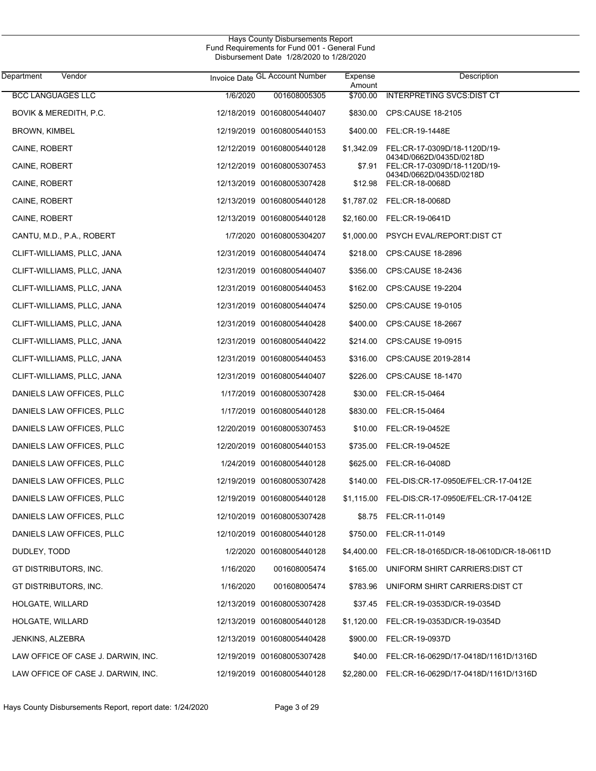Hays County Disbursements Report
Fund Requirements for Fund 001 - General Fund
Disbursement Date 1/28/2020 to 1/28/2020

| Department | Vendor | Invoice Date | GL Account Number | Expense Amount | Description |
|---|---|---|---|---|---|
| BCC LANGUAGES LLC | | 1/6/2020 | 001608005305 | $700.00 | INTERPRETING SVCS:DIST CT |
| BOVIK & MEREDITH, P.C. | | 12/18/2019 | 001608005440407 | $830.00 | CPS:CAUSE 18-2105 |
| BROWN, KIMBEL | | 12/19/2019 | 001608005440153 | $400.00 | FEL:CR-19-1448E |
| CAINE, ROBERT | | 12/12/2019 | 001608005440128 | $1,342.09 | FEL:CR-17-0309D/18-1120D/19-0434D/0662D/0435D/0218D |
| CAINE, ROBERT | | 12/12/2019 | 001608005307453 | $7.91 | FEL:CR-17-0309D/18-1120D/19-0434D/0662D/0435D/0218D |
| CAINE, ROBERT | | 12/13/2019 | 001608005307428 | $12.98 | FEL:CR-18-0068D |
| CAINE, ROBERT | | 12/13/2019 | 001608005440128 | $1,787.02 | FEL:CR-18-0068D |
| CAINE, ROBERT | | 12/13/2019 | 001608005440128 | $2,160.00 | FEL:CR-19-0641D |
| CANTU, M.D., P.A., ROBERT | | 1/7/2020 | 001608005304207 | $1,000.00 | PSYCH EVAL/REPORT:DIST CT |
| CLIFT-WILLIAMS, PLLC, JANA | | 12/31/2019 | 001608005440474 | $218.00 | CPS:CAUSE 18-2896 |
| CLIFT-WILLIAMS, PLLC, JANA | | 12/31/2019 | 001608005440407 | $356.00 | CPS:CAUSE 18-2436 |
| CLIFT-WILLIAMS, PLLC, JANA | | 12/31/2019 | 001608005440453 | $162.00 | CPS:CAUSE 19-2204 |
| CLIFT-WILLIAMS, PLLC, JANA | | 12/31/2019 | 001608005440474 | $250.00 | CPS:CAUSE 19-0105 |
| CLIFT-WILLIAMS, PLLC, JANA | | 12/31/2019 | 001608005440428 | $400.00 | CPS:CAUSE 18-2667 |
| CLIFT-WILLIAMS, PLLC, JANA | | 12/31/2019 | 001608005440422 | $214.00 | CPS:CAUSE 19-0915 |
| CLIFT-WILLIAMS, PLLC, JANA | | 12/31/2019 | 001608005440453 | $316.00 | CPS:CAUSE 2019-2814 |
| CLIFT-WILLIAMS, PLLC, JANA | | 12/31/2019 | 001608005440407 | $226.00 | CPS:CAUSE 18-1470 |
| DANIELS LAW OFFICES, PLLC | | 1/17/2019 | 001608005307428 | $30.00 | FEL:CR-15-0464 |
| DANIELS LAW OFFICES, PLLC | | 1/17/2019 | 001608005440128 | $830.00 | FEL:CR-15-0464 |
| DANIELS LAW OFFICES, PLLC | | 12/20/2019 | 001608005307453 | $10.00 | FEL:CR-19-0452E |
| DANIELS LAW OFFICES, PLLC | | 12/20/2019 | 001608005440153 | $735.00 | FEL:CR-19-0452E |
| DANIELS LAW OFFICES, PLLC | | 1/24/2019 | 001608005440128 | $625.00 | FEL:CR-16-0408D |
| DANIELS LAW OFFICES, PLLC | | 12/19/2019 | 001608005307428 | $140.00 | FEL-DIS:CR-17-0950E/FEL:CR-17-0412E |
| DANIELS LAW OFFICES, PLLC | | 12/19/2019 | 001608005440128 | $1,115.00 | FEL-DIS:CR-17-0950E/FEL:CR-17-0412E |
| DANIELS LAW OFFICES, PLLC | | 12/10/2019 | 001608005307428 | $8.75 | FEL:CR-11-0149 |
| DANIELS LAW OFFICES, PLLC | | 12/10/2019 | 001608005440128 | $750.00 | FEL:CR-11-0149 |
| DUDLEY, TODD | | 1/2/2020 | 001608005440128 | $4,400.00 | FEL:CR-18-0165D/CR-18-0610D/CR-18-0611D |
| GT DISTRIBUTORS, INC. | | 1/16/2020 | 001608005474 | $165.00 | UNIFORM SHIRT CARRIERS:DIST CT |
| GT DISTRIBUTORS, INC. | | 1/16/2020 | 001608005474 | $783.96 | UNIFORM SHIRT CARRIERS:DIST CT |
| HOLGATE, WILLARD | | 12/13/2019 | 001608005307428 | $37.45 | FEL:CR-19-0353D/CR-19-0354D |
| HOLGATE, WILLARD | | 12/13/2019 | 001608005440128 | $1,120.00 | FEL:CR-19-0353D/CR-19-0354D |
| JENKINS, ALZEBRA | | 12/13/2019 | 001608005440428 | $900.00 | FEL:CR-19-0937D |
| LAW OFFICE OF CASE J. DARWIN, INC. | | 12/19/2019 | 001608005307428 | $40.00 | FEL:CR-16-0629D/17-0418D/1161D/1316D |
| LAW OFFICE OF CASE J. DARWIN, INC. | | 12/19/2019 | 001608005440128 | $2,280.00 | FEL:CR-16-0629D/17-0418D/1161D/1316D |

Hays County Disbursements Report, report date: 1/24/2020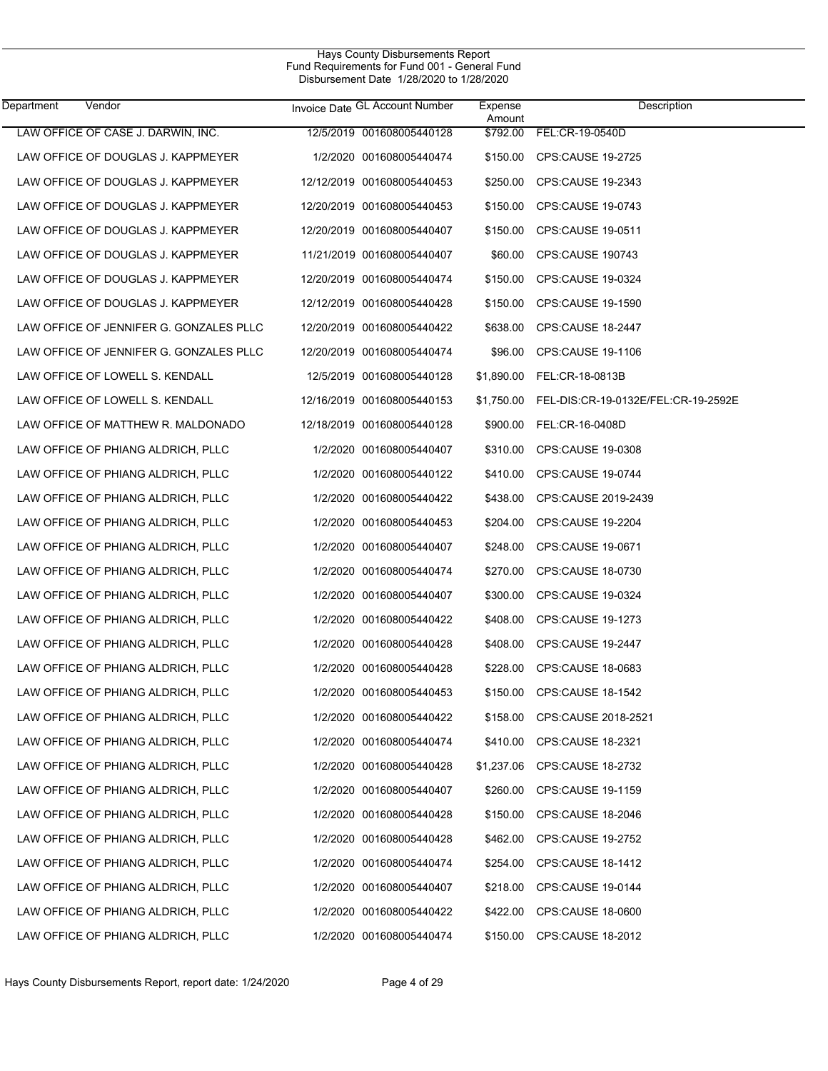Hays County Disbursements Report
Fund Requirements for Fund 001 - General Fund
Disbursement Date 1/28/2020 to 1/28/2020

| Department | Vendor | Invoice Date | GL Account Number | Expense Amount | Description |
|---|---|---|---|---|---|
| | LAW OFFICE OF CASE J. DARWIN, INC. | 12/5/2019 | 001608005440128 | $792.00 | FEL:CR-19-0540D |
| | LAW OFFICE OF DOUGLAS J. KAPPMEYER | 1/2/2020 | 001608005440474 | $150.00 | CPS:CAUSE 19-2725 |
| | LAW OFFICE OF DOUGLAS J. KAPPMEYER | 12/12/2019 | 001608005440453 | $250.00 | CPS:CAUSE 19-2343 |
| | LAW OFFICE OF DOUGLAS J. KAPPMEYER | 12/20/2019 | 001608005440453 | $150.00 | CPS:CAUSE 19-0743 |
| | LAW OFFICE OF DOUGLAS J. KAPPMEYER | 12/20/2019 | 001608005440407 | $150.00 | CPS:CAUSE 19-0511 |
| | LAW OFFICE OF DOUGLAS J. KAPPMEYER | 11/21/2019 | 001608005440407 | $60.00 | CPS:CAUSE 190743 |
| | LAW OFFICE OF DOUGLAS J. KAPPMEYER | 12/20/2019 | 001608005440474 | $150.00 | CPS:CAUSE 19-0324 |
| | LAW OFFICE OF DOUGLAS J. KAPPMEYER | 12/12/2019 | 001608005440428 | $150.00 | CPS:CAUSE 19-1590 |
| | LAW OFFICE OF JENNIFER G. GONZALES PLLC | 12/20/2019 | 001608005440422 | $638.00 | CPS:CAUSE 18-2447 |
| | LAW OFFICE OF JENNIFER G. GONZALES PLLC | 12/20/2019 | 001608005440474 | $96.00 | CPS:CAUSE 19-1106 |
| | LAW OFFICE OF LOWELL S. KENDALL | 12/5/2019 | 001608005440128 | $1,890.00 | FEL:CR-18-0813B |
| | LAW OFFICE OF LOWELL S. KENDALL | 12/16/2019 | 001608005440153 | $1,750.00 | FEL-DIS:CR-19-0132E/FEL:CR-19-2592E |
| | LAW OFFICE OF MATTHEW R. MALDONADO | 12/18/2019 | 001608005440128 | $900.00 | FEL:CR-16-0408D |
| | LAW OFFICE OF PHIANG ALDRICH, PLLC | 1/2/2020 | 001608005440407 | $310.00 | CPS:CAUSE 19-0308 |
| | LAW OFFICE OF PHIANG ALDRICH, PLLC | 1/2/2020 | 001608005440122 | $410.00 | CPS:CAUSE 19-0744 |
| | LAW OFFICE OF PHIANG ALDRICH, PLLC | 1/2/2020 | 001608005440422 | $438.00 | CPS:CAUSE 2019-2439 |
| | LAW OFFICE OF PHIANG ALDRICH, PLLC | 1/2/2020 | 001608005440453 | $204.00 | CPS:CAUSE 19-2204 |
| | LAW OFFICE OF PHIANG ALDRICH, PLLC | 1/2/2020 | 001608005440407 | $248.00 | CPS:CAUSE 19-0671 |
| | LAW OFFICE OF PHIANG ALDRICH, PLLC | 1/2/2020 | 001608005440474 | $270.00 | CPS:CAUSE 18-0730 |
| | LAW OFFICE OF PHIANG ALDRICH, PLLC | 1/2/2020 | 001608005440407 | $300.00 | CPS:CAUSE 19-0324 |
| | LAW OFFICE OF PHIANG ALDRICH, PLLC | 1/2/2020 | 001608005440422 | $408.00 | CPS:CAUSE 19-1273 |
| | LAW OFFICE OF PHIANG ALDRICH, PLLC | 1/2/2020 | 001608005440428 | $408.00 | CPS:CAUSE 19-2447 |
| | LAW OFFICE OF PHIANG ALDRICH, PLLC | 1/2/2020 | 001608005440428 | $228.00 | CPS:CAUSE 18-0683 |
| | LAW OFFICE OF PHIANG ALDRICH, PLLC | 1/2/2020 | 001608005440453 | $150.00 | CPS:CAUSE 18-1542 |
| | LAW OFFICE OF PHIANG ALDRICH, PLLC | 1/2/2020 | 001608005440422 | $158.00 | CPS:CAUSE 2018-2521 |
| | LAW OFFICE OF PHIANG ALDRICH, PLLC | 1/2/2020 | 001608005440474 | $410.00 | CPS:CAUSE 18-2321 |
| | LAW OFFICE OF PHIANG ALDRICH, PLLC | 1/2/2020 | 001608005440428 | $1,237.06 | CPS:CAUSE 18-2732 |
| | LAW OFFICE OF PHIANG ALDRICH, PLLC | 1/2/2020 | 001608005440407 | $260.00 | CPS:CAUSE 19-1159 |
| | LAW OFFICE OF PHIANG ALDRICH, PLLC | 1/2/2020 | 001608005440428 | $150.00 | CPS:CAUSE 18-2046 |
| | LAW OFFICE OF PHIANG ALDRICH, PLLC | 1/2/2020 | 001608005440428 | $462.00 | CPS:CAUSE 19-2752 |
| | LAW OFFICE OF PHIANG ALDRICH, PLLC | 1/2/2020 | 001608005440474 | $254.00 | CPS:CAUSE 18-1412 |
| | LAW OFFICE OF PHIANG ALDRICH, PLLC | 1/2/2020 | 001608005440407 | $218.00 | CPS:CAUSE 19-0144 |
| | LAW OFFICE OF PHIANG ALDRICH, PLLC | 1/2/2020 | 001608005440422 | $422.00 | CPS:CAUSE 18-0600 |
| | LAW OFFICE OF PHIANG ALDRICH, PLLC | 1/2/2020 | 001608005440474 | $150.00 | CPS:CAUSE 18-2012 |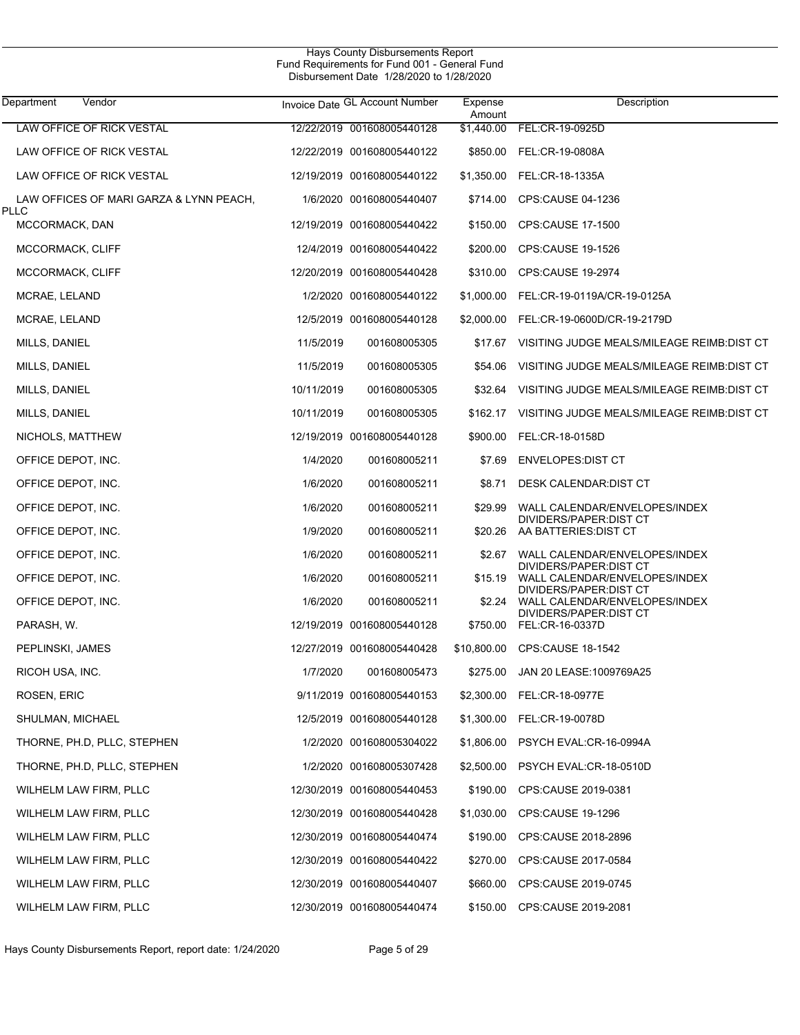Hays County Disbursements Report
Fund Requirements for Fund 001 - General Fund
Disbursement Date 1/28/2020 to 1/28/2020

| Department | Vendor | Invoice Date | GL Account Number | Expense Amount | Description |
|---|---|---|---|---|---|
| | LAW OFFICE OF RICK VESTAL | 12/22/2019 | 001608005440128 | $1,440.00 | FEL:CR-19-0925D |
| | LAW OFFICE OF RICK VESTAL | 12/22/2019 | 001608005440122 | $850.00 | FEL:CR-19-0808A |
| | LAW OFFICE OF RICK VESTAL | 12/19/2019 | 001608005440122 | $1,350.00 | FEL:CR-18-1335A |
| | LAW OFFICES OF MARI GARZA & LYNN PEACH, PLLC | 1/6/2020 | 001608005440407 | $714.00 | CPS:CAUSE 04-1236 |
| | MCCORMACK, DAN | 12/19/2019 | 001608005440422 | $150.00 | CPS:CAUSE 17-1500 |
| | MCCORMACK, CLIFF | 12/4/2019 | 001608005440422 | $200.00 | CPS:CAUSE 19-1526 |
| | MCCORMACK, CLIFF | 12/20/2019 | 001608005440428 | $310.00 | CPS:CAUSE 19-2974 |
| | MCRAE, LELAND | 1/2/2020 | 001608005440122 | $1,000.00 | FEL:CR-19-0119A/CR-19-0125A |
| | MCRAE, LELAND | 12/5/2019 | 001608005440128 | $2,000.00 | FEL:CR-19-0600D/CR-19-2179D |
| | MILLS, DANIEL | 11/5/2019 | 001608005305 | $17.67 | VISITING JUDGE MEALS/MILEAGE REIMB:DIST CT |
| | MILLS, DANIEL | 11/5/2019 | 001608005305 | $54.06 | VISITING JUDGE MEALS/MILEAGE REIMB:DIST CT |
| | MILLS, DANIEL | 10/11/2019 | 001608005305 | $32.64 | VISITING JUDGE MEALS/MILEAGE REIMB:DIST CT |
| | MILLS, DANIEL | 10/11/2019 | 001608005305 | $162.17 | VISITING JUDGE MEALS/MILEAGE REIMB:DIST CT |
| | NICHOLS, MATTHEW | 12/19/2019 | 001608005440128 | $900.00 | FEL:CR-18-0158D |
| | OFFICE DEPOT, INC. | 1/4/2020 | 001608005211 | $7.69 | ENVELOPES:DIST CT |
| | OFFICE DEPOT, INC. | 1/6/2020 | 001608005211 | $8.71 | DESK CALENDAR:DIST CT |
| | OFFICE DEPOT, INC. | 1/6/2020 | 001608005211 | $29.99 | WALL CALENDAR/ENVELOPES/INDEX DIVIDERS/PAPER:DIST CT |
| | OFFICE DEPOT, INC. | 1/9/2020 | 001608005211 | $20.26 | AA BATTERIES:DIST CT |
| | OFFICE DEPOT, INC. | 1/6/2020 | 001608005211 | $2.67 | WALL CALENDAR/ENVELOPES/INDEX DIVIDERS/PAPER:DIST CT |
| | OFFICE DEPOT, INC. | 1/6/2020 | 001608005211 | $15.19 | WALL CALENDAR/ENVELOPES/INDEX DIVIDERS/PAPER:DIST CT |
| | OFFICE DEPOT, INC. | 1/6/2020 | 001608005211 | $2.24 | WALL CALENDAR/ENVELOPES/INDEX DIVIDERS/PAPER:DIST CT |
| | PARASH, W. | 12/19/2019 | 001608005440128 | $750.00 | FEL:CR-16-0337D |
| | PEPLINSKI, JAMES | 12/27/2019 | 001608005440428 | $10,800.00 | CPS:CAUSE 18-1542 |
| | RICOH USA, INC. | 1/7/2020 | 001608005473 | $275.00 | JAN 20 LEASE:1009769A25 |
| | ROSEN, ERIC | 9/11/2019 | 001608005440153 | $2,300.00 | FEL:CR-18-0977E |
| | SHULMAN, MICHAEL | 12/5/2019 | 001608005440128 | $1,300.00 | FEL:CR-19-0078D |
| | THORNE, PH.D, PLLC, STEPHEN | 1/2/2020 | 001608005304022 | $1,806.00 | PSYCH EVAL:CR-16-0994A |
| | THORNE, PH.D, PLLC, STEPHEN | 1/2/2020 | 001608005307428 | $2,500.00 | PSYCH EVAL:CR-18-0510D |
| | WILHELM LAW FIRM, PLLC | 12/30/2019 | 001608005440453 | $190.00 | CPS:CAUSE 2019-0381 |
| | WILHELM LAW FIRM, PLLC | 12/30/2019 | 001608005440428 | $1,030.00 | CPS:CAUSE 19-1296 |
| | WILHELM LAW FIRM, PLLC | 12/30/2019 | 001608005440474 | $190.00 | CPS:CAUSE 2018-2896 |
| | WILHELM LAW FIRM, PLLC | 12/30/2019 | 001608005440422 | $270.00 | CPS:CAUSE 2017-0584 |
| | WILHELM LAW FIRM, PLLC | 12/30/2019 | 001608005440407 | $660.00 | CPS:CAUSE 2019-0745 |
| | WILHELM LAW FIRM, PLLC | 12/30/2019 | 001608005440474 | $150.00 | CPS:CAUSE 2019-2081 |

Hays County Disbursements Report, report date: 1/24/2020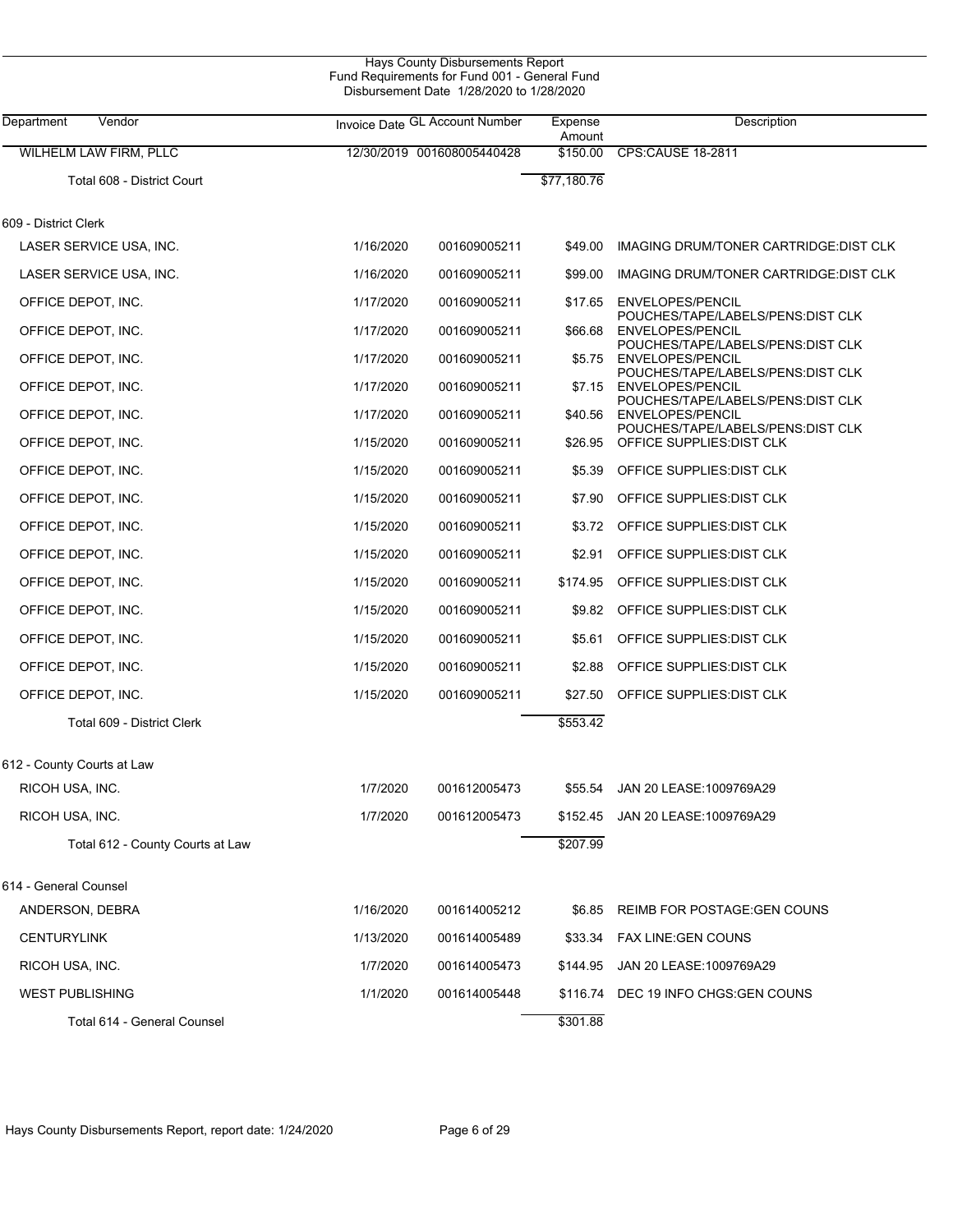Hays County Disbursements Report
Fund Requirements for Fund 001 - General Fund
Disbursement Date 1/28/2020 to 1/28/2020

| Department | Vendor | Invoice Date | GL Account Number | Expense Amount | Description |
|---|---|---|---|---|---|
| | WILHELM LAW FIRM, PLLC | 12/30/2019 | 001608005440428 | $150.00 | CPS:CAUSE 18-2811 |
| | Total 608 - District Court | | | $77,180.76 | |
| 609 - District Clerk | | | | | |
| | LASER SERVICE USA, INC. | 1/16/2020 | 001609005211 | $49.00 | IMAGING DRUM/TONER CARTRIDGE:DIST CLK |
| | LASER SERVICE USA, INC. | 1/16/2020 | 001609005211 | $99.00 | IMAGING DRUM/TONER CARTRIDGE:DIST CLK |
| | OFFICE DEPOT, INC. | 1/17/2020 | 001609005211 | $17.65 | ENVELOPES/PENCIL POUCHES/TAPE/LABELS/PENS:DIST CLK |
| | OFFICE DEPOT, INC. | 1/17/2020 | 001609005211 | $66.68 | ENVELOPES/PENCIL POUCHES/TAPE/LABELS/PENS:DIST CLK |
| | OFFICE DEPOT, INC. | 1/17/2020 | 001609005211 | $5.75 | ENVELOPES/PENCIL POUCHES/TAPE/LABELS/PENS:DIST CLK |
| | OFFICE DEPOT, INC. | 1/17/2020 | 001609005211 | $7.15 | ENVELOPES/PENCIL POUCHES/TAPE/LABELS/PENS:DIST CLK |
| | OFFICE DEPOT, INC. | 1/17/2020 | 001609005211 | $40.56 | ENVELOPES/PENCIL POUCHES/TAPE/LABELS/PENS:DIST CLK |
| | OFFICE DEPOT, INC. | 1/15/2020 | 001609005211 | $26.95 | OFFICE SUPPLIES:DIST CLK |
| | OFFICE DEPOT, INC. | 1/15/2020 | 001609005211 | $5.39 | OFFICE SUPPLIES:DIST CLK |
| | OFFICE DEPOT, INC. | 1/15/2020 | 001609005211 | $7.90 | OFFICE SUPPLIES:DIST CLK |
| | OFFICE DEPOT, INC. | 1/15/2020 | 001609005211 | $3.72 | OFFICE SUPPLIES:DIST CLK |
| | OFFICE DEPOT, INC. | 1/15/2020 | 001609005211 | $2.91 | OFFICE SUPPLIES:DIST CLK |
| | OFFICE DEPOT, INC. | 1/15/2020 | 001609005211 | $174.95 | OFFICE SUPPLIES:DIST CLK |
| | OFFICE DEPOT, INC. | 1/15/2020 | 001609005211 | $9.82 | OFFICE SUPPLIES:DIST CLK |
| | OFFICE DEPOT, INC. | 1/15/2020 | 001609005211 | $5.61 | OFFICE SUPPLIES:DIST CLK |
| | OFFICE DEPOT, INC. | 1/15/2020 | 001609005211 | $2.88 | OFFICE SUPPLIES:DIST CLK |
| | OFFICE DEPOT, INC. | 1/15/2020 | 001609005211 | $27.50 | OFFICE SUPPLIES:DIST CLK |
| | Total 609 - District Clerk | | | $553.42 | |
| 612 - County Courts at Law | | | | | |
| | RICOH USA, INC. | 1/7/2020 | 001612005473 | $55.54 | JAN 20 LEASE:1009769A29 |
| | RICOH USA, INC. | 1/7/2020 | 001612005473 | $152.45 | JAN 20 LEASE:1009769A29 |
| | Total 612 - County Courts at Law | | | $207.99 | |
| 614 - General Counsel | | | | | |
| | ANDERSON, DEBRA | 1/16/2020 | 001614005212 | $6.85 | REIMB FOR POSTAGE:GEN COUNS |
| | CENTURYLINK | 1/13/2020 | 001614005489 | $33.34 | FAX LINE:GEN COUNS |
| | RICOH USA, INC. | 1/7/2020 | 001614005473 | $144.95 | JAN 20 LEASE:1009769A29 |
| | WEST PUBLISHING | 1/1/2020 | 001614005448 | $116.74 | DEC 19 INFO CHGS:GEN COUNS |
| | Total 614 - General Counsel | | | $301.88 | |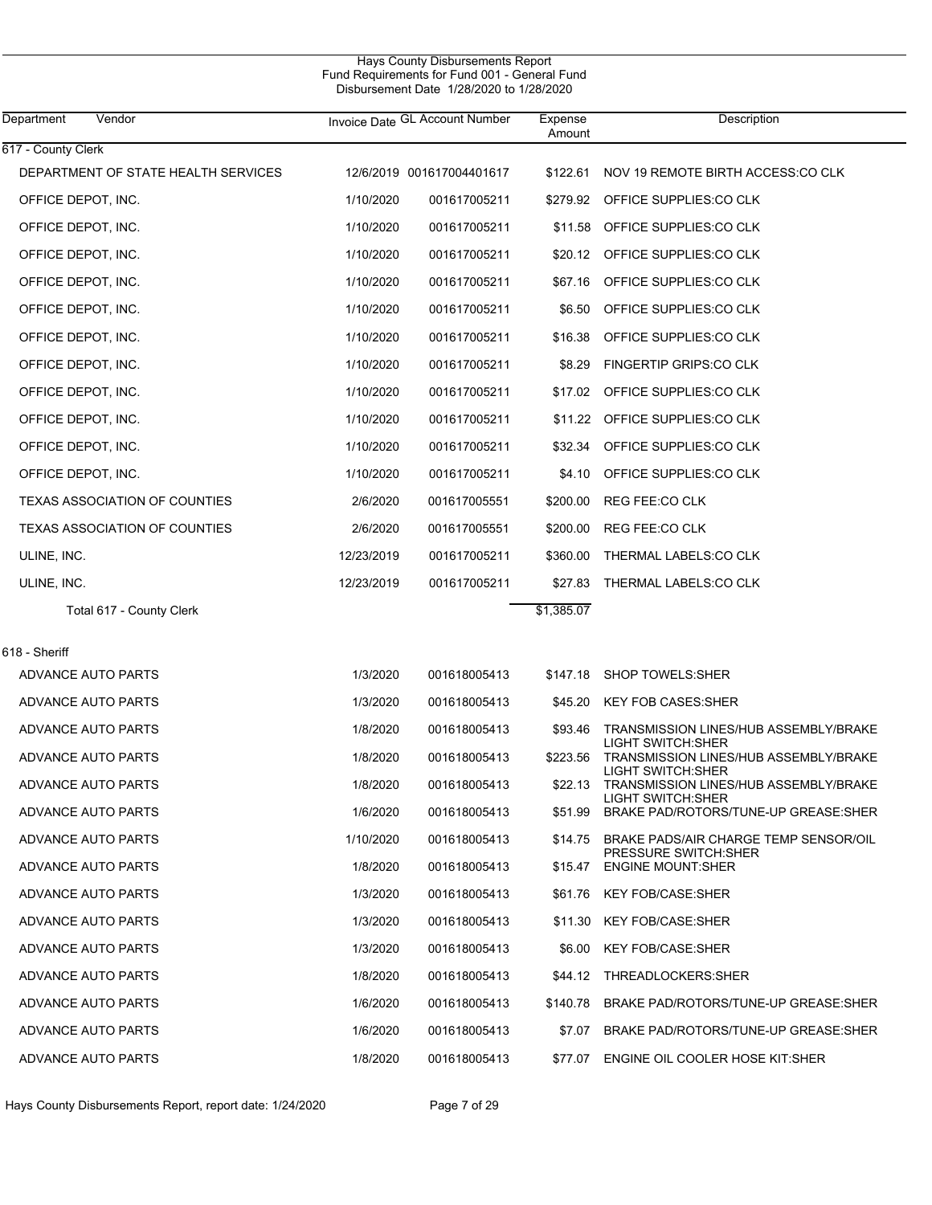Hays County Disbursements Report
Fund Requirements for Fund 001 - General Fund
Disbursement Date 1/28/2020 to 1/28/2020

| Department | Vendor | Invoice Date | GL Account Number | Expense Amount | Description |
|---|---|---|---|---|---|
| 617 - County Clerk | | | | | |
| | DEPARTMENT OF STATE HEALTH SERVICES | 12/6/2019 | 001617004401617 | $122.61 | NOV 19 REMOTE BIRTH ACCESS:CO CLK |
| | OFFICE DEPOT, INC. | 1/10/2020 | 001617005211 | $279.92 | OFFICE SUPPLIES:CO CLK |
| | OFFICE DEPOT, INC. | 1/10/2020 | 001617005211 | $11.58 | OFFICE SUPPLIES:CO CLK |
| | OFFICE DEPOT, INC. | 1/10/2020 | 001617005211 | $20.12 | OFFICE SUPPLIES:CO CLK |
| | OFFICE DEPOT, INC. | 1/10/2020 | 001617005211 | $67.16 | OFFICE SUPPLIES:CO CLK |
| | OFFICE DEPOT, INC. | 1/10/2020 | 001617005211 | $6.50 | OFFICE SUPPLIES:CO CLK |
| | OFFICE DEPOT, INC. | 1/10/2020 | 001617005211 | $16.38 | OFFICE SUPPLIES:CO CLK |
| | OFFICE DEPOT, INC. | 1/10/2020 | 001617005211 | $8.29 | FINGERTIP GRIPS:CO CLK |
| | OFFICE DEPOT, INC. | 1/10/2020 | 001617005211 | $17.02 | OFFICE SUPPLIES:CO CLK |
| | OFFICE DEPOT, INC. | 1/10/2020 | 001617005211 | $11.22 | OFFICE SUPPLIES:CO CLK |
| | OFFICE DEPOT, INC. | 1/10/2020 | 001617005211 | $32.34 | OFFICE SUPPLIES:CO CLK |
| | OFFICE DEPOT, INC. | 1/10/2020 | 001617005211 | $4.10 | OFFICE SUPPLIES:CO CLK |
| | TEXAS ASSOCIATION OF COUNTIES | 2/6/2020 | 001617005551 | $200.00 | REG FEE:CO CLK |
| | TEXAS ASSOCIATION OF COUNTIES | 2/6/2020 | 001617005551 | $200.00 | REG FEE:CO CLK |
| | ULINE, INC. | 12/23/2019 | 001617005211 | $360.00 | THERMAL LABELS:CO CLK |
| | ULINE, INC. | 12/23/2019 | 001617005211 | $27.83 | THERMAL LABELS:CO CLK |
| | Total 617 - County Clerk | | | $1,385.07 | |
| 618 - Sheriff | | | | | |
| | ADVANCE AUTO PARTS | 1/3/2020 | 001618005413 | $147.18 | SHOP TOWELS:SHER |
| | ADVANCE AUTO PARTS | 1/3/2020 | 001618005413 | $45.20 | KEY FOB CASES:SHER |
| | ADVANCE AUTO PARTS | 1/8/2020 | 001618005413 | $93.46 | TRANSMISSION LINES/HUB ASSEMBLY/BRAKE LIGHT SWITCH:SHER |
| | ADVANCE AUTO PARTS | 1/8/2020 | 001618005413 | $223.56 | TRANSMISSION LINES/HUB ASSEMBLY/BRAKE LIGHT SWITCH:SHER |
| | ADVANCE AUTO PARTS | 1/8/2020 | 001618005413 | $22.13 | TRANSMISSION LINES/HUB ASSEMBLY/BRAKE LIGHT SWITCH:SHER |
| | ADVANCE AUTO PARTS | 1/6/2020 | 001618005413 | $51.99 | BRAKE PAD/ROTORS/TUNE-UP GREASE:SHER |
| | ADVANCE AUTO PARTS | 1/10/2020 | 001618005413 | $14.75 | BRAKE PADS/AIR CHARGE TEMP SENSOR/OIL PRESSURE SWITCH:SHER |
| | ADVANCE AUTO PARTS | 1/8/2020 | 001618005413 | $15.47 | ENGINE MOUNT:SHER |
| | ADVANCE AUTO PARTS | 1/3/2020 | 001618005413 | $61.76 | KEY FOB/CASE:SHER |
| | ADVANCE AUTO PARTS | 1/3/2020 | 001618005413 | $11.30 | KEY FOB/CASE:SHER |
| | ADVANCE AUTO PARTS | 1/3/2020 | 001618005413 | $6.00 | KEY FOB/CASE:SHER |
| | ADVANCE AUTO PARTS | 1/8/2020 | 001618005413 | $44.12 | THREADLOCKERS:SHER |
| | ADVANCE AUTO PARTS | 1/6/2020 | 001618005413 | $140.78 | BRAKE PAD/ROTORS/TUNE-UP GREASE:SHER |
| | ADVANCE AUTO PARTS | 1/6/2020 | 001618005413 | $7.07 | BRAKE PAD/ROTORS/TUNE-UP GREASE:SHER |
| | ADVANCE AUTO PARTS | 1/8/2020 | 001618005413 | $77.07 | ENGINE OIL COOLER HOSE KIT:SHER |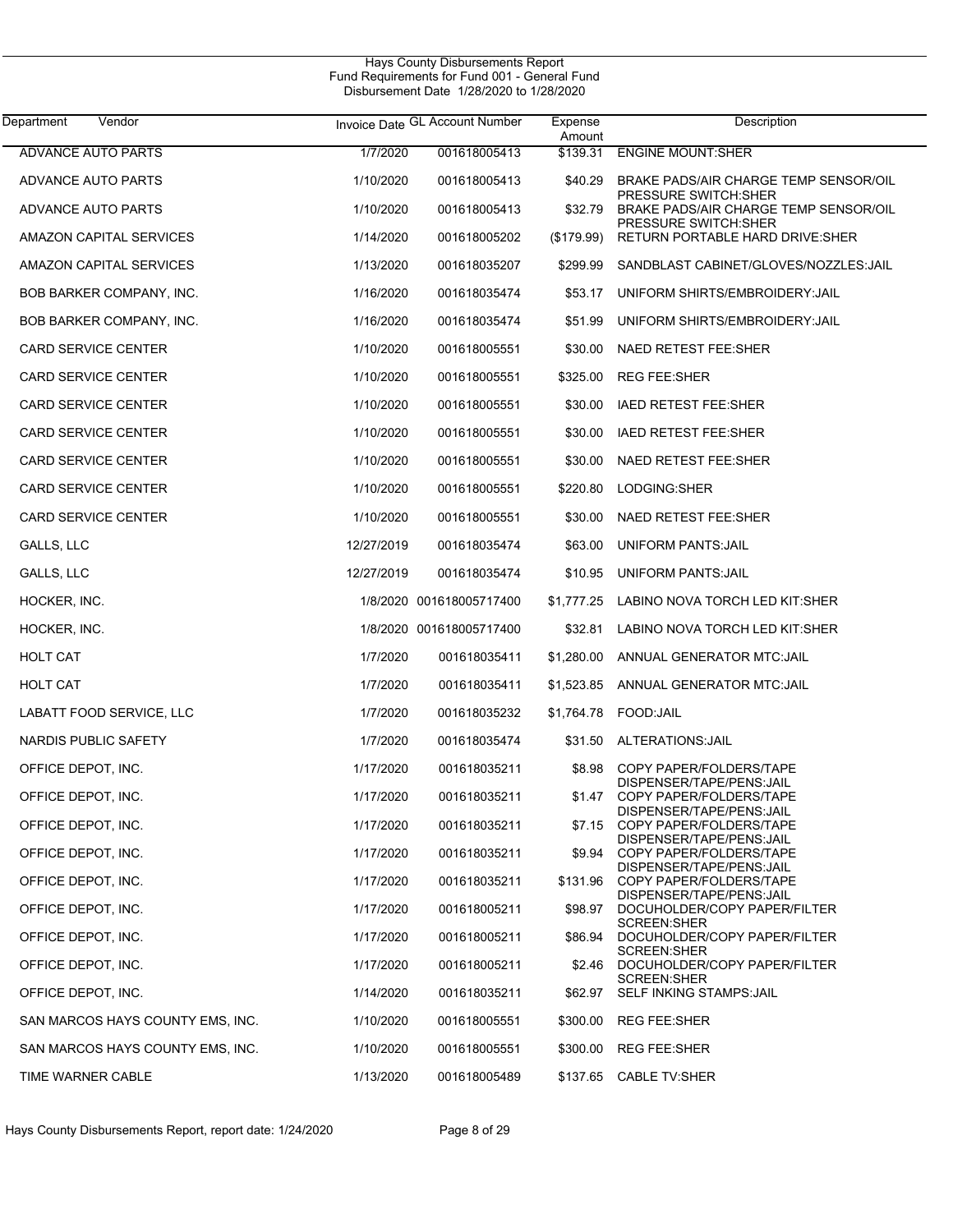# Hays County Disbursements Report

Fund Requirements for Fund 001 - General Fund

Disbursement Date 1/28/2020 to 1/28/2020

| Department | Vendor | Invoice Date | GL Account Number | Expense Amount | Description |
|---|---|---|---|---|---|
| | ADVANCE AUTO PARTS | 1/7/2020 | 001618005413 | $139.31 | ENGINE MOUNT:SHER |
| | ADVANCE AUTO PARTS | 1/10/2020 | 001618005413 | $40.29 | BRAKE PADS/AIR CHARGE TEMP SENSOR/OIL PRESSURE SWITCH:SHER |
| | ADVANCE AUTO PARTS | 1/10/2020 | 001618005413 | $32.79 | BRAKE PADS/AIR CHARGE TEMP SENSOR/OIL PRESSURE SWITCH:SHER |
| | AMAZON CAPITAL SERVICES | 1/14/2020 | 001618005202 | ($179.99) | RETURN PORTABLE HARD DRIVE:SHER |
| | AMAZON CAPITAL SERVICES | 1/13/2020 | 001618035207 | $299.99 | SANDBLAST CABINET/GLOVES/NOZZLES:JAIL |
| | BOB BARKER COMPANY, INC. | 1/16/2020 | 001618035474 | $53.17 | UNIFORM SHIRTS/EMBROIDERY:JAIL |
| | BOB BARKER COMPANY, INC. | 1/16/2020 | 001618035474 | $51.99 | UNIFORM SHIRTS/EMBROIDERY:JAIL |
| | CARD SERVICE CENTER | 1/10/2020 | 001618005551 | $30.00 | NAED RETEST FEE:SHER |
| | CARD SERVICE CENTER | 1/10/2020 | 001618005551 | $325.00 | REG FEE:SHER |
| | CARD SERVICE CENTER | 1/10/2020 | 001618005551 | $30.00 | IAED RETEST FEE:SHER |
| | CARD SERVICE CENTER | 1/10/2020 | 001618005551 | $30.00 | IAED RETEST FEE:SHER |
| | CARD SERVICE CENTER | 1/10/2020 | 001618005551 | $30.00 | NAED RETEST FEE:SHER |
| | CARD SERVICE CENTER | 1/10/2020 | 001618005551 | $220.80 | LODGING:SHER |
| | CARD SERVICE CENTER | 1/10/2020 | 001618005551 | $30.00 | NAED RETEST FEE:SHER |
| | GALLS, LLC | 12/27/2019 | 001618035474 | $63.00 | UNIFORM PANTS:JAIL |
| | GALLS, LLC | 12/27/2019 | 001618035474 | $10.95 | UNIFORM PANTS:JAIL |
| | HOCKER, INC. | 1/8/2020 | 001618005717400 | $1,777.25 | LABINO NOVA TORCH LED KIT:SHER |
| | HOCKER, INC. | 1/8/2020 | 001618005717400 | $32.81 | LABINO NOVA TORCH LED KIT:SHER |
| | HOLT CAT | 1/7/2020 | 001618035411 | $1,280.00 | ANNUAL GENERATOR MTC:JAIL |
| | HOLT CAT | 1/7/2020 | 001618035411 | $1,523.85 | ANNUAL GENERATOR MTC:JAIL |
| | LABATT FOOD SERVICE, LLC | 1/7/2020 | 001618035232 | $1,764.78 | FOOD:JAIL |
| | NARDIS PUBLIC SAFETY | 1/7/2020 | 001618035474 | $31.50 | ALTERATIONS:JAIL |
| | OFFICE DEPOT, INC. | 1/17/2020 | 001618035211 | $8.98 | COPY PAPER/FOLDERS/TAPE DISPENSER/TAPE/PENS:JAIL |
| | OFFICE DEPOT, INC. | 1/17/2020 | 001618035211 | $1.47 | COPY PAPER/FOLDERS/TAPE DISPENSER/TAPE/PENS:JAIL |
| | OFFICE DEPOT, INC. | 1/17/2020 | 001618035211 | $7.15 | COPY PAPER/FOLDERS/TAPE DISPENSER/TAPE/PENS:JAIL |
| | OFFICE DEPOT, INC. | 1/17/2020 | 001618035211 | $9.94 | COPY PAPER/FOLDERS/TAPE DISPENSER/TAPE/PENS:JAIL |
| | OFFICE DEPOT, INC. | 1/17/2020 | 001618035211 | $131.96 | COPY PAPER/FOLDERS/TAPE DISPENSER/TAPE/PENS:JAIL |
| | OFFICE DEPOT, INC. | 1/17/2020 | 001618005211 | $98.97 | DOCUHOLDER/COPY PAPER/FILTER SCREEN:SHER |
| | OFFICE DEPOT, INC. | 1/17/2020 | 001618005211 | $86.94 | DOCUHOLDER/COPY PAPER/FILTER SCREEN:SHER |
| | OFFICE DEPOT, INC. | 1/17/2020 | 001618005211 | $2.46 | DOCUHOLDER/COPY PAPER/FILTER SCREEN:SHER |
| | OFFICE DEPOT, INC. | 1/14/2020 | 001618035211 | $62.97 | SELF INKING STAMPS:JAIL |
| | SAN MARCOS HAYS COUNTY EMS, INC. | 1/10/2020 | 001618005551 | $300.00 | REG FEE:SHER |
| | SAN MARCOS HAYS COUNTY EMS, INC. | 1/10/2020 | 001618005551 | $300.00 | REG FEE:SHER |
| | TIME WARNER CABLE | 1/13/2020 | 001618005489 | $137.65 | CABLE TV:SHER |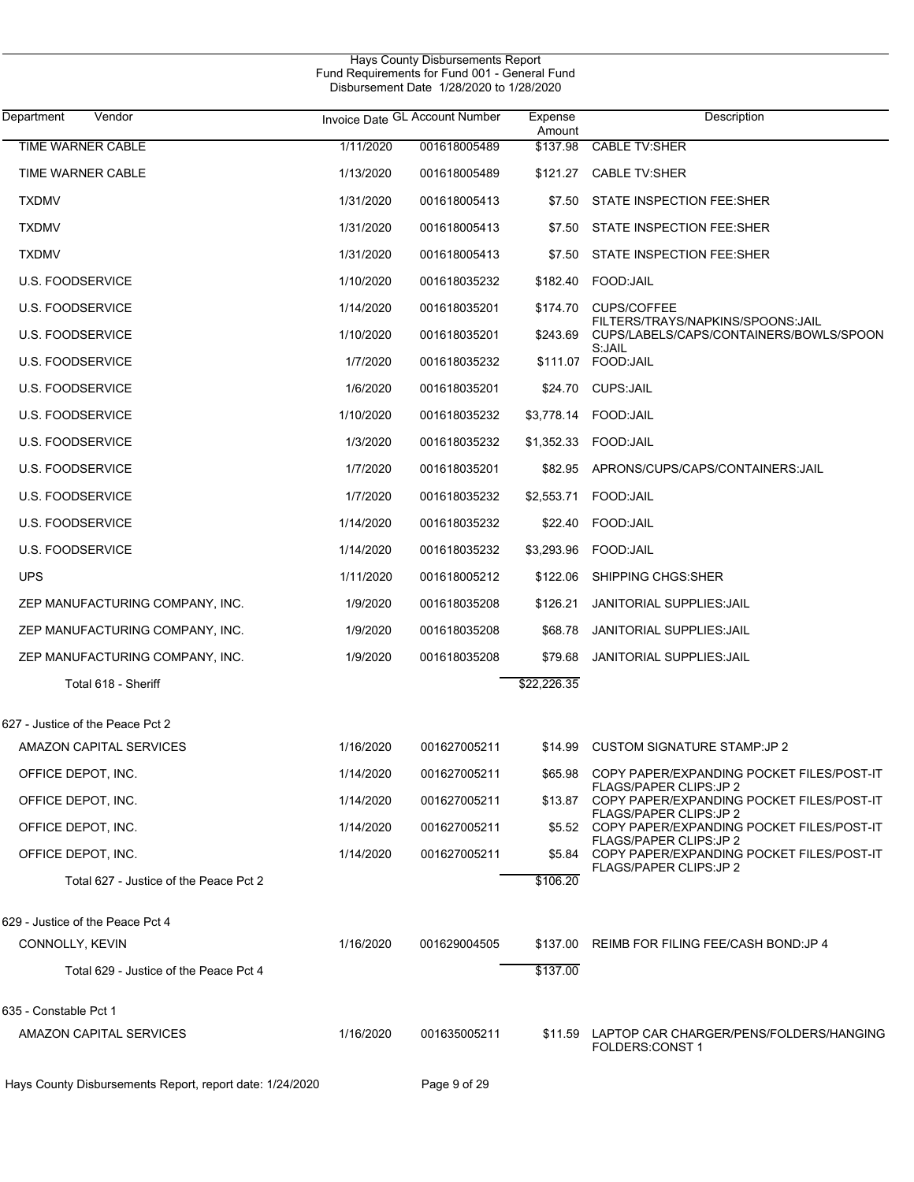Hays County Disbursements Report
Fund Requirements for Fund 001 - General Fund
Disbursement Date 1/28/2020 to 1/28/2020

| Department / Vendor | Invoice Date | GL Account Number | Expense Amount | Description |
|---|---|---|---|---|
| TIME WARNER CABLE | 1/11/2020 | 001618005489 | $137.98 | CABLE TV:SHER |
| TIME WARNER CABLE | 1/13/2020 | 001618005489 | $121.27 | CABLE TV:SHER |
| TXDMV | 1/31/2020 | 001618005413 | $7.50 | STATE INSPECTION FEE:SHER |
| TXDMV | 1/31/2020 | 001618005413 | $7.50 | STATE INSPECTION FEE:SHER |
| TXDMV | 1/31/2020 | 001618005413 | $7.50 | STATE INSPECTION FEE:SHER |
| U.S. FOODSERVICE | 1/10/2020 | 001618035232 | $182.40 | FOOD:JAIL |
| U.S. FOODSERVICE | 1/14/2020 | 001618035201 | $174.70 | CUPS/COFFEE FILTERS/TRAYS/NAPKINS/SPOONS:JAIL |
| U.S. FOODSERVICE | 1/10/2020 | 001618035201 | $243.69 | CUPS/LABELS/CAPS/CONTAINERS/BOWLS/SPOONS:JAIL |
| U.S. FOODSERVICE | 1/7/2020 | 001618035232 | $111.07 | FOOD:JAIL |
| U.S. FOODSERVICE | 1/6/2020 | 001618035201 | $24.70 | CUPS:JAIL |
| U.S. FOODSERVICE | 1/10/2020 | 001618035232 | $3,778.14 | FOOD:JAIL |
| U.S. FOODSERVICE | 1/3/2020 | 001618035232 | $1,352.33 | FOOD:JAIL |
| U.S. FOODSERVICE | 1/7/2020 | 001618035201 | $82.95 | APRONS/CUPS/CAPS/CONTAINERS:JAIL |
| U.S. FOODSERVICE | 1/7/2020 | 001618035232 | $2,553.71 | FOOD:JAIL |
| U.S. FOODSERVICE | 1/14/2020 | 001618035232 | $22.40 | FOOD:JAIL |
| U.S. FOODSERVICE | 1/14/2020 | 001618035232 | $3,293.96 | FOOD:JAIL |
| UPS | 1/11/2020 | 001618005212 | $122.06 | SHIPPING CHGS:SHER |
| ZEP MANUFACTURING COMPANY, INC. | 1/9/2020 | 001618035208 | $126.21 | JANITORIAL SUPPLIES:JAIL |
| ZEP MANUFACTURING COMPANY, INC. | 1/9/2020 | 001618035208 | $68.78 | JANITORIAL SUPPLIES:JAIL |
| ZEP MANUFACTURING COMPANY, INC. | 1/9/2020 | 001618035208 | $79.68 | JANITORIAL SUPPLIES:JAIL |
| Total 618 - Sheriff | | | $22,226.35 | |
| **627 - Justice of the Peace Pct 2** | | | | |
| AMAZON CAPITAL SERVICES | 1/16/2020 | 001627005211 | $14.99 | CUSTOM SIGNATURE STAMP:JP 2 |
| OFFICE DEPOT, INC. | 1/14/2020 | 001627005211 | $65.98 | COPY PAPER/EXPANDING POCKET FILES/POST-IT FLAGS/PAPER CLIPS:JP 2 |
| OFFICE DEPOT, INC. | 1/14/2020 | 001627005211 | $13.87 | COPY PAPER/EXPANDING POCKET FILES/POST-IT FLAGS/PAPER CLIPS:JP 2 |
| OFFICE DEPOT, INC. | 1/14/2020 | 001627005211 | $5.52 | COPY PAPER/EXPANDING POCKET FILES/POST-IT FLAGS/PAPER CLIPS:JP 2 |
| OFFICE DEPOT, INC. | 1/14/2020 | 001627005211 | $5.84 | COPY PAPER/EXPANDING POCKET FILES/POST-IT FLAGS/PAPER CLIPS:JP 2 |
| Total 627 - Justice of the Peace Pct 2 | | | $106.20 | |
| **629 - Justice of the Peace Pct 4** | | | | |
| CONNOLLY, KEVIN | 1/16/2020 | 001629004505 | $137.00 | REIMB FOR FILING FEE/CASH BOND:JP 4 |
| Total 629 - Justice of the Peace Pct 4 | | | $137.00 | |
| **635 - Constable Pct 1** | | | | |
| AMAZON CAPITAL SERVICES | 1/16/2020 | 001635005211 | $11.59 | LAPTOP CAR CHARGER/PENS/FOLDERS/HANGING FOLDERS:CONST 1 |

Hays County Disbursements Report, report date: 1/24/2020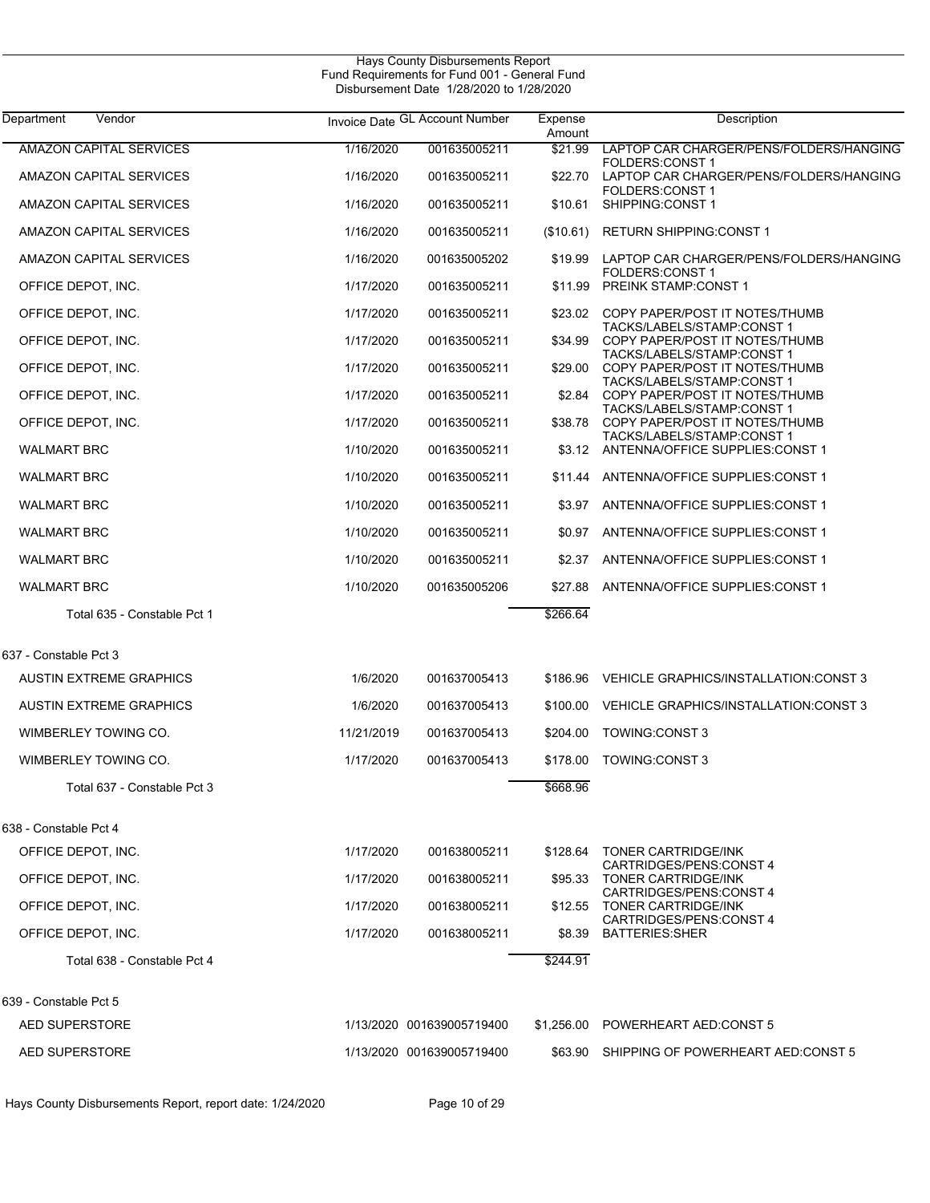Hays County Disbursements Report
Fund Requirements for Fund 001 - General Fund
Disbursement Date 1/28/2020 to 1/28/2020

| Department | Vendor | Invoice Date | GL Account Number | Expense Amount | Description |
|---|---|---|---|---|---|
| | AMAZON CAPITAL SERVICES | 1/16/2020 | 001635005211 | $21.99 | LAPTOP CAR CHARGER/PENS/FOLDERS/HANGING FOLDERS:CONST 1 |
| | AMAZON CAPITAL SERVICES | 1/16/2020 | 001635005211 | $22.70 | LAPTOP CAR CHARGER/PENS/FOLDERS/HANGING FOLDERS:CONST 1 |
| | AMAZON CAPITAL SERVICES | 1/16/2020 | 001635005211 | $10.61 | SHIPPING:CONST 1 |
| | AMAZON CAPITAL SERVICES | 1/16/2020 | 001635005211 | ($10.61) | RETURN SHIPPING:CONST 1 |
| | AMAZON CAPITAL SERVICES | 1/16/2020 | 001635005202 | $19.99 | LAPTOP CAR CHARGER/PENS/FOLDERS/HANGING FOLDERS:CONST 1 |
| | OFFICE DEPOT, INC. | 1/17/2020 | 001635005211 | $11.99 | PREINK STAMP:CONST 1 |
| | OFFICE DEPOT, INC. | 1/17/2020 | 001635005211 | $23.02 | COPY PAPER/POST IT NOTES/THUMB TACKS/LABELS/STAMP:CONST 1 |
| | OFFICE DEPOT, INC. | 1/17/2020 | 001635005211 | $34.99 | COPY PAPER/POST IT NOTES/THUMB TACKS/LABELS/STAMP:CONST 1 |
| | OFFICE DEPOT, INC. | 1/17/2020 | 001635005211 | $29.00 | COPY PAPER/POST IT NOTES/THUMB TACKS/LABELS/STAMP:CONST 1 |
| | OFFICE DEPOT, INC. | 1/17/2020 | 001635005211 | $2.84 | COPY PAPER/POST IT NOTES/THUMB TACKS/LABELS/STAMP:CONST 1 |
| | OFFICE DEPOT, INC. | 1/17/2020 | 001635005211 | $38.78 | COPY PAPER/POST IT NOTES/THUMB TACKS/LABELS/STAMP:CONST 1 |
| | WALMART BRC | 1/10/2020 | 001635005211 | $3.12 | ANTENNA/OFFICE SUPPLIES:CONST 1 |
| | WALMART BRC | 1/10/2020 | 001635005211 | $11.44 | ANTENNA/OFFICE SUPPLIES:CONST 1 |
| | WALMART BRC | 1/10/2020 | 001635005211 | $3.97 | ANTENNA/OFFICE SUPPLIES:CONST 1 |
| | WALMART BRC | 1/10/2020 | 001635005211 | $0.97 | ANTENNA/OFFICE SUPPLIES:CONST 1 |
| | WALMART BRC | 1/10/2020 | 001635005211 | $2.37 | ANTENNA/OFFICE SUPPLIES:CONST 1 |
| | WALMART BRC | 1/10/2020 | 001635005206 | $27.88 | ANTENNA/OFFICE SUPPLIES:CONST 1 |
| | Total 635 - Constable Pct 1 | | | $266.64 | |
| 637 - Constable Pct 3 | | | | | |
| | AUSTIN EXTREME GRAPHICS | 1/6/2020 | 001637005413 | $186.96 | VEHICLE GRAPHICS/INSTALLATION:CONST 3 |
| | AUSTIN EXTREME GRAPHICS | 1/6/2020 | 001637005413 | $100.00 | VEHICLE GRAPHICS/INSTALLATION:CONST 3 |
| | WIMBERLEY TOWING CO. | 11/21/2019 | 001637005413 | $204.00 | TOWING:CONST 3 |
| | WIMBERLEY TOWING CO. | 1/17/2020 | 001637005413 | $178.00 | TOWING:CONST 3 |
| | Total 637 - Constable Pct 3 | | | $668.96 | |
| 638 - Constable Pct 4 | | | | | |
| | OFFICE DEPOT, INC. | 1/17/2020 | 001638005211 | $128.64 | TONER CARTRIDGE/INK CARTRIDGES/PENS:CONST 4 |
| | OFFICE DEPOT, INC. | 1/17/2020 | 001638005211 | $95.33 | TONER CARTRIDGE/INK CARTRIDGES/PENS:CONST 4 |
| | OFFICE DEPOT, INC. | 1/17/2020 | 001638005211 | $12.55 | TONER CARTRIDGE/INK CARTRIDGES/PENS:CONST 4 |
| | OFFICE DEPOT, INC. | 1/17/2020 | 001638005211 | $8.39 | BATTERIES:SHER |
| | Total 638 - Constable Pct 4 | | | $244.91 | |
| 639 - Constable Pct 5 | | | | | |
| | AED SUPERSTORE | 1/13/2020 | 001639005719400 | $1,256.00 | POWERHEART AED:CONST 5 |
| | AED SUPERSTORE | 1/13/2020 | 001639005719400 | $63.90 | SHIPPING OF POWERHEART AED:CONST 5 |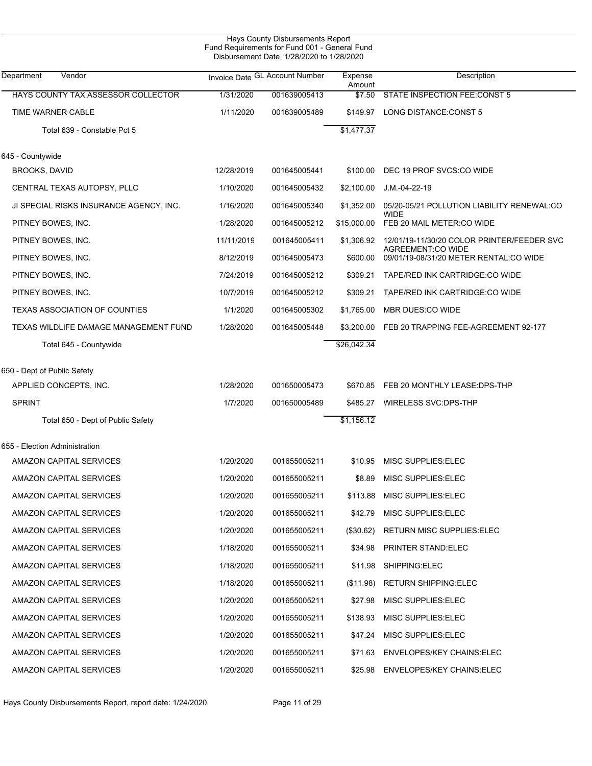Hays County Disbursements Report
Fund Requirements for Fund 001 - General Fund
Disbursement Date 1/28/2020 to 1/28/2020

| Department | Vendor | Invoice Date | GL Account Number | Expense Amount | Description |
|---|---|---|---|---|---|
| | HAYS COUNTY TAX ASSESSOR COLLECTOR | 1/31/2020 | 001639005413 | $7.50 | STATE INSPECTION FEE:CONST 5 |
| | TIME WARNER CABLE | 1/11/2020 | 001639005489 | $149.97 | LONG DISTANCE:CONST 5 |
| | Total 639 - Constable Pct 5 | | | $1,477.37 | |
| 645 - Countywide | | | | | |
| | BROOKS, DAVID | 12/28/2019 | 001645005441 | $100.00 | DEC 19 PROF SVCS:CO WIDE |
| | CENTRAL TEXAS AUTOPSY, PLLC | 1/10/2020 | 001645005432 | $2,100.00 | J.M.-04-22-19 |
| | JI SPECIAL RISKS INSURANCE AGENCY, INC. | 1/16/2020 | 001645005340 | $1,352.00 | 05/20-05/21 POLLUTION LIABILITY RENEWAL:CO WIDE |
| | PITNEY BOWES, INC. | 1/28/2020 | 001645005212 | $15,000.00 | FEB 20 MAIL METER:CO WIDE |
| | PITNEY BOWES, INC. | 11/11/2019 | 001645005411 | $1,306.92 | 12/01/19-11/30/20 COLOR PRINTER/FEEDER SVC AGREEMENT:CO WIDE |
| | PITNEY BOWES, INC. | 8/12/2019 | 001645005473 | $600.00 | 09/01/19-08/31/20 METER RENTAL:CO WIDE |
| | PITNEY BOWES, INC. | 7/24/2019 | 001645005212 | $309.21 | TAPE/RED INK CARTRIDGE:CO WIDE |
| | PITNEY BOWES, INC. | 10/7/2019 | 001645005212 | $309.21 | TAPE/RED INK CARTRIDGE:CO WIDE |
| | TEXAS ASSOCIATION OF COUNTIES | 1/1/2020 | 001645005302 | $1,765.00 | MBR DUES:CO WIDE |
| | TEXAS WILDLIFE DAMAGE MANAGEMENT FUND | 1/28/2020 | 001645005448 | $3,200.00 | FEB 20 TRAPPING FEE-AGREEMENT 92-177 |
| | Total 645 - Countywide | | | $26,042.34 | |
| 650 - Dept of Public Safety | | | | | |
| | APPLIED CONCEPTS, INC. | 1/28/2020 | 001650005473 | $670.85 | FEB 20 MONTHLY LEASE:DPS-THP |
| | SPRINT | 1/7/2020 | 001650005489 | $485.27 | WIRELESS SVC:DPS-THP |
| | Total 650 - Dept of Public Safety | | | $1,156.12 | |
| 655 - Election Administration | | | | | |
| | AMAZON CAPITAL SERVICES | 1/20/2020 | 001655005211 | $10.95 | MISC SUPPLIES:ELEC |
| | AMAZON CAPITAL SERVICES | 1/20/2020 | 001655005211 | $8.89 | MISC SUPPLIES:ELEC |
| | AMAZON CAPITAL SERVICES | 1/20/2020 | 001655005211 | $113.88 | MISC SUPPLIES:ELEC |
| | AMAZON CAPITAL SERVICES | 1/20/2020 | 001655005211 | $42.79 | MISC SUPPLIES:ELEC |
| | AMAZON CAPITAL SERVICES | 1/20/2020 | 001655005211 | ($30.62) | RETURN MISC SUPPLIES:ELEC |
| | AMAZON CAPITAL SERVICES | 1/18/2020 | 001655005211 | $34.98 | PRINTER STAND:ELEC |
| | AMAZON CAPITAL SERVICES | 1/18/2020 | 001655005211 | $11.98 | SHIPPING:ELEC |
| | AMAZON CAPITAL SERVICES | 1/18/2020 | 001655005211 | ($11.98) | RETURN SHIPPING:ELEC |
| | AMAZON CAPITAL SERVICES | 1/20/2020 | 001655005211 | $27.98 | MISC SUPPLIES:ELEC |
| | AMAZON CAPITAL SERVICES | 1/20/2020 | 001655005211 | $138.93 | MISC SUPPLIES:ELEC |
| | AMAZON CAPITAL SERVICES | 1/20/2020 | 001655005211 | $47.24 | MISC SUPPLIES:ELEC |
| | AMAZON CAPITAL SERVICES | 1/20/2020 | 001655005211 | $71.63 | ENVELOPES/KEY CHAINS:ELEC |
| | AMAZON CAPITAL SERVICES | 1/20/2020 | 001655005211 | $25.98 | ENVELOPES/KEY CHAINS:ELEC |

Hays County Disbursements Report, report date: 1/24/2020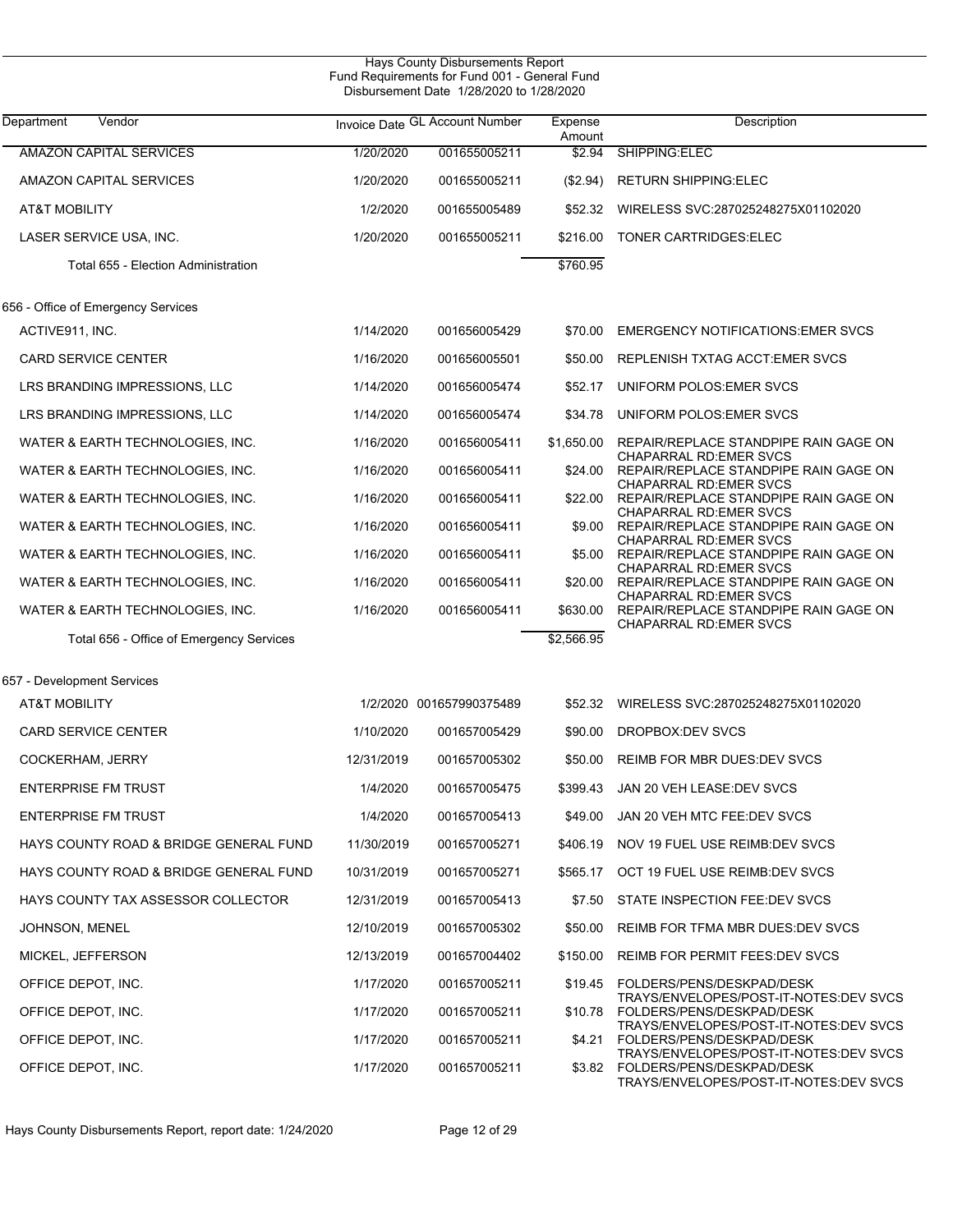Hays County Disbursements Report
Fund Requirements for Fund 001 - General Fund
Disbursement Date 1/28/2020 to 1/28/2020

| Department | Vendor | Invoice Date | GL Account Number | Expense Amount | Description |
|---|---|---|---|---|---|
| | AMAZON CAPITAL SERVICES | 1/20/2020 | 001655005211 | $2.94 | SHIPPING:ELEC |
| | AMAZON CAPITAL SERVICES | 1/20/2020 | 001655005211 | ($2.94) | RETURN SHIPPING:ELEC |
| | AT&T MOBILITY | 1/2/2020 | 001655005489 | $52.32 | WIRELESS SVC:287025248275X01102020 |
| | LASER SERVICE USA, INC. | 1/20/2020 | 001655005211 | $216.00 | TONER CARTRIDGES:ELEC |
| | Total 655 - Election Administration | | | $760.95 | |
| 656 - Office of Emergency Services | | | | | |
| | ACTIVE911, INC. | 1/14/2020 | 001656005429 | $70.00 | EMERGENCY NOTIFICATIONS:EMER SVCS |
| | CARD SERVICE CENTER | 1/16/2020 | 001656005501 | $50.00 | REPLENISH TXTAG ACCT:EMER SVCS |
| | LRS BRANDING IMPRESSIONS, LLC | 1/14/2020 | 001656005474 | $52.17 | UNIFORM POLOS:EMER SVCS |
| | LRS BRANDING IMPRESSIONS, LLC | 1/14/2020 | 001656005474 | $34.78 | UNIFORM POLOS:EMER SVCS |
| | WATER & EARTH TECHNOLOGIES, INC. | 1/16/2020 | 001656005411 | $1,650.00 | REPAIR/REPLACE STANDPIPE RAIN GAGE ON CHAPARRAL RD:EMER SVCS |
| | WATER & EARTH TECHNOLOGIES, INC. | 1/16/2020 | 001656005411 | $24.00 | REPAIR/REPLACE STANDPIPE RAIN GAGE ON CHAPARRAL RD:EMER SVCS |
| | WATER & EARTH TECHNOLOGIES, INC. | 1/16/2020 | 001656005411 | $22.00 | REPAIR/REPLACE STANDPIPE RAIN GAGE ON CHAPARRAL RD:EMER SVCS |
| | WATER & EARTH TECHNOLOGIES, INC. | 1/16/2020 | 001656005411 | $9.00 | REPAIR/REPLACE STANDPIPE RAIN GAGE ON CHAPARRAL RD:EMER SVCS |
| | WATER & EARTH TECHNOLOGIES, INC. | 1/16/2020 | 001656005411 | $5.00 | REPAIR/REPLACE STANDPIPE RAIN GAGE ON CHAPARRAL RD:EMER SVCS |
| | WATER & EARTH TECHNOLOGIES, INC. | 1/16/2020 | 001656005411 | $20.00 | REPAIR/REPLACE STANDPIPE RAIN GAGE ON CHAPARRAL RD:EMER SVCS |
| | WATER & EARTH TECHNOLOGIES, INC. | 1/16/2020 | 001656005411 | $630.00 | REPAIR/REPLACE STANDPIPE RAIN GAGE ON CHAPARRAL RD:EMER SVCS |
| | Total 656 - Office of Emergency Services | | | $2,566.95 | |
| 657 - Development Services | | | | | |
| | AT&T MOBILITY | 1/2/2020 | 001657990375489 | $52.32 | WIRELESS SVC:287025248275X01102020 |
| | CARD SERVICE CENTER | 1/10/2020 | 001657005429 | $90.00 | DROPBOX:DEV SVCS |
| | COCKERHAM, JERRY | 12/31/2019 | 001657005302 | $50.00 | REIMB FOR MBR DUES:DEV SVCS |
| | ENTERPRISE FM TRUST | 1/4/2020 | 001657005475 | $399.43 | JAN 20 VEH LEASE:DEV SVCS |
| | ENTERPRISE FM TRUST | 1/4/2020 | 001657005413 | $49.00 | JAN 20 VEH MTC FEE:DEV SVCS |
| | HAYS COUNTY ROAD & BRIDGE GENERAL FUND | 11/30/2019 | 001657005271 | $406.19 | NOV 19 FUEL USE REIMB:DEV SVCS |
| | HAYS COUNTY ROAD & BRIDGE GENERAL FUND | 10/31/2019 | 001657005271 | $565.17 | OCT 19 FUEL USE REIMB:DEV SVCS |
| | HAYS COUNTY TAX ASSESSOR COLLECTOR | 12/31/2019 | 001657005413 | $7.50 | STATE INSPECTION FEE:DEV SVCS |
| | JOHNSON, MENEL | 12/10/2019 | 001657005302 | $50.00 | REIMB FOR TFMA MBR DUES:DEV SVCS |
| | MICKEL, JEFFERSON | 12/13/2019 | 001657004402 | $150.00 | REIMB FOR PERMIT FEES:DEV SVCS |
| | OFFICE DEPOT, INC. | 1/17/2020 | 001657005211 | $19.45 | FOLDERS/PENS/DESKPAD/DESK TRAYS/ENVELOPES/POST-IT-NOTES:DEV SVCS |
| | OFFICE DEPOT, INC. | 1/17/2020 | 001657005211 | $10.78 | FOLDERS/PENS/DESKPAD/DESK TRAYS/ENVELOPES/POST-IT-NOTES:DEV SVCS |
| | OFFICE DEPOT, INC. | 1/17/2020 | 001657005211 | $4.21 | FOLDERS/PENS/DESKPAD/DESK TRAYS/ENVELOPES/POST-IT-NOTES:DEV SVCS |
| | OFFICE DEPOT, INC. | 1/17/2020 | 001657005211 | $3.82 | FOLDERS/PENS/DESKPAD/DESK TRAYS/ENVELOPES/POST-IT-NOTES:DEV SVCS |

Hays County Disbursements Report, report date: 1/24/2020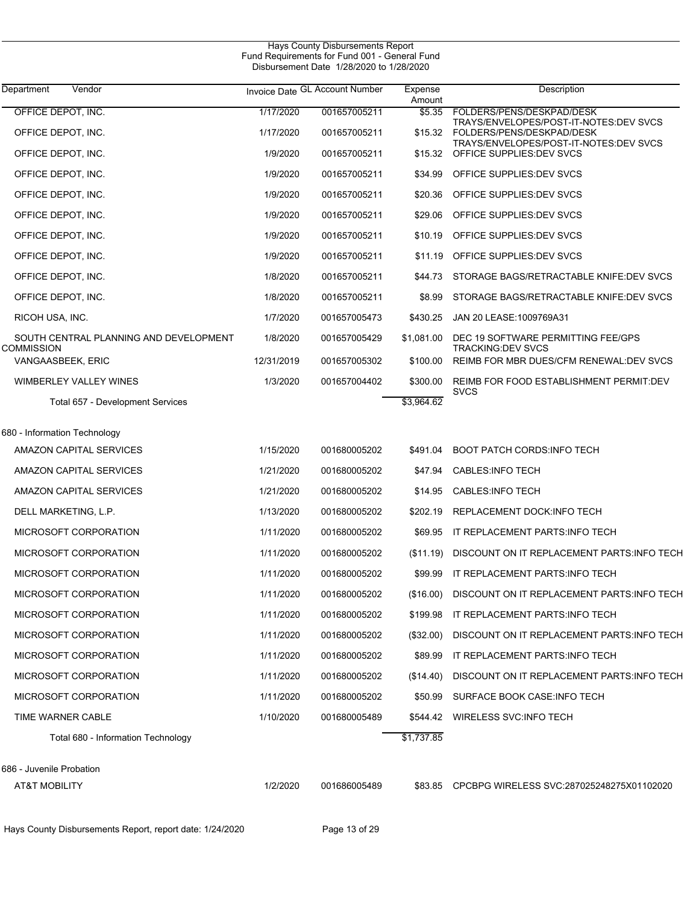Hays County Disbursements Report
Fund Requirements for Fund 001 - General Fund
Disbursement Date 1/28/2020 to 1/28/2020

| Department | Vendor | Invoice Date | GL Account Number | Expense Amount | Description |
|---|---|---|---|---|---|
| | OFFICE DEPOT, INC. | 1/17/2020 | 001657005211 | $5.35 | FOLDERS/PENS/DESKPAD/DESK TRAYS/ENVELOPES/POST-IT-NOTES:DEV SVCS |
| | OFFICE DEPOT, INC. | 1/17/2020 | 001657005211 | $15.32 | FOLDERS/PENS/DESKPAD/DESK TRAYS/ENVELOPES/POST-IT-NOTES:DEV SVCS |
| | OFFICE DEPOT, INC. | 1/9/2020 | 001657005211 | $15.32 | OFFICE SUPPLIES:DEV SVCS |
| | OFFICE DEPOT, INC. | 1/9/2020 | 001657005211 | $34.99 | OFFICE SUPPLIES:DEV SVCS |
| | OFFICE DEPOT, INC. | 1/9/2020 | 001657005211 | $20.36 | OFFICE SUPPLIES:DEV SVCS |
| | OFFICE DEPOT, INC. | 1/9/2020 | 001657005211 | $29.06 | OFFICE SUPPLIES:DEV SVCS |
| | OFFICE DEPOT, INC. | 1/9/2020 | 001657005211 | $10.19 | OFFICE SUPPLIES:DEV SVCS |
| | OFFICE DEPOT, INC. | 1/9/2020 | 001657005211 | $11.19 | OFFICE SUPPLIES:DEV SVCS |
| | OFFICE DEPOT, INC. | 1/8/2020 | 001657005211 | $44.73 | STORAGE BAGS/RETRACTABLE KNIFE:DEV SVCS |
| | OFFICE DEPOT, INC. | 1/8/2020 | 001657005211 | $8.99 | STORAGE BAGS/RETRACTABLE KNIFE:DEV SVCS |
| | RICOH USA, INC. | 1/7/2020 | 001657005473 | $430.25 | JAN 20 LEASE:1009769A31 |
| | SOUTH CENTRAL PLANNING AND DEVELOPMENT COMMISSION | 1/8/2020 | 001657005429 | $1,081.00 | DEC 19 SOFTWARE PERMITTING FEE/GPS TRACKING:DEV SVCS |
| | VANGAASBEEK, ERIC | 12/31/2019 | 001657005302 | $100.00 | REIMB FOR MBR DUES/CFM RENEWAL:DEV SVCS |
| | WIMBERLEY VALLEY WINES | 1/3/2020 | 001657004402 | $300.00 | REIMB FOR FOOD ESTABLISHMENT PERMIT:DEV SVCS |
| | Total 657 - Development Services | | | $3,964.62 | |
| 680 - Information Technology | | | | | |
| | AMAZON CAPITAL SERVICES | 1/15/2020 | 001680005202 | $491.04 | BOOT PATCH CORDS:INFO TECH |
| | AMAZON CAPITAL SERVICES | 1/21/2020 | 001680005202 | $47.94 | CABLES:INFO TECH |
| | AMAZON CAPITAL SERVICES | 1/21/2020 | 001680005202 | $14.95 | CABLES:INFO TECH |
| | DELL MARKETING, L.P. | 1/13/2020 | 001680005202 | $202.19 | REPLACEMENT DOCK:INFO TECH |
| | MICROSOFT CORPORATION | 1/11/2020 | 001680005202 | $69.95 | IT REPLACEMENT PARTS:INFO TECH |
| | MICROSOFT CORPORATION | 1/11/2020 | 001680005202 | ($11.19) | DISCOUNT ON IT REPLACEMENT PARTS:INFO TECH |
| | MICROSOFT CORPORATION | 1/11/2020 | 001680005202 | $99.99 | IT REPLACEMENT PARTS:INFO TECH |
| | MICROSOFT CORPORATION | 1/11/2020 | 001680005202 | ($16.00) | DISCOUNT ON IT REPLACEMENT PARTS:INFO TECH |
| | MICROSOFT CORPORATION | 1/11/2020 | 001680005202 | $199.98 | IT REPLACEMENT PARTS:INFO TECH |
| | MICROSOFT CORPORATION | 1/11/2020 | 001680005202 | ($32.00) | DISCOUNT ON IT REPLACEMENT PARTS:INFO TECH |
| | MICROSOFT CORPORATION | 1/11/2020 | 001680005202 | $89.99 | IT REPLACEMENT PARTS:INFO TECH |
| | MICROSOFT CORPORATION | 1/11/2020 | 001680005202 | ($14.40) | DISCOUNT ON IT REPLACEMENT PARTS:INFO TECH |
| | MICROSOFT CORPORATION | 1/11/2020 | 001680005202 | $50.99 | SURFACE BOOK CASE:INFO TECH |
| | TIME WARNER CABLE | 1/10/2020 | 001680005489 | $544.42 | WIRELESS SVC:INFO TECH |
| | Total 680 - Information Technology | | | $1,737.85 | |
| 686 - Juvenile Probation | | | | | |
| | AT&T MOBILITY | 1/2/2020 | 001686005489 | $83.85 | CPCBPG WIRELESS SVC:287025248275X01102020 |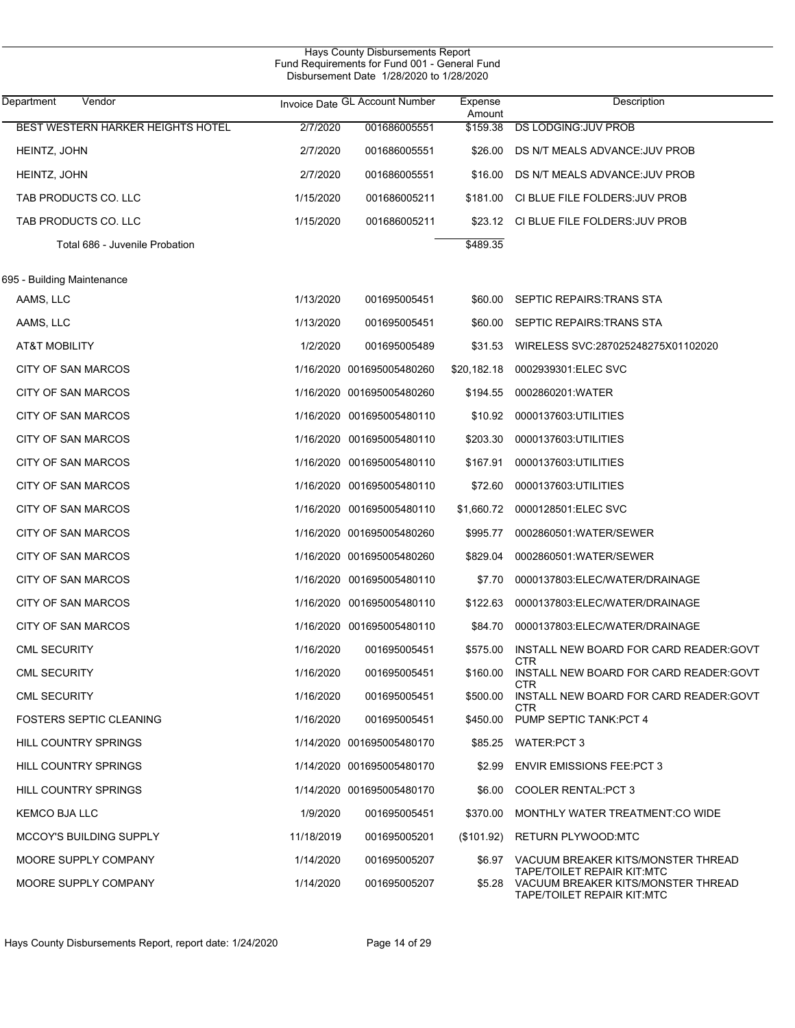Hays County Disbursements Report
Fund Requirements for Fund 001 - General Fund
Disbursement Date 1/28/2020 to 1/28/2020

| Department | Vendor | Invoice Date | GL Account Number | Expense Amount | Description |
|---|---|---|---|---|---|
| | BEST WESTERN HARKER HEIGHTS HOTEL | 2/7/2020 | 001686005551 | $159.38 | DS LODGING:JUV PROB |
| | HEINTZ, JOHN | 2/7/2020 | 001686005551 | $26.00 | DS N/T MEALS ADVANCE:JUV PROB |
| | HEINTZ, JOHN | 2/7/2020 | 001686005551 | $16.00 | DS N/T MEALS ADVANCE:JUV PROB |
| | TAB PRODUCTS CO. LLC | 1/15/2020 | 001686005211 | $181.00 | CI BLUE FILE FOLDERS:JUV PROB |
| | TAB PRODUCTS CO. LLC | 1/15/2020 | 001686005211 | $23.12 | CI BLUE FILE FOLDERS:JUV PROB |
| | Total 686 - Juvenile Probation | | | $489.35 | |
| 695 - Building Maintenance | | | | | |
| | AAMS, LLC | 1/13/2020 | 001695005451 | $60.00 | SEPTIC REPAIRS:TRANS STA |
| | AAMS, LLC | 1/13/2020 | 001695005451 | $60.00 | SEPTIC REPAIRS:TRANS STA |
| | AT&T MOBILITY | 1/2/2020 | 001695005489 | $31.53 | WIRELESS SVC:287025248275X01102020 |
| | CITY OF SAN MARCOS | 1/16/2020 | 001695005480260 | $20,182.18 | 0002939301:ELEC SVC |
| | CITY OF SAN MARCOS | 1/16/2020 | 001695005480260 | $194.55 | 0002860201:WATER |
| | CITY OF SAN MARCOS | 1/16/2020 | 001695005480110 | $10.92 | 0000137603:UTILITIES |
| | CITY OF SAN MARCOS | 1/16/2020 | 001695005480110 | $203.30 | 0000137603:UTILITIES |
| | CITY OF SAN MARCOS | 1/16/2020 | 001695005480110 | $167.91 | 0000137603:UTILITIES |
| | CITY OF SAN MARCOS | 1/16/2020 | 001695005480110 | $72.60 | 0000137603:UTILITIES |
| | CITY OF SAN MARCOS | 1/16/2020 | 001695005480110 | $1,660.72 | 0000128501:ELEC SVC |
| | CITY OF SAN MARCOS | 1/16/2020 | 001695005480260 | $995.77 | 0002860501:WATER/SEWER |
| | CITY OF SAN MARCOS | 1/16/2020 | 001695005480260 | $829.04 | 0002860501:WATER/SEWER |
| | CITY OF SAN MARCOS | 1/16/2020 | 001695005480110 | $7.70 | 0000137803:ELEC/WATER/DRAINAGE |
| | CITY OF SAN MARCOS | 1/16/2020 | 001695005480110 | $122.63 | 0000137803:ELEC/WATER/DRAINAGE |
| | CITY OF SAN MARCOS | 1/16/2020 | 001695005480110 | $84.70 | 0000137803:ELEC/WATER/DRAINAGE |
| | CML SECURITY | 1/16/2020 | 001695005451 | $575.00 | INSTALL NEW BOARD FOR CARD READER:GOVT CTR |
| | CML SECURITY | 1/16/2020 | 001695005451 | $160.00 | INSTALL NEW BOARD FOR CARD READER:GOVT CTR |
| | CML SECURITY | 1/16/2020 | 001695005451 | $500.00 | INSTALL NEW BOARD FOR CARD READER:GOVT CTR |
| | FOSTERS SEPTIC CLEANING | 1/16/2020 | 001695005451 | $450.00 | PUMP SEPTIC TANK:PCT 4 |
| | HILL COUNTRY SPRINGS | 1/14/2020 | 001695005480170 | $85.25 | WATER:PCT 3 |
| | HILL COUNTRY SPRINGS | 1/14/2020 | 001695005480170 | $2.99 | ENVIR EMISSIONS FEE:PCT 3 |
| | HILL COUNTRY SPRINGS | 1/14/2020 | 001695005480170 | $6.00 | COOLER RENTAL:PCT 3 |
| | KEMCO BJA LLC | 1/9/2020 | 001695005451 | $370.00 | MONTHLY WATER TREATMENT:CO WIDE |
| | MCCOY'S BUILDING SUPPLY | 11/18/2019 | 001695005201 | ($101.92) | RETURN PLYWOOD:MTC |
| | MOORE SUPPLY COMPANY | 1/14/2020 | 001695005207 | $6.97 | VACUUM BREAKER KITS/MONSTER THREAD TAPE/TOILET REPAIR KIT:MTC |
| | MOORE SUPPLY COMPANY | 1/14/2020 | 001695005207 | $5.28 | VACUUM BREAKER KITS/MONSTER THREAD TAPE/TOILET REPAIR KIT:MTC |

Hays County Disbursements Report, report date: 1/24/2020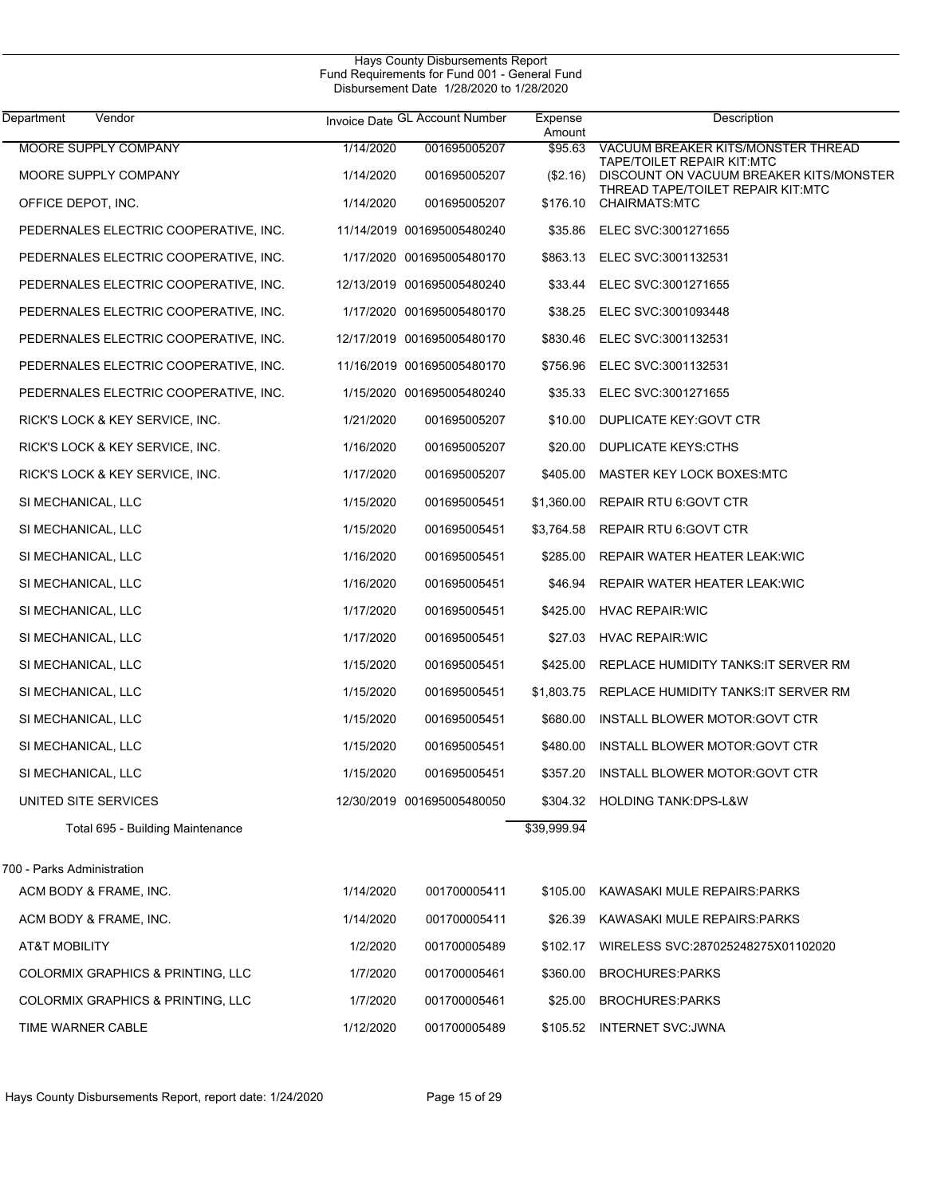Hays County Disbursements Report
Fund Requirements for Fund 001 - General Fund
Disbursement Date 1/28/2020 to 1/28/2020

| Department Vendor | Invoice Date | GL Account Number | Expense Amount | Description |
|---|---|---|---|---|
| MOORE SUPPLY COMPANY | 1/14/2020 | 001695005207 | $95.63 | VACUUM BREAKER KITS/MONSTER THREAD TAPE/TOILET REPAIR KIT:MTC |
| MOORE SUPPLY COMPANY | 1/14/2020 | 001695005207 | ($2.16) | DISCOUNT ON VACUUM BREAKER KITS/MONSTER THREAD TAPE/TOILET REPAIR KIT:MTC |
| OFFICE DEPOT, INC. | 1/14/2020 | 001695005207 | $176.10 | CHAIRMATS:MTC |
| PEDERNALES ELECTRIC COOPERATIVE, INC. | 11/14/2019 | 001695005480240 | $35.86 | ELEC SVC:3001271655 |
| PEDERNALES ELECTRIC COOPERATIVE, INC. | 1/17/2020 | 001695005480170 | $863.13 | ELEC SVC:3001132531 |
| PEDERNALES ELECTRIC COOPERATIVE, INC. | 12/13/2019 | 001695005480240 | $33.44 | ELEC SVC:3001271655 |
| PEDERNALES ELECTRIC COOPERATIVE, INC. | 1/17/2020 | 001695005480170 | $38.25 | ELEC SVC:3001093448 |
| PEDERNALES ELECTRIC COOPERATIVE, INC. | 12/17/2019 | 001695005480170 | $830.46 | ELEC SVC:3001132531 |
| PEDERNALES ELECTRIC COOPERATIVE, INC. | 11/16/2019 | 001695005480170 | $756.96 | ELEC SVC:3001132531 |
| PEDERNALES ELECTRIC COOPERATIVE, INC. | 1/15/2020 | 001695005480240 | $35.33 | ELEC SVC:3001271655 |
| RICK'S LOCK & KEY SERVICE, INC. | 1/21/2020 | 001695005207 | $10.00 | DUPLICATE KEY:GOVT CTR |
| RICK'S LOCK & KEY SERVICE, INC. | 1/16/2020 | 001695005207 | $20.00 | DUPLICATE KEYS:CTHS |
| RICK'S LOCK & KEY SERVICE, INC. | 1/17/2020 | 001695005207 | $405.00 | MASTER KEY LOCK BOXES:MTC |
| SI MECHANICAL, LLC | 1/15/2020 | 001695005451 | $1,360.00 | REPAIR RTU 6:GOVT CTR |
| SI MECHANICAL, LLC | 1/15/2020 | 001695005451 | $3,764.58 | REPAIR RTU 6:GOVT CTR |
| SI MECHANICAL, LLC | 1/16/2020 | 001695005451 | $285.00 | REPAIR WATER HEATER LEAK:WIC |
| SI MECHANICAL, LLC | 1/16/2020 | 001695005451 | $46.94 | REPAIR WATER HEATER LEAK:WIC |
| SI MECHANICAL, LLC | 1/17/2020 | 001695005451 | $425.00 | HVAC REPAIR:WIC |
| SI MECHANICAL, LLC | 1/17/2020 | 001695005451 | $27.03 | HVAC REPAIR:WIC |
| SI MECHANICAL, LLC | 1/15/2020 | 001695005451 | $425.00 | REPLACE HUMIDITY TANKS:IT SERVER RM |
| SI MECHANICAL, LLC | 1/15/2020 | 001695005451 | $1,803.75 | REPLACE HUMIDITY TANKS:IT SERVER RM |
| SI MECHANICAL, LLC | 1/15/2020 | 001695005451 | $680.00 | INSTALL BLOWER MOTOR:GOVT CTR |
| SI MECHANICAL, LLC | 1/15/2020 | 001695005451 | $480.00 | INSTALL BLOWER MOTOR:GOVT CTR |
| SI MECHANICAL, LLC | 1/15/2020 | 001695005451 | $357.20 | INSTALL BLOWER MOTOR:GOVT CTR |
| UNITED SITE SERVICES | 12/30/2019 | 001695005480050 | $304.32 | HOLDING TANK:DPS-L&W |
| Total 695 - Building Maintenance | | | $39,999.94 | |
| **700 - Parks Administration** | | | | |
| ACM BODY & FRAME, INC. | 1/14/2020 | 001700005411 | $105.00 | KAWASAKI MULE REPAIRS:PARKS |
| ACM BODY & FRAME, INC. | 1/14/2020 | 001700005411 | $26.39 | KAWASAKI MULE REPAIRS:PARKS |
| AT&T MOBILITY | 1/2/2020 | 001700005489 | $102.17 | WIRELESS SVC:287025248275X01102020 |
| COLORMIX GRAPHICS & PRINTING, LLC | 1/7/2020 | 001700005461 | $360.00 | BROCHURES:PARKS |
| COLORMIX GRAPHICS & PRINTING, LLC | 1/7/2020 | 001700005461 | $25.00 | BROCHURES:PARKS |
| TIME WARNER CABLE | 1/12/2020 | 001700005489 | $105.52 | INTERNET SVC:JWNA |

Hays County Disbursements Report, report date: 1/24/2020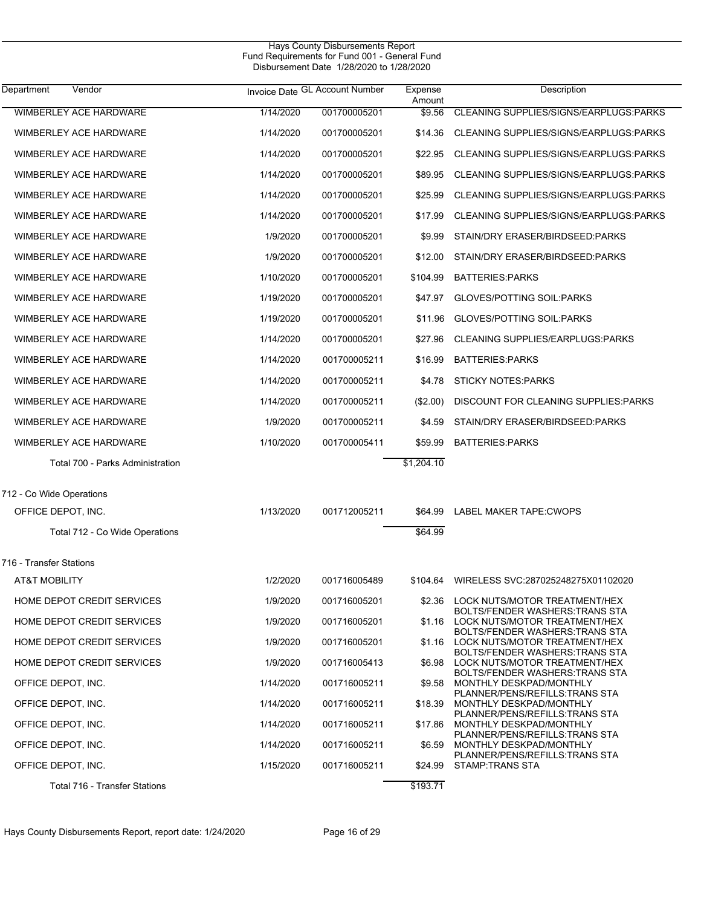# Hays County Disbursements Report
## Fund Requirements for Fund 001 - General Fund
### Disbursement Date 1/28/2020 to 1/28/2020

| Department | Vendor | Invoice Date | GL Account Number | Expense Amount | Description |
|---|---|---|---|---|---|
| | WIMBERLEY ACE HARDWARE | 1/14/2020 | 001700005201 | $9.56 | CLEANING SUPPLIES/SIGNS/EARPLUGS:PARKS |
| | WIMBERLEY ACE HARDWARE | 1/14/2020 | 001700005201 | $14.36 | CLEANING SUPPLIES/SIGNS/EARPLUGS:PARKS |
| | WIMBERLEY ACE HARDWARE | 1/14/2020 | 001700005201 | $22.95 | CLEANING SUPPLIES/SIGNS/EARPLUGS:PARKS |
| | WIMBERLEY ACE HARDWARE | 1/14/2020 | 001700005201 | $89.95 | CLEANING SUPPLIES/SIGNS/EARPLUGS:PARKS |
| | WIMBERLEY ACE HARDWARE | 1/14/2020 | 001700005201 | $25.99 | CLEANING SUPPLIES/SIGNS/EARPLUGS:PARKS |
| | WIMBERLEY ACE HARDWARE | 1/14/2020 | 001700005201 | $17.99 | CLEANING SUPPLIES/SIGNS/EARPLUGS:PARKS |
| | WIMBERLEY ACE HARDWARE | 1/9/2020 | 001700005201 | $9.99 | STAIN/DRY ERASER/BIRDSEED:PARKS |
| | WIMBERLEY ACE HARDWARE | 1/9/2020 | 001700005201 | $12.00 | STAIN/DRY ERASER/BIRDSEED:PARKS |
| | WIMBERLEY ACE HARDWARE | 1/10/2020 | 001700005201 | $104.99 | BATTERIES:PARKS |
| | WIMBERLEY ACE HARDWARE | 1/19/2020 | 001700005201 | $47.97 | GLOVES/POTTING SOIL:PARKS |
| | WIMBERLEY ACE HARDWARE | 1/19/2020 | 001700005201 | $11.96 | GLOVES/POTTING SOIL:PARKS |
| | WIMBERLEY ACE HARDWARE | 1/14/2020 | 001700005201 | $27.96 | CLEANING SUPPLIES/EARPLUGS:PARKS |
| | WIMBERLEY ACE HARDWARE | 1/14/2020 | 001700005211 | $16.99 | BATTERIES:PARKS |
| | WIMBERLEY ACE HARDWARE | 1/14/2020 | 001700005211 | $4.78 | STICKY NOTES:PARKS |
| | WIMBERLEY ACE HARDWARE | 1/14/2020 | 001700005211 | ($2.00) | DISCOUNT FOR CLEANING SUPPLIES:PARKS |
| | WIMBERLEY ACE HARDWARE | 1/9/2020 | 001700005211 | $4.59 | STAIN/DRY ERASER/BIRDSEED:PARKS |
| | WIMBERLEY ACE HARDWARE | 1/10/2020 | 001700005411 | $59.99 | BATTERIES:PARKS |
| | Total 700 - Parks Administration | | | $1,204.10 | |
| 712 - Co Wide Operations | | | | | |
| | OFFICE DEPOT, INC. | 1/13/2020 | 001712005211 | $64.99 | LABEL MAKER TAPE:CWOPS |
| | Total 712 - Co Wide Operations | | | $64.99 | |
| 716 - Transfer Stations | | | | | |
| | AT&T MOBILITY | 1/2/2020 | 001716005489 | $104.64 | WIRELESS SVC:287025248275X01102020 |
| | HOME DEPOT CREDIT SERVICES | 1/9/2020 | 001716005201 | $2.36 | LOCK NUTS/MOTOR TREATMENT/HEX BOLTS/FENDER WASHERS:TRANS STA |
| | HOME DEPOT CREDIT SERVICES | 1/9/2020 | 001716005201 | $1.16 | LOCK NUTS/MOTOR TREATMENT/HEX BOLTS/FENDER WASHERS:TRANS STA |
| | HOME DEPOT CREDIT SERVICES | 1/9/2020 | 001716005201 | $1.16 | LOCK NUTS/MOTOR TREATMENT/HEX BOLTS/FENDER WASHERS:TRANS STA |
| | HOME DEPOT CREDIT SERVICES | 1/9/2020 | 001716005413 | $6.98 | LOCK NUTS/MOTOR TREATMENT/HEX BOLTS/FENDER WASHERS:TRANS STA |
| | OFFICE DEPOT, INC. | 1/14/2020 | 001716005211 | $9.58 | MONTHLY DESKPAD/MONTHLY PLANNER/PENS/REFILLS:TRANS STA |
| | OFFICE DEPOT, INC. | 1/14/2020 | 001716005211 | $18.39 | MONTHLY DESKPAD/MONTHLY PLANNER/PENS/REFILLS:TRANS STA |
| | OFFICE DEPOT, INC. | 1/14/2020 | 001716005211 | $17.86 | MONTHLY DESKPAD/MONTHLY PLANNER/PENS/REFILLS:TRANS STA |
| | OFFICE DEPOT, INC. | 1/14/2020 | 001716005211 | $6.59 | MONTHLY DESKPAD/MONTHLY PLANNER/PENS/REFILLS:TRANS STA |
| | OFFICE DEPOT, INC. | 1/15/2020 | 001716005211 | $24.99 | STAMP:TRANS STA |
| | Total 716 - Transfer Stations | | | $193.71 | |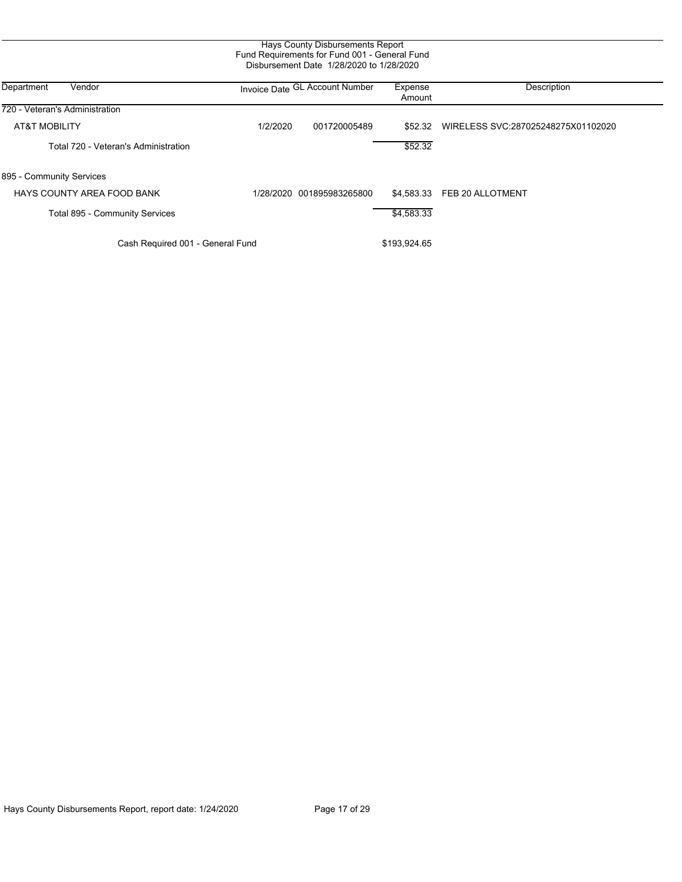# Hays County Disbursements Report

## Fund Requirements for Fund 001 - General Fund

### Disbursement Date 1/28/2020 to 1/28/2020

| Department | Vendor | Invoice Date | GL Account Number | Expense Amount | Description |
|---|---|---|---|---|---|
| 720 - Veteran's Administration | | | | | |
| | AT&T MOBILITY | 1/2/2020 | 001720005489 | $52.32 | WIRELESS SVC:287025248275X01102020 |
| | Total 720 - Veteran's Administration | | | $52.32 | |
| 895 - Community Services | | | | | |
| | HAYS COUNTY AREA FOOD BANK | 1/28/2020 | 001895983265800 | $4,583.33 | FEB 20 ALLOTMENT |
| | Total 895 - Community Services | | | $4,583.33 | |
| | Cash Required 001 - General Fund | | | $193,924.65 | |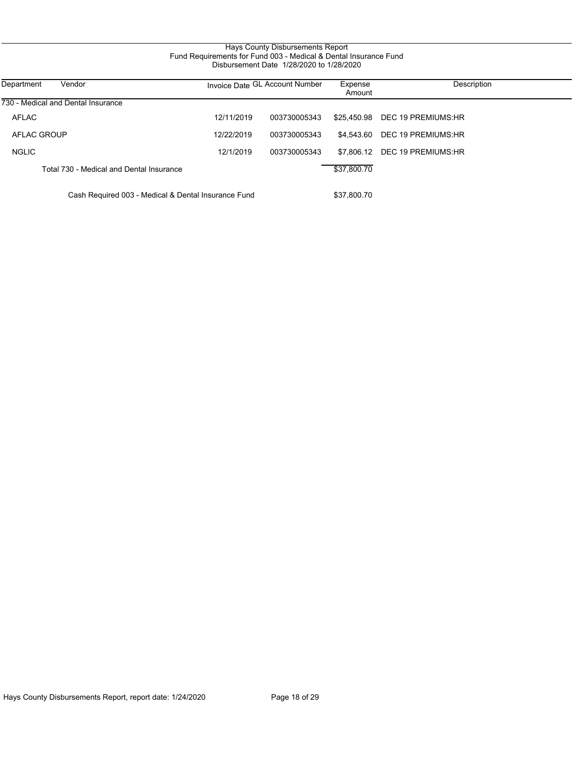Hays County Disbursements Report
Fund Requirements for Fund 003 - Medical & Dental Insurance Fund
Disbursement Date 1/28/2020 to 1/28/2020

| Department | Vendor | Invoice Date | GL Account Number | Expense Amount | Description |
|---|---|---|---|---|---|
| 730 - Medical and Dental Insurance | | | | | |
| AFLAC | | 12/11/2019 | 003730005343 | $25,450.98 | DEC 19 PREMIUMS:HR |
| AFLAC GROUP | | 12/22/2019 | 003730005343 | $4,543.60 | DEC 19 PREMIUMS:HR |
| NGLIC | | 12/1/2019 | 003730005343 | $7,806.12 | DEC 19 PREMIUMS:HR |
| | Total 730 - Medical and Dental Insurance | | | $37,800.70 | |
| | Cash Required 003 - Medical & Dental Insurance Fund | | | $37,800.70 | |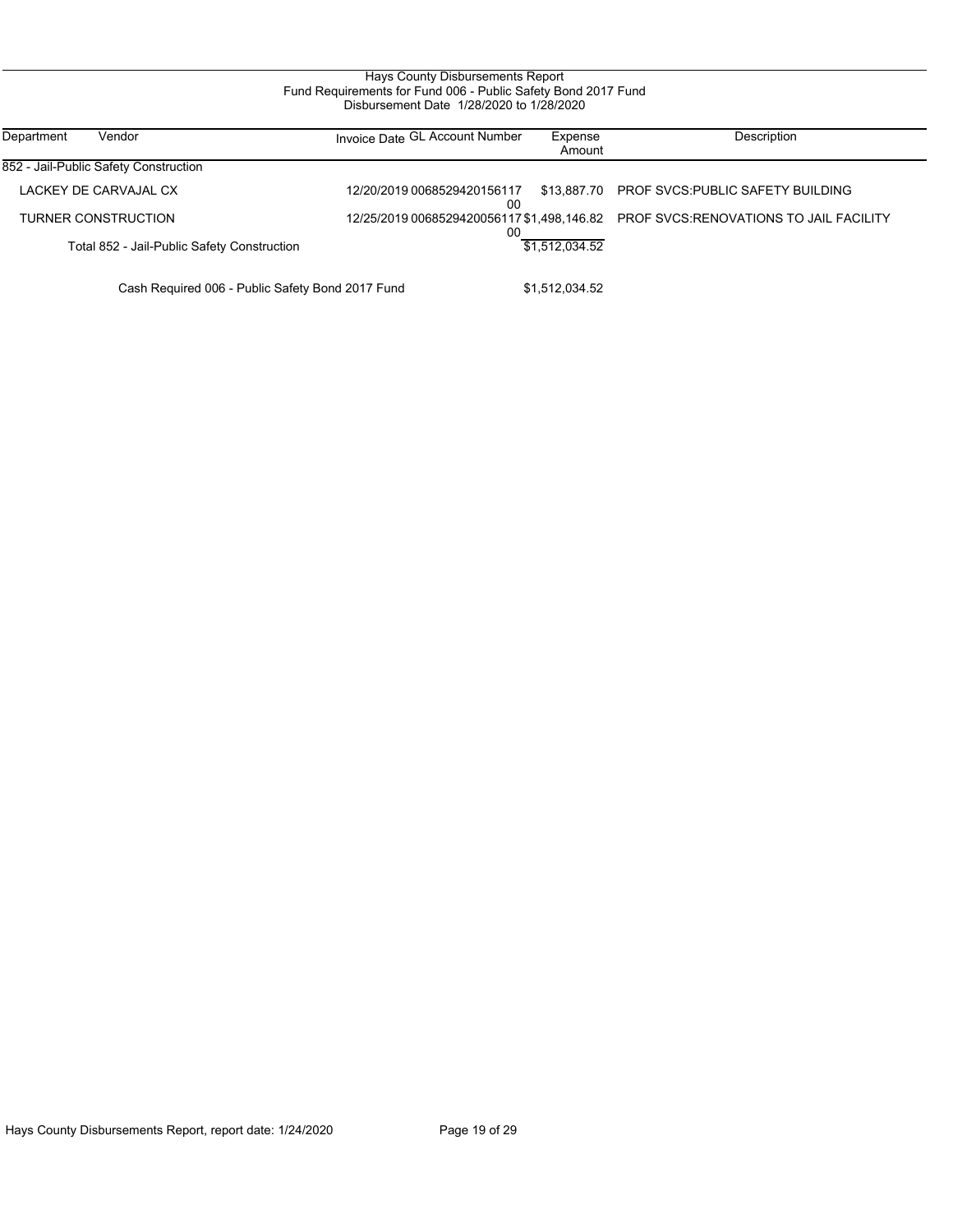# Hays County Disbursements Report

## Fund Requirements for Fund 006 - Public Safety Bond 2017 Fund

### Disbursement Date 1/28/2020 to 1/28/2020

| Department | Vendor | Invoice Date | GL Account Number | Expense Amount | Description |
|---|---|---|---|---|---|
| 852 - Jail-Public Safety Construction | | | | | |
| | LACKEY DE CARVAJAL CX | 12/20/2019 | 006852942015611700 | $13,887.70 | PROF SVCS:PUBLIC SAFETY BUILDING |
| | TURNER CONSTRUCTION | 12/25/2019 | 006852942005611700 | $1,498,146.82 | PROF SVCS:RENOVATIONS TO JAIL FACILITY |
| | Total 852 - Jail-Public Safety Construction | | | $1,512,034.52 | |
| | Cash Required 006 - Public Safety Bond 2017 Fund | | | $1,512,034.52 | |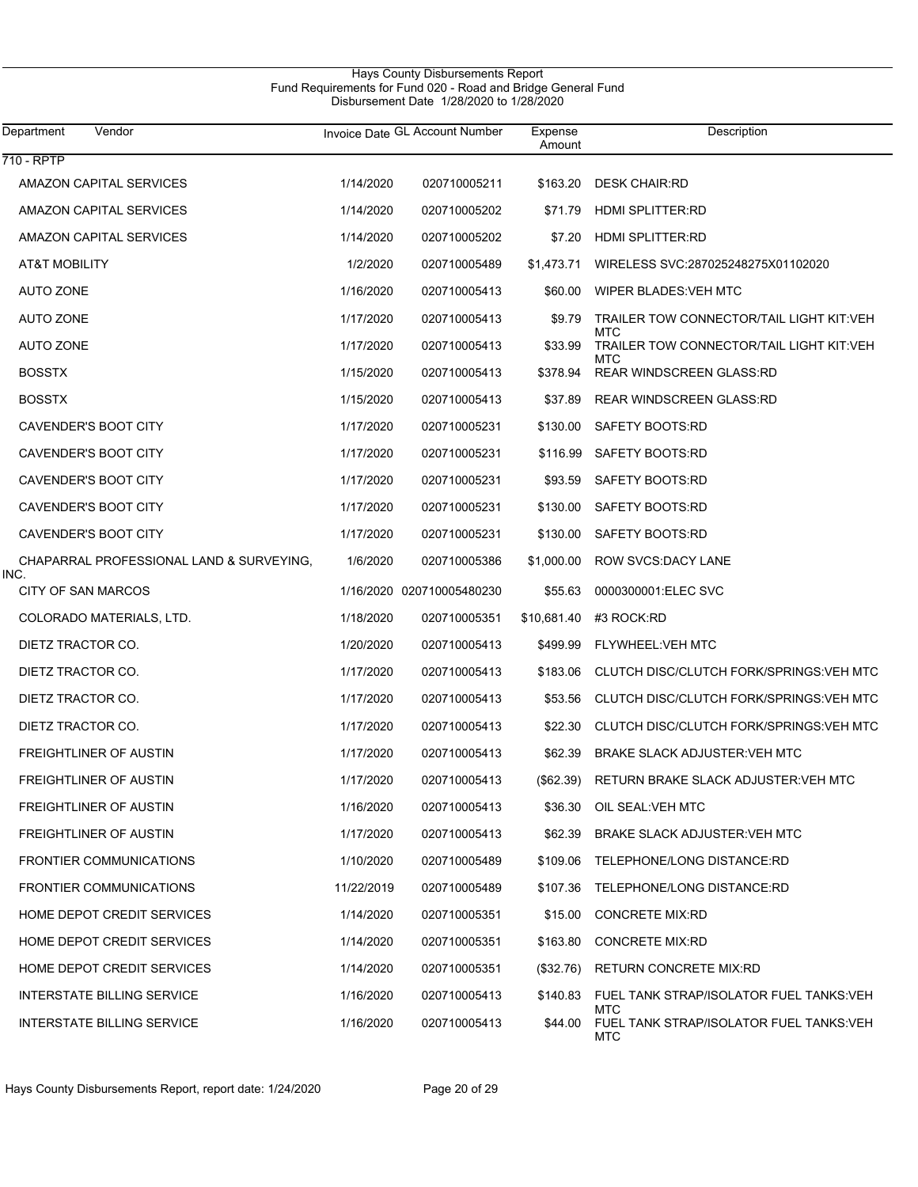Hays County Disbursements Report
Fund Requirements for Fund 020 - Road and Bridge General Fund
Disbursement Date 1/28/2020 to 1/28/2020

| Department | Vendor | Invoice Date | GL Account Number | Expense Amount | Description |
|---|---|---|---|---|---|
| 710 - RPTP | | | | | |
| | AMAZON CAPITAL SERVICES | 1/14/2020 | 020710005211 | $163.20 | DESK CHAIR:RD |
| | AMAZON CAPITAL SERVICES | 1/14/2020 | 020710005202 | $71.79 | HDMI SPLITTER:RD |
| | AMAZON CAPITAL SERVICES | 1/14/2020 | 020710005202 | $7.20 | HDMI SPLITTER:RD |
| | AT&T MOBILITY | 1/2/2020 | 020710005489 | $1,473.71 | WIRELESS SVC:287025248275X01102020 |
| | AUTO ZONE | 1/16/2020 | 020710005413 | $60.00 | WIPER BLADES:VEH MTC |
| | AUTO ZONE | 1/17/2020 | 020710005413 | $9.79 | TRAILER TOW CONNECTOR/TAIL LIGHT KIT:VEH MTC |
| | AUTO ZONE | 1/17/2020 | 020710005413 | $33.99 | TRAILER TOW CONNECTOR/TAIL LIGHT KIT:VEH MTC |
| | BOSSTX | 1/15/2020 | 020710005413 | $378.94 | REAR WINDSCREEN GLASS:RD |
| | BOSSTX | 1/15/2020 | 020710005413 | $37.89 | REAR WINDSCREEN GLASS:RD |
| | CAVENDER'S BOOT CITY | 1/17/2020 | 020710005231 | $130.00 | SAFETY BOOTS:RD |
| | CAVENDER'S BOOT CITY | 1/17/2020 | 020710005231 | $116.99 | SAFETY BOOTS:RD |
| | CAVENDER'S BOOT CITY | 1/17/2020 | 020710005231 | $93.59 | SAFETY BOOTS:RD |
| | CAVENDER'S BOOT CITY | 1/17/2020 | 020710005231 | $130.00 | SAFETY BOOTS:RD |
| | CAVENDER'S BOOT CITY | 1/17/2020 | 020710005231 | $130.00 | SAFETY BOOTS:RD |
| | CHAPARRAL PROFESSIONAL LAND & SURVEYING, INC. | 1/6/2020 | 020710005386 | $1,000.00 | ROW SVCS:DACY LANE |
| | CITY OF SAN MARCOS | 1/16/2020 | 020710005480230 | $55.63 | 0000300001:ELEC SVC |
| | COLORADO MATERIALS, LTD. | 1/18/2020 | 020710005351 | $10,681.40 | #3 ROCK:RD |
| | DIETZ TRACTOR CO. | 1/20/2020 | 020710005413 | $499.99 | FLYWHEEL:VEH MTC |
| | DIETZ TRACTOR CO. | 1/17/2020 | 020710005413 | $183.06 | CLUTCH DISC/CLUTCH FORK/SPRINGS:VEH MTC |
| | DIETZ TRACTOR CO. | 1/17/2020 | 020710005413 | $53.56 | CLUTCH DISC/CLUTCH FORK/SPRINGS:VEH MTC |
| | DIETZ TRACTOR CO. | 1/17/2020 | 020710005413 | $22.30 | CLUTCH DISC/CLUTCH FORK/SPRINGS:VEH MTC |
| | FREIGHTLINER OF AUSTIN | 1/17/2020 | 020710005413 | $62.39 | BRAKE SLACK ADJUSTER:VEH MTC |
| | FREIGHTLINER OF AUSTIN | 1/17/2020 | 020710005413 | ($62.39) | RETURN BRAKE SLACK ADJUSTER:VEH MTC |
| | FREIGHTLINER OF AUSTIN | 1/16/2020 | 020710005413 | $36.30 | OIL SEAL:VEH MTC |
| | FREIGHTLINER OF AUSTIN | 1/17/2020 | 020710005413 | $62.39 | BRAKE SLACK ADJUSTER:VEH MTC |
| | FRONTIER COMMUNICATIONS | 1/10/2020 | 020710005489 | $109.06 | TELEPHONE/LONG DISTANCE:RD |
| | FRONTIER COMMUNICATIONS | 11/22/2019 | 020710005489 | $107.36 | TELEPHONE/LONG DISTANCE:RD |
| | HOME DEPOT CREDIT SERVICES | 1/14/2020 | 020710005351 | $15.00 | CONCRETE MIX:RD |
| | HOME DEPOT CREDIT SERVICES | 1/14/2020 | 020710005351 | $163.80 | CONCRETE MIX:RD |
| | HOME DEPOT CREDIT SERVICES | 1/14/2020 | 020710005351 | ($32.76) | RETURN CONCRETE MIX:RD |
| | INTERSTATE BILLING SERVICE | 1/16/2020 | 020710005413 | $140.83 | FUEL TANK STRAP/ISOLATOR FUEL TANKS:VEH MTC |
| | INTERSTATE BILLING SERVICE | 1/16/2020 | 020710005413 | $44.00 | FUEL TANK STRAP/ISOLATOR FUEL TANKS:VEH MTC |

Hays County Disbursements Report, report date: 1/24/2020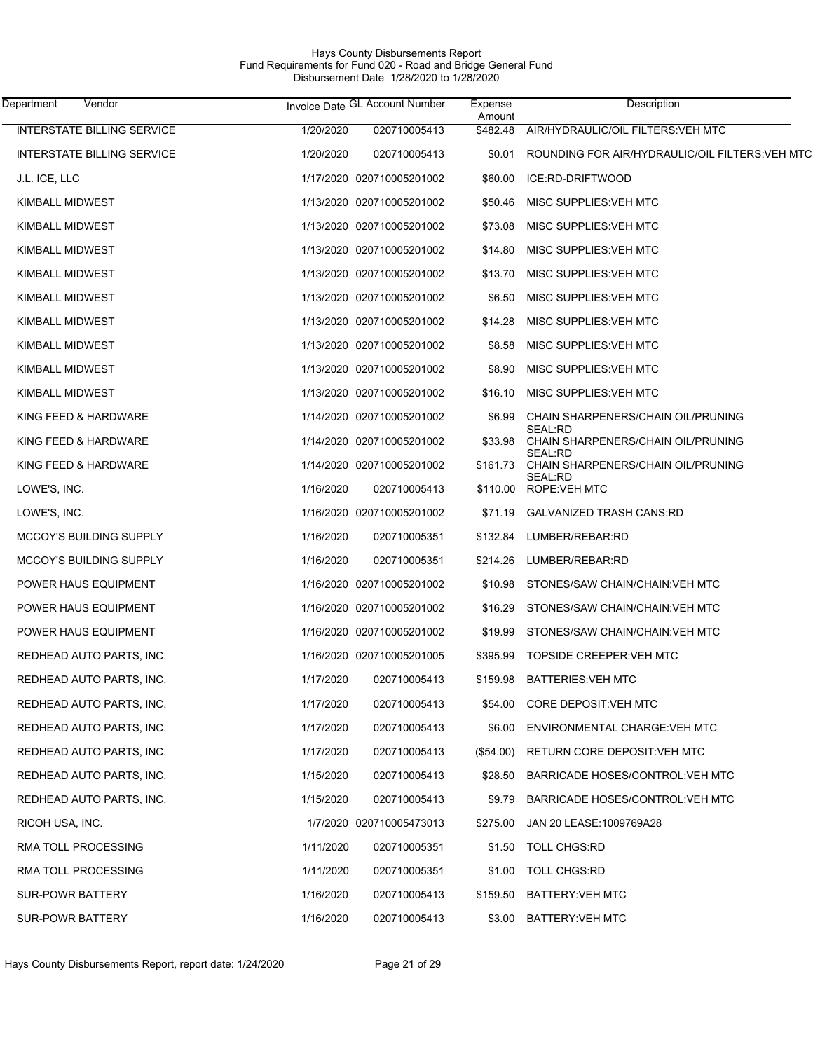Hays County Disbursements Report
Fund Requirements for Fund 020 - Road and Bridge General Fund
Disbursement Date 1/28/2020 to 1/28/2020

| Department | Vendor | Invoice Date | GL Account Number | Expense Amount | Description |
|---|---|---|---|---|---|
| | INTERSTATE BILLING SERVICE | 1/20/2020 | 020710005413 | $482.48 | AIR/HYDRAULIC/OIL FILTERS:VEH MTC |
| | INTERSTATE BILLING SERVICE | 1/20/2020 | 020710005413 | $0.01 | ROUNDING FOR AIR/HYDRAULIC/OIL FILTERS:VEH MTC |
| | J.L. ICE, LLC | 1/17/2020 | 020710005201002 | $60.00 | ICE:RD-DRIFTWOOD |
| | KIMBALL MIDWEST | 1/13/2020 | 020710005201002 | $50.46 | MISC SUPPLIES:VEH MTC |
| | KIMBALL MIDWEST | 1/13/2020 | 020710005201002 | $73.08 | MISC SUPPLIES:VEH MTC |
| | KIMBALL MIDWEST | 1/13/2020 | 020710005201002 | $14.80 | MISC SUPPLIES:VEH MTC |
| | KIMBALL MIDWEST | 1/13/2020 | 020710005201002 | $13.70 | MISC SUPPLIES:VEH MTC |
| | KIMBALL MIDWEST | 1/13/2020 | 020710005201002 | $6.50 | MISC SUPPLIES:VEH MTC |
| | KIMBALL MIDWEST | 1/13/2020 | 020710005201002 | $14.28 | MISC SUPPLIES:VEH MTC |
| | KIMBALL MIDWEST | 1/13/2020 | 020710005201002 | $8.58 | MISC SUPPLIES:VEH MTC |
| | KIMBALL MIDWEST | 1/13/2020 | 020710005201002 | $8.90 | MISC SUPPLIES:VEH MTC |
| | KIMBALL MIDWEST | 1/13/2020 | 020710005201002 | $16.10 | MISC SUPPLIES:VEH MTC |
| | KING FEED & HARDWARE | 1/14/2020 | 020710005201002 | $6.99 | CHAIN SHARPENERS/CHAIN OIL/PRUNING SEAL:RD |
| | KING FEED & HARDWARE | 1/14/2020 | 020710005201002 | $33.98 | CHAIN SHARPENERS/CHAIN OIL/PRUNING SEAL:RD |
| | KING FEED & HARDWARE | 1/14/2020 | 020710005201002 | $161.73 | CHAIN SHARPENERS/CHAIN OIL/PRUNING SEAL:RD |
| | LOWE'S, INC. | 1/16/2020 | 020710005413 | $110.00 | ROPE:VEH MTC |
| | LOWE'S, INC. | 1/16/2020 | 020710005201002 | $71.19 | GALVANIZED TRASH CANS:RD |
| | MCCOY'S BUILDING SUPPLY | 1/16/2020 | 020710005351 | $132.84 | LUMBER/REBAR:RD |
| | MCCOY'S BUILDING SUPPLY | 1/16/2020 | 020710005351 | $214.26 | LUMBER/REBAR:RD |
| | POWER HAUS EQUIPMENT | 1/16/2020 | 020710005201002 | $10.98 | STONES/SAW CHAIN/CHAIN:VEH MTC |
| | POWER HAUS EQUIPMENT | 1/16/2020 | 020710005201002 | $16.29 | STONES/SAW CHAIN/CHAIN:VEH MTC |
| | POWER HAUS EQUIPMENT | 1/16/2020 | 020710005201002 | $19.99 | STONES/SAW CHAIN/CHAIN:VEH MTC |
| | REDHEAD AUTO PARTS, INC. | 1/16/2020 | 020710005201005 | $395.99 | TOPSIDE CREEPER:VEH MTC |
| | REDHEAD AUTO PARTS, INC. | 1/17/2020 | 020710005413 | $159.98 | BATTERIES:VEH MTC |
| | REDHEAD AUTO PARTS, INC. | 1/17/2020 | 020710005413 | $54.00 | CORE DEPOSIT:VEH MTC |
| | REDHEAD AUTO PARTS, INC. | 1/17/2020 | 020710005413 | $6.00 | ENVIRONMENTAL CHARGE:VEH MTC |
| | REDHEAD AUTO PARTS, INC. | 1/17/2020 | 020710005413 | ($54.00) | RETURN CORE DEPOSIT:VEH MTC |
| | REDHEAD AUTO PARTS, INC. | 1/15/2020 | 020710005413 | $28.50 | BARRICADE HOSES/CONTROL:VEH MTC |
| | REDHEAD AUTO PARTS, INC. | 1/15/2020 | 020710005413 | $9.79 | BARRICADE HOSES/CONTROL:VEH MTC |
| | RICOH USA, INC. | 1/7/2020 | 020710005473013 | $275.00 | JAN 20 LEASE:1009769A28 |
| | RMA TOLL PROCESSING | 1/11/2020 | 020710005351 | $1.50 | TOLL CHGS:RD |
| | RMA TOLL PROCESSING | 1/11/2020 | 020710005351 | $1.00 | TOLL CHGS:RD |
| | SUR-POWR BATTERY | 1/16/2020 | 020710005413 | $159.50 | BATTERY:VEH MTC |
| | SUR-POWR BATTERY | 1/16/2020 | 020710005413 | $3.00 | BATTERY:VEH MTC |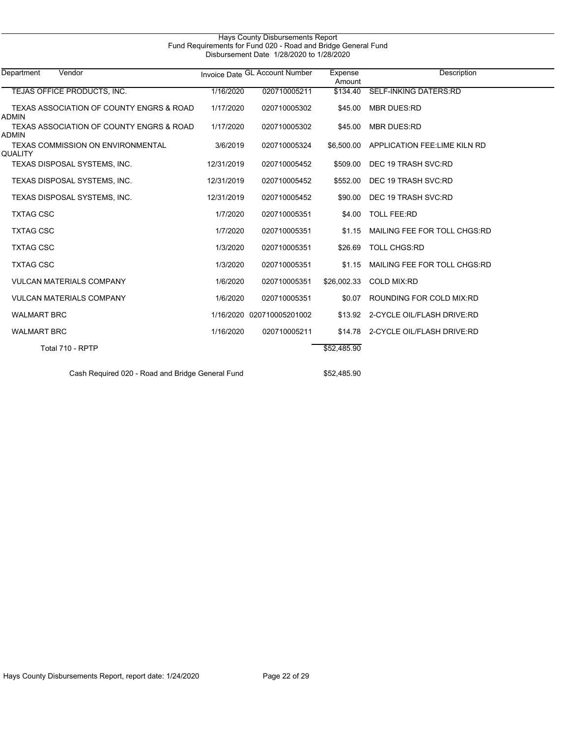# Hays County Disbursements Report

## Fund Requirements for Fund 020 - Road and Bridge General Fund

### Disbursement Date 1/28/2020 to 1/28/2020

| Department | Vendor | Invoice Date | GL Account Number | Expense Amount | Description |
|---|---|---|---|---|---|
| | TEJAS OFFICE PRODUCTS, INC. | 1/16/2020 | 020710005211 | $134.40 | SELF-INKING DATERS:RD |
| | TEXAS ASSOCIATION OF COUNTY ENGRS & ROAD ADMIN | 1/17/2020 | 020710005302 | $45.00 | MBR DUES:RD |
| | TEXAS ASSOCIATION OF COUNTY ENGRS & ROAD ADMIN | 1/17/2020 | 020710005302 | $45.00 | MBR DUES:RD |
| | TEXAS COMMISSION ON ENVIRONMENTAL QUALITY | 3/6/2019 | 020710005324 | $6,500.00 | APPLICATION FEE:LIME KILN RD |
| | TEXAS DISPOSAL SYSTEMS, INC. | 12/31/2019 | 020710005452 | $509.00 | DEC 19 TRASH SVC:RD |
| | TEXAS DISPOSAL SYSTEMS, INC. | 12/31/2019 | 020710005452 | $552.00 | DEC 19 TRASH SVC:RD |
| | TEXAS DISPOSAL SYSTEMS, INC. | 12/31/2019 | 020710005452 | $90.00 | DEC 19 TRASH SVC:RD |
| | TXTAG CSC | 1/7/2020 | 020710005351 | $4.00 | TOLL FEE:RD |
| | TXTAG CSC | 1/7/2020 | 020710005351 | $1.15 | MAILING FEE FOR TOLL CHGS:RD |
| | TXTAG CSC | 1/3/2020 | 020710005351 | $26.69 | TOLL CHGS:RD |
| | TXTAG CSC | 1/3/2020 | 020710005351 | $1.15 | MAILING FEE FOR TOLL CHGS:RD |
| | VULCAN MATERIALS COMPANY | 1/6/2020 | 020710005351 | $26,002.33 | COLD MIX:RD |
| | VULCAN MATERIALS COMPANY | 1/6/2020 | 020710005351 | $0.07 | ROUNDING FOR COLD MIX:RD |
| | WALMART BRC | 1/16/2020 | 020710005201002 | $13.92 | 2-CYCLE OIL/FLASH DRIVE:RD |
| | WALMART BRC | 1/16/2020 | 020710005211 | $14.78 | 2-CYCLE OIL/FLASH DRIVE:RD |
| | Total 710 - RPTP | | | $52,485.90 | |

Cash Required 020 - Road and Bridge General Fund $52,485.90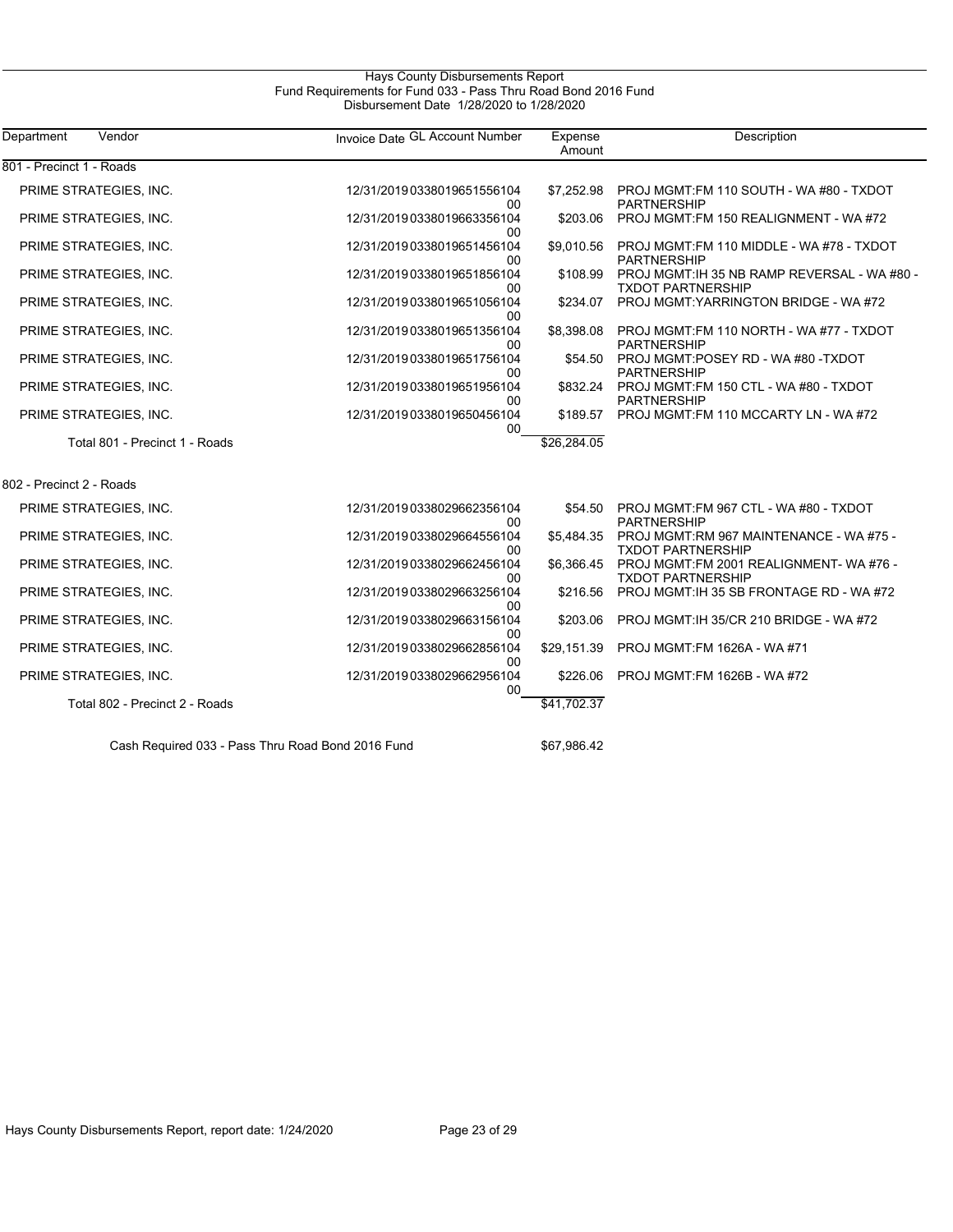Hays County Disbursements Report
Fund Requirements for Fund 033 - Pass Thru Road Bond 2016 Fund
Disbursement Date 1/28/2020 to 1/28/2020

| Department | Vendor | Invoice Date | GL Account Number | Expense Amount | Description |
|---|---|---|---|---|---|
| 801 - Precinct 1 - Roads | | | | | |
| | PRIME STRATEGIES, INC. | 12/31/2019 | 033801965155610400 | $7,252.98 | PROJ MGMT:FM 110 SOUTH - WA #80 - TXDOT PARTNERSHIP |
| | PRIME STRATEGIES, INC. | 12/31/2019 | 033801966335610400 | $203.06 | PROJ MGMT:FM 150 REALIGNMENT - WA #72 |
| | PRIME STRATEGIES, INC. | 12/31/2019 | 033801965145610400 | $9,010.56 | PROJ MGMT:FM 110 MIDDLE - WA #78 - TXDOT PARTNERSHIP |
| | PRIME STRATEGIES, INC. | 12/31/2019 | 033801965185610400 | $108.99 | PROJ MGMT:IH 35 NB RAMP REVERSAL - WA #80 - TXDOT PARTNERSHIP |
| | PRIME STRATEGIES, INC. | 12/31/2019 | 033801965105610400 | $234.07 | PROJ MGMT:YARRINGTON BRIDGE - WA #72 |
| | PRIME STRATEGIES, INC. | 12/31/2019 | 033801965135610400 | $8,398.08 | PROJ MGMT:FM 110 NORTH - WA #77 - TXDOT PARTNERSHIP |
| | PRIME STRATEGIES, INC. | 12/31/2019 | 033801965175610400 | $54.50 | PROJ MGMT:POSEY RD - WA #80 -TXDOT PARTNERSHIP |
| | PRIME STRATEGIES, INC. | 12/31/2019 | 033801965195610400 | $832.24 | PROJ MGMT:FM 150 CTL - WA #80 - TXDOT PARTNERSHIP |
| | PRIME STRATEGIES, INC. | 12/31/2019 | 033801965045610400 | $189.57 | PROJ MGMT:FM 110 MCCARTY LN - WA #72 |
| | Total 801 - Precinct 1 - Roads | | | $26,284.05 | |
| 802 - Precinct 2 - Roads | | | | | |
| | PRIME STRATEGIES, INC. | 12/31/2019 | 033802966235610400 | $54.50 | PROJ MGMT:FM 967 CTL - WA #80 - TXDOT PARTNERSHIP |
| | PRIME STRATEGIES, INC. | 12/31/2019 | 033802966455610400 | $5,484.35 | PROJ MGMT:RM 967 MAINTENANCE - WA #75 - TXDOT PARTNERSHIP |
| | PRIME STRATEGIES, INC. | 12/31/2019 | 033802966245610400 | $6,366.45 | PROJ MGMT:FM 2001 REALIGNMENT- WA #76 - TXDOT PARTNERSHIP |
| | PRIME STRATEGIES, INC. | 12/31/2019 | 033802966325610400 | $216.56 | PROJ MGMT:IH 35 SB FRONTAGE RD - WA #72 |
| | PRIME STRATEGIES, INC. | 12/31/2019 | 033802966315610400 | $203.06 | PROJ MGMT:IH 35/CR 210 BRIDGE - WA #72 |
| | PRIME STRATEGIES, INC. | 12/31/2019 | 033802966285610400 | $29,151.39 | PROJ MGMT:FM 1626A - WA #71 |
| | PRIME STRATEGIES, INC. | 12/31/2019 | 033802966295610400 | $226.06 | PROJ MGMT:FM 1626B - WA #72 |
| | Total 802 - Precinct 2 - Roads | | | $41,702.37 | |
| | Cash Required 033 - Pass Thru Road Bond 2016 Fund | | | $67,986.42 | |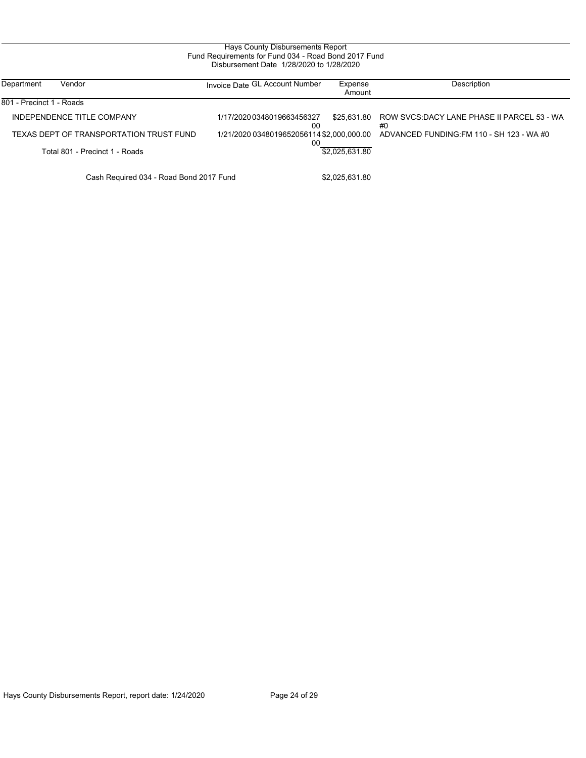Hays County Disbursements Report
Fund Requirements for Fund 034 - Road Bond 2017 Fund
Disbursement Date 1/28/2020 to 1/28/2020

| Department | Vendor | Invoice Date | GL Account Number | Expense Amount | Description |
|---|---|---|---|---|---|
| 801 - Precinct 1 - Roads | | | | | |
| | INDEPENDENCE TITLE COMPANY | 1/17/2020 | 034801966345632700 | $25,631.80 | ROW SVCS:DACY LANE PHASE II PARCEL 53 - WA #0 |
| | TEXAS DEPT OF TRANSPORTATION TRUST FUND | 1/21/2020 | 034801965205611400 | $2,000,000.00 | ADVANCED FUNDING:FM 110 - SH 123 - WA #0 |
| | Total 801 - Precinct 1 - Roads | | | $2,025,631.80 | |
| | Cash Required 034 - Road Bond 2017 Fund | | | $2,025,631.80 | |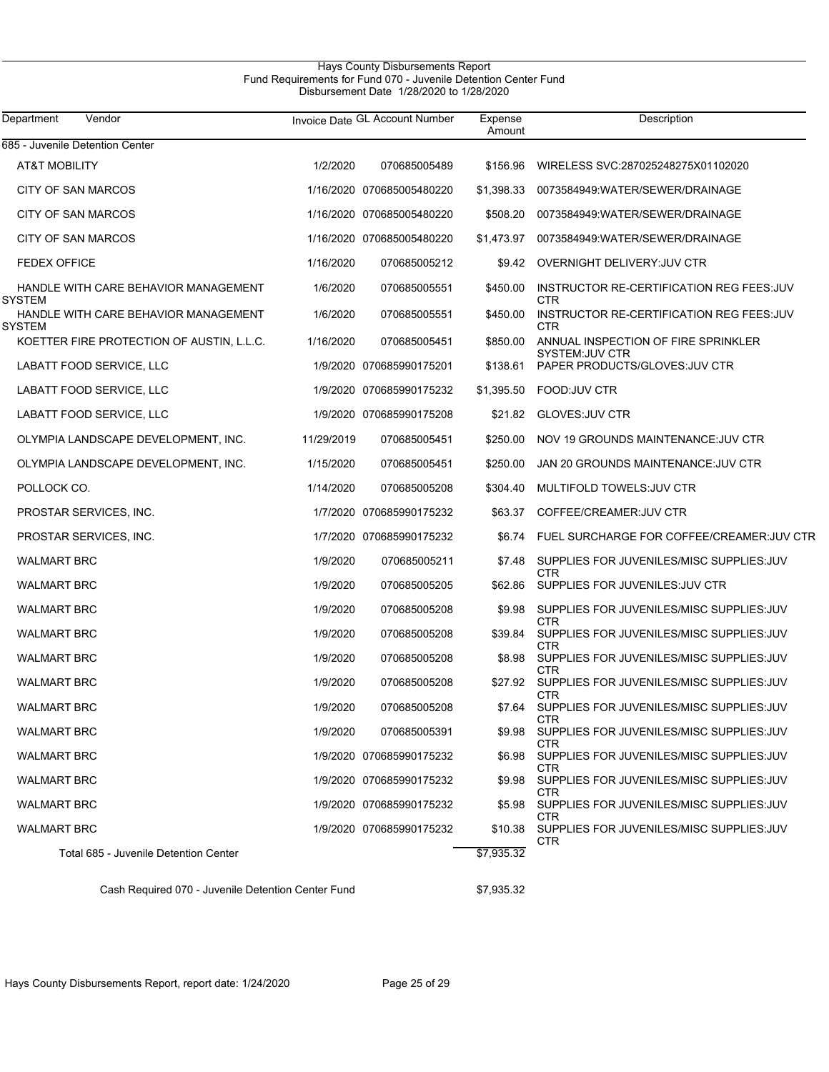Hays County Disbursements Report
Fund Requirements for Fund 070 - Juvenile Detention Center Fund
Disbursement Date 1/28/2020 to 1/28/2020

| Department | Vendor | Invoice Date | GL Account Number | Expense Amount | Description |
|---|---|---|---|---|---|
| 685 - Juvenile Detention Center | | | | | |
| | AT&T MOBILITY | 1/2/2020 | 070685005489 | $156.96 | WIRELESS SVC:287025248275X01102020 |
| | CITY OF SAN MARCOS | 1/16/2020 | 070685005480220 | $1,398.33 | 0073584949:WATER/SEWER/DRAINAGE |
| | CITY OF SAN MARCOS | 1/16/2020 | 070685005480220 | $508.20 | 0073584949:WATER/SEWER/DRAINAGE |
| | CITY OF SAN MARCOS | 1/16/2020 | 070685005480220 | $1,473.97 | 0073584949:WATER/SEWER/DRAINAGE |
| | FEDEX OFFICE | 1/16/2020 | 070685005212 | $9.42 | OVERNIGHT DELIVERY:JUV CTR |
| | HANDLE WITH CARE BEHAVIOR MANAGEMENT SYSTEM | 1/6/2020 | 070685005551 | $450.00 | INSTRUCTOR RE-CERTIFICATION REG FEES:JUV CTR |
| | HANDLE WITH CARE BEHAVIOR MANAGEMENT SYSTEM | 1/6/2020 | 070685005551 | $450.00 | INSTRUCTOR RE-CERTIFICATION REG FEES:JUV CTR |
| | KOETTER FIRE PROTECTION OF AUSTIN, L.L.C. | 1/16/2020 | 070685005451 | $850.00 | ANNUAL INSPECTION OF FIRE SPRINKLER SYSTEM:JUV CTR |
| | LABATT FOOD SERVICE, LLC | 1/9/2020 | 070685990175201 | $138.61 | PAPER PRODUCTS/GLOVES:JUV CTR |
| | LABATT FOOD SERVICE, LLC | 1/9/2020 | 070685990175232 | $1,395.50 | FOOD:JUV CTR |
| | LABATT FOOD SERVICE, LLC | 1/9/2020 | 070685990175208 | $21.82 | GLOVES:JUV CTR |
| | OLYMPIA LANDSCAPE DEVELOPMENT, INC. | 11/29/2019 | 070685005451 | $250.00 | NOV 19 GROUNDS MAINTENANCE:JUV CTR |
| | OLYMPIA LANDSCAPE DEVELOPMENT, INC. | 1/15/2020 | 070685005451 | $250.00 | JAN 20 GROUNDS MAINTENANCE:JUV CTR |
| | POLLOCK CO. | 1/14/2020 | 070685005208 | $304.40 | MULTIFOLD TOWELS:JUV CTR |
| | PROSTAR SERVICES, INC. | 1/7/2020 | 070685990175232 | $63.37 | COFFEE/CREAMER:JUV CTR |
| | PROSTAR SERVICES, INC. | 1/7/2020 | 070685990175232 | $6.74 | FUEL SURCHARGE FOR COFFEE/CREAMER:JUV CTR |
| | WALMART BRC | 1/9/2020 | 070685005211 | $7.48 | SUPPLIES FOR JUVENILES/MISC SUPPLIES:JUV CTR |
| | WALMART BRC | 1/9/2020 | 070685005205 | $62.86 | SUPPLIES FOR JUVENILES:JUV CTR |
| | WALMART BRC | 1/9/2020 | 070685005208 | $9.98 | SUPPLIES FOR JUVENILES/MISC SUPPLIES:JUV CTR |
| | WALMART BRC | 1/9/2020 | 070685005208 | $39.84 | SUPPLIES FOR JUVENILES/MISC SUPPLIES:JUV CTR |
| | WALMART BRC | 1/9/2020 | 070685005208 | $8.98 | SUPPLIES FOR JUVENILES/MISC SUPPLIES:JUV CTR |
| | WALMART BRC | 1/9/2020 | 070685005208 | $27.92 | SUPPLIES FOR JUVENILES/MISC SUPPLIES:JUV CTR |
| | WALMART BRC | 1/9/2020 | 070685005208 | $7.64 | SUPPLIES FOR JUVENILES/MISC SUPPLIES:JUV CTR |
| | WALMART BRC | 1/9/2020 | 070685005391 | $9.98 | SUPPLIES FOR JUVENILES/MISC SUPPLIES:JUV CTR |
| | WALMART BRC | 1/9/2020 | 070685990175232 | $6.98 | SUPPLIES FOR JUVENILES/MISC SUPPLIES:JUV CTR |
| | WALMART BRC | 1/9/2020 | 070685990175232 | $9.98 | SUPPLIES FOR JUVENILES/MISC SUPPLIES:JUV CTR |
| | WALMART BRC | 1/9/2020 | 070685990175232 | $5.98 | SUPPLIES FOR JUVENILES/MISC SUPPLIES:JUV CTR |
| | WALMART BRC | 1/9/2020 | 070685990175232 | $10.38 | SUPPLIES FOR JUVENILES/MISC SUPPLIES:JUV CTR |
| | Total 685 - Juvenile Detention Center | | | $7,935.32 | |

Cash Required 070 - Juvenile Detention Center Fund $7,935.32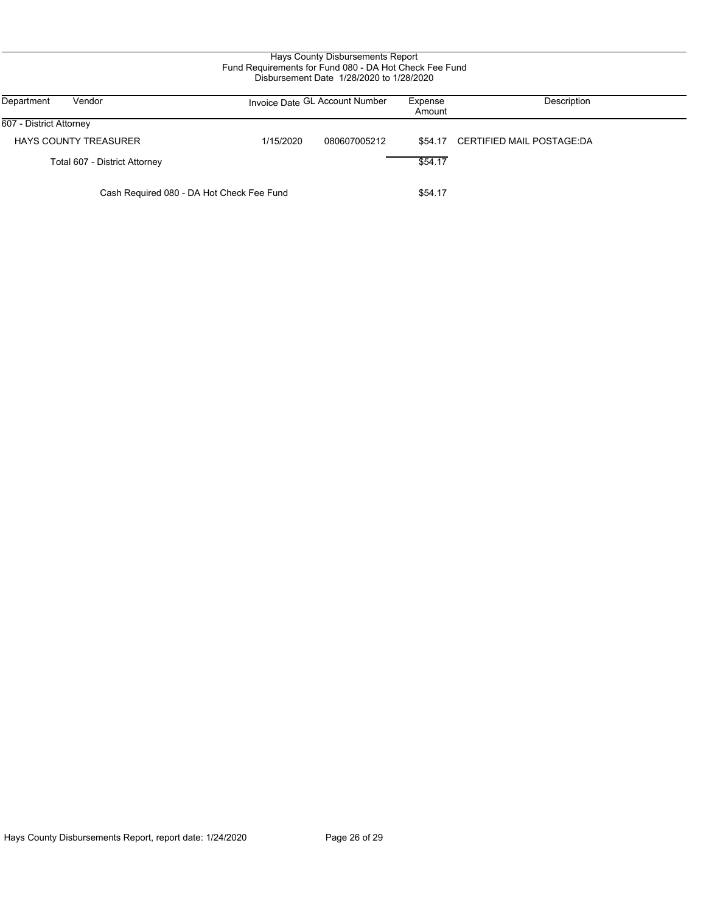Hays County Disbursements Report
Fund Requirements for Fund 080 - DA Hot Check Fee Fund
Disbursement Date 1/28/2020 to 1/28/2020

| Department | Vendor | Invoice Date | GL Account Number | Expense Amount | Description |
|---|---|---|---|---|---|
| 607 - District Attorney | | | | | |
| | HAYS COUNTY TREASURER | 1/15/2020 | 080607005212 | $54.17 | CERTIFIED MAIL POSTAGE:DA |
| | Total 607 - District Attorney | | | $54.17 | |
| | Cash Required 080 - DA Hot Check Fee Fund | | | $54.17 | |

Hays County Disbursements Report, report date: 1/24/2020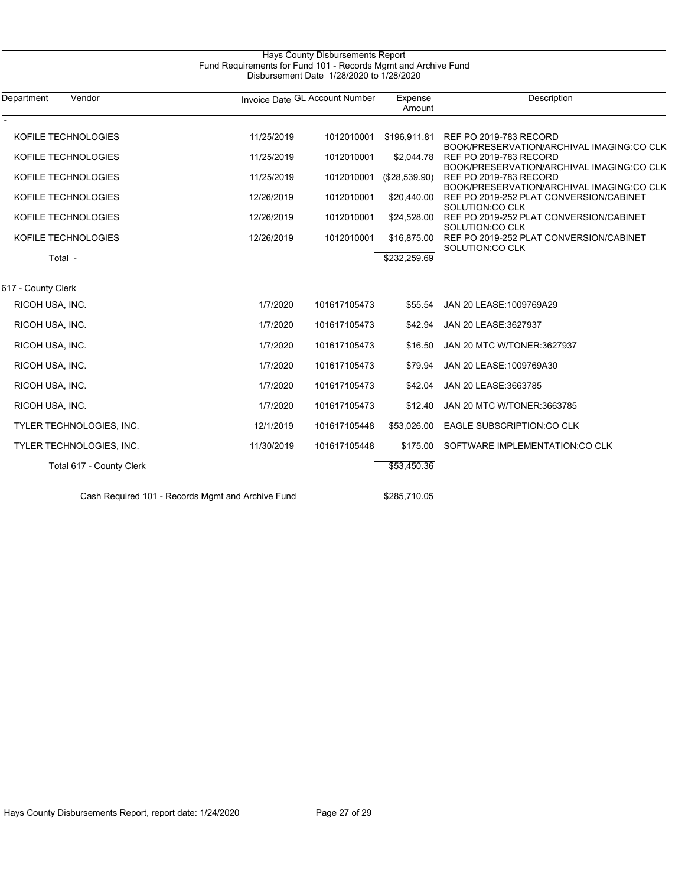# Hays County Disbursements Report

## Fund Requirements for Fund 101 - Records Mgmt and Archive Fund

### Disbursement Date 1/28/2020 to 1/28/2020

| Department | Vendor | Invoice Date | GL Account Number | Expense Amount | Description |
|---|---|---|---|---|---|
| - | | | | | |
| | KOFILE TECHNOLOGIES | 11/25/2019 | 1012010001 | $196,911.81 | REF PO 2019-783 RECORD BOOK/PRESERVATION/ARCHIVAL IMAGING:CO CLK |
| | KOFILE TECHNOLOGIES | 11/25/2019 | 1012010001 | $2,044.78 | REF PO 2019-783 RECORD BOOK/PRESERVATION/ARCHIVAL IMAGING:CO CLK |
| | KOFILE TECHNOLOGIES | 11/25/2019 | 1012010001 | ($28,539.90) | REF PO 2019-783 RECORD BOOK/PRESERVATION/ARCHIVAL IMAGING:CO CLK |
| | KOFILE TECHNOLOGIES | 12/26/2019 | 1012010001 | $20,440.00 | REF PO 2019-252 PLAT CONVERSION/CABINET SOLUTION:CO CLK |
| | KOFILE TECHNOLOGIES | 12/26/2019 | 1012010001 | $24,528.00 | REF PO 2019-252 PLAT CONVERSION/CABINET SOLUTION:CO CLK |
| | KOFILE TECHNOLOGIES | 12/26/2019 | 1012010001 | $16,875.00 | REF PO 2019-252 PLAT CONVERSION/CABINET SOLUTION:CO CLK |
| | Total - | | | $232,259.69 | |
| 617 - County Clerk | | | | | |
| | RICOH USA, INC. | 1/7/2020 | 101617105473 | $55.54 | JAN 20 LEASE:1009769A29 |
| | RICOH USA, INC. | 1/7/2020 | 101617105473 | $42.94 | JAN 20 LEASE:3627937 |
| | RICOH USA, INC. | 1/7/2020 | 101617105473 | $16.50 | JAN 20 MTC W/TONER:3627937 |
| | RICOH USA, INC. | 1/7/2020 | 101617105473 | $79.94 | JAN 20 LEASE:1009769A30 |
| | RICOH USA, INC. | 1/7/2020 | 101617105473 | $42.04 | JAN 20 LEASE:3663785 |
| | RICOH USA, INC. | 1/7/2020 | 101617105473 | $12.40 | JAN 20 MTC W/TONER:3663785 |
| | TYLER TECHNOLOGIES, INC. | 12/1/2019 | 101617105448 | $53,026.00 | EAGLE SUBSCRIPTION:CO CLK |
| | TYLER TECHNOLOGIES, INC. | 11/30/2019 | 101617105448 | $175.00 | SOFTWARE IMPLEMENTATION:CO CLK |
| | Total 617 - County Clerk | | | $53,450.36 | |
| | Cash Required 101 - Records Mgmt and Archive Fund | | | $285,710.05 | |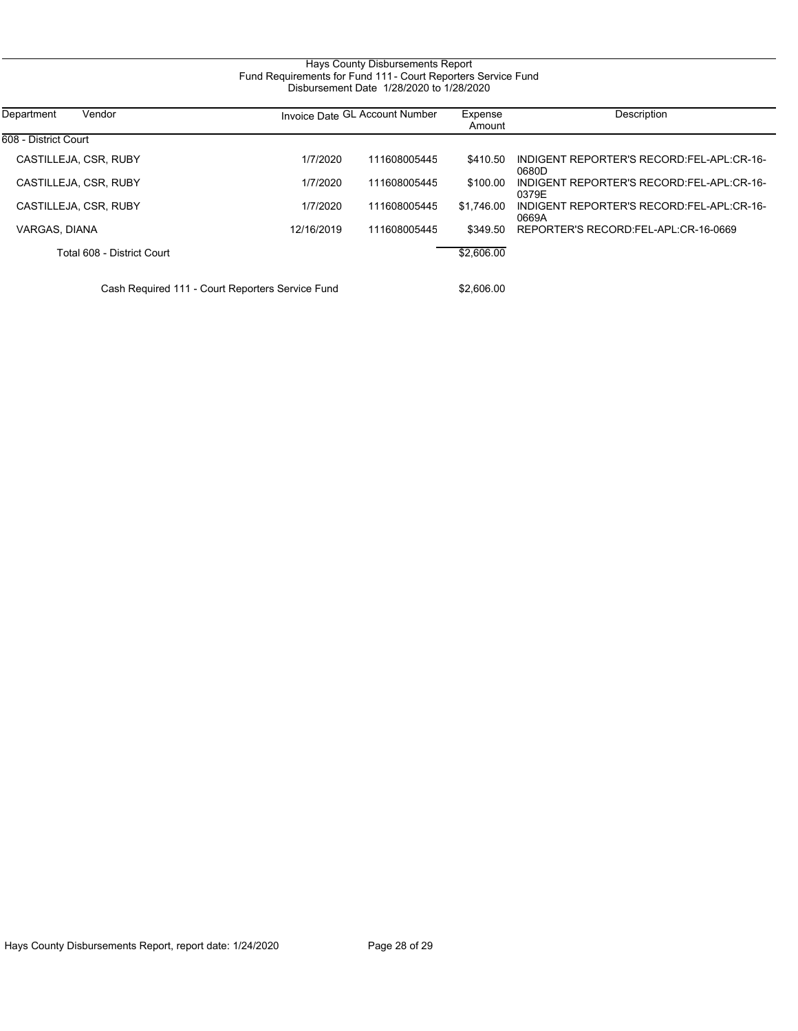# Hays County Disbursements Report

## Fund Requirements for Fund 111 - Court Reporters Service Fund

### Disbursement Date 1/28/2020 to 1/28/2020

| Department | Vendor | Invoice Date | GL Account Number | Expense Amount | Description |
|---|---|---|---|---|---|
| 608 - District Court | | | | | |
| | CASTILLEJA, CSR, RUBY | 1/7/2020 | 111608005445 | $410.50 | INDIGENT REPORTER'S RECORD:FEL-APL:CR-16-0680D |
| | CASTILLEJA, CSR, RUBY | 1/7/2020 | 111608005445 | $100.00 | INDIGENT REPORTER'S RECORD:FEL-APL:CR-16-0379E |
| | CASTILLEJA, CSR, RUBY | 1/7/2020 | 111608005445 | $1,746.00 | INDIGENT REPORTER'S RECORD:FEL-APL:CR-16-0669A |
| | VARGAS, DIANA | 12/16/2019 | 111608005445 | $349.50 | REPORTER'S RECORD:FEL-APL:CR-16-0669 |
| | Total 608 - District Court | | | $2,606.00 | |
| | Cash Required 111 - Court Reporters Service Fund | | | $2,606.00 | |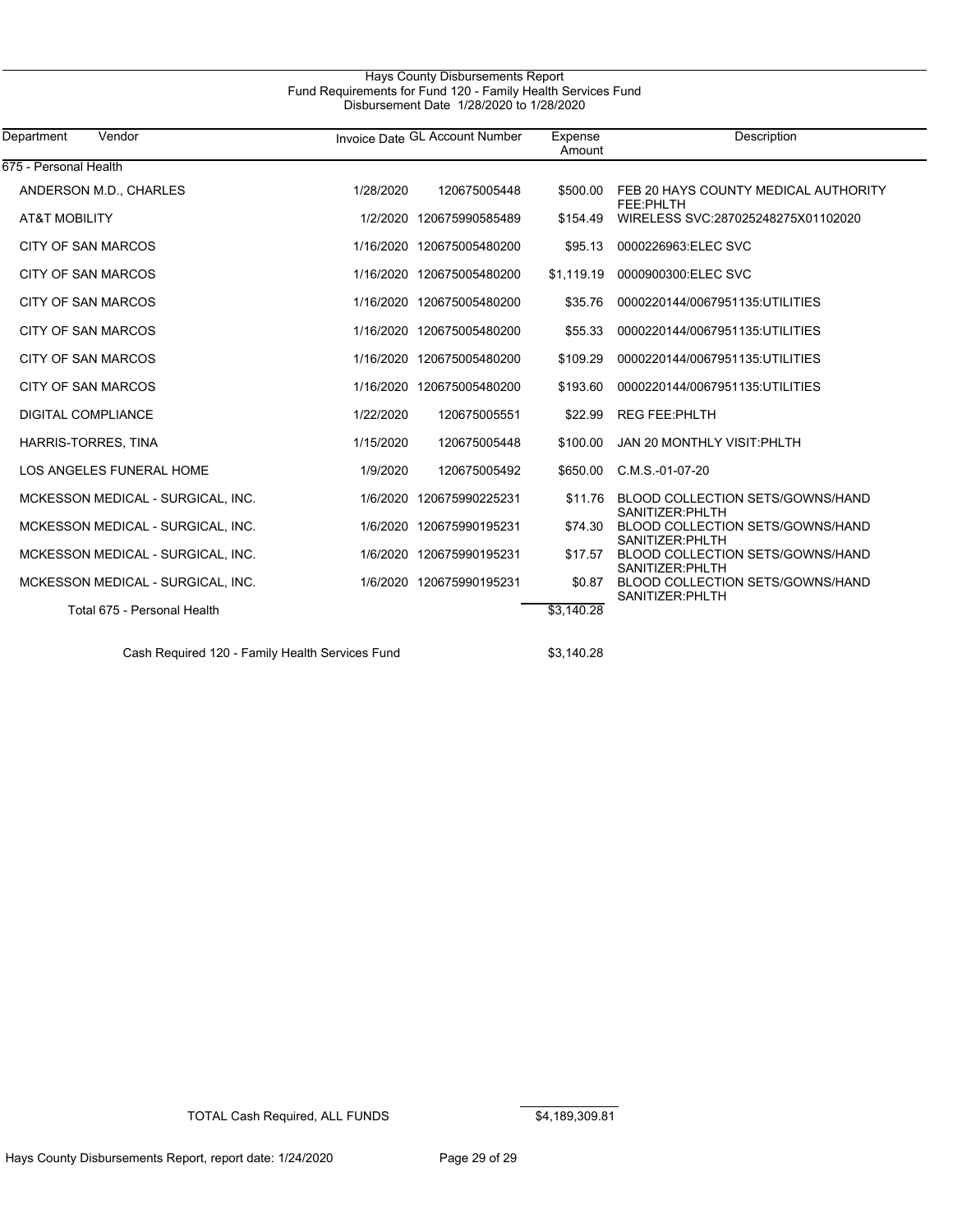# Hays County Disbursements Report

## Fund Requirements for Fund 120 - Family Health Services Fund

### Disbursement Date 1/28/2020 to 1/28/2020

| Department | Vendor | Invoice Date | GL Account Number | Expense Amount | Description |
|---|---|---|---|---|---|
| 675 - Personal Health | | | | | |
| | ANDERSON M.D., CHARLES | 1/28/2020 | 120675005448 | $500.00 | FEB 20 HAYS COUNTY MEDICAL AUTHORITY FEE:PHLTH |
| | AT&T MOBILITY | 1/2/2020 | 120675990585489 | $154.49 | WIRELESS SVC:287025248275X01102020 |
| | CITY OF SAN MARCOS | 1/16/2020 | 120675005480200 | $95.13 | 0000226963:ELEC SVC |
| | CITY OF SAN MARCOS | 1/16/2020 | 120675005480200 | $1,119.19 | 0000900300:ELEC SVC |
| | CITY OF SAN MARCOS | 1/16/2020 | 120675005480200 | $35.76 | 0000220144/0067951135:UTILITIES |
| | CITY OF SAN MARCOS | 1/16/2020 | 120675005480200 | $55.33 | 0000220144/0067951135:UTILITIES |
| | CITY OF SAN MARCOS | 1/16/2020 | 120675005480200 | $109.29 | 0000220144/0067951135:UTILITIES |
| | CITY OF SAN MARCOS | 1/16/2020 | 120675005480200 | $193.60 | 0000220144/0067951135:UTILITIES |
| | DIGITAL COMPLIANCE | 1/22/2020 | 120675005551 | $22.99 | REG FEE:PHLTH |
| | HARRIS-TORRES, TINA | 1/15/2020 | 120675005448 | $100.00 | JAN 20 MONTHLY VISIT:PHLTH |
| | LOS ANGELES FUNERAL HOME | 1/9/2020 | 120675005492 | $650.00 | C.M.S.-01-07-20 |
| | MCKESSON MEDICAL - SURGICAL, INC. | 1/6/2020 | 120675990225231 | $11.76 | BLOOD COLLECTION SETS/GOWNS/HAND SANITIZER:PHLTH |
| | MCKESSON MEDICAL - SURGICAL, INC. | 1/6/2020 | 120675990195231 | $74.30 | BLOOD COLLECTION SETS/GOWNS/HAND SANITIZER:PHLTH |
| | MCKESSON MEDICAL - SURGICAL, INC. | 1/6/2020 | 120675990195231 | $17.57 | BLOOD COLLECTION SETS/GOWNS/HAND SANITIZER:PHLTH |
| | MCKESSON MEDICAL - SURGICAL, INC. | 1/6/2020 | 120675990195231 | $0.87 | BLOOD COLLECTION SETS/GOWNS/HAND SANITIZER:PHLTH |
| | Total 675 - Personal Health | | | $3,140.28 | |

Cash Required 120 - Family Health Services Fund: $3,140.28

TOTAL Cash Required, ALL FUNDS: $4,189,309.81

Hays County Disbursements Report, report date: 1/24/2020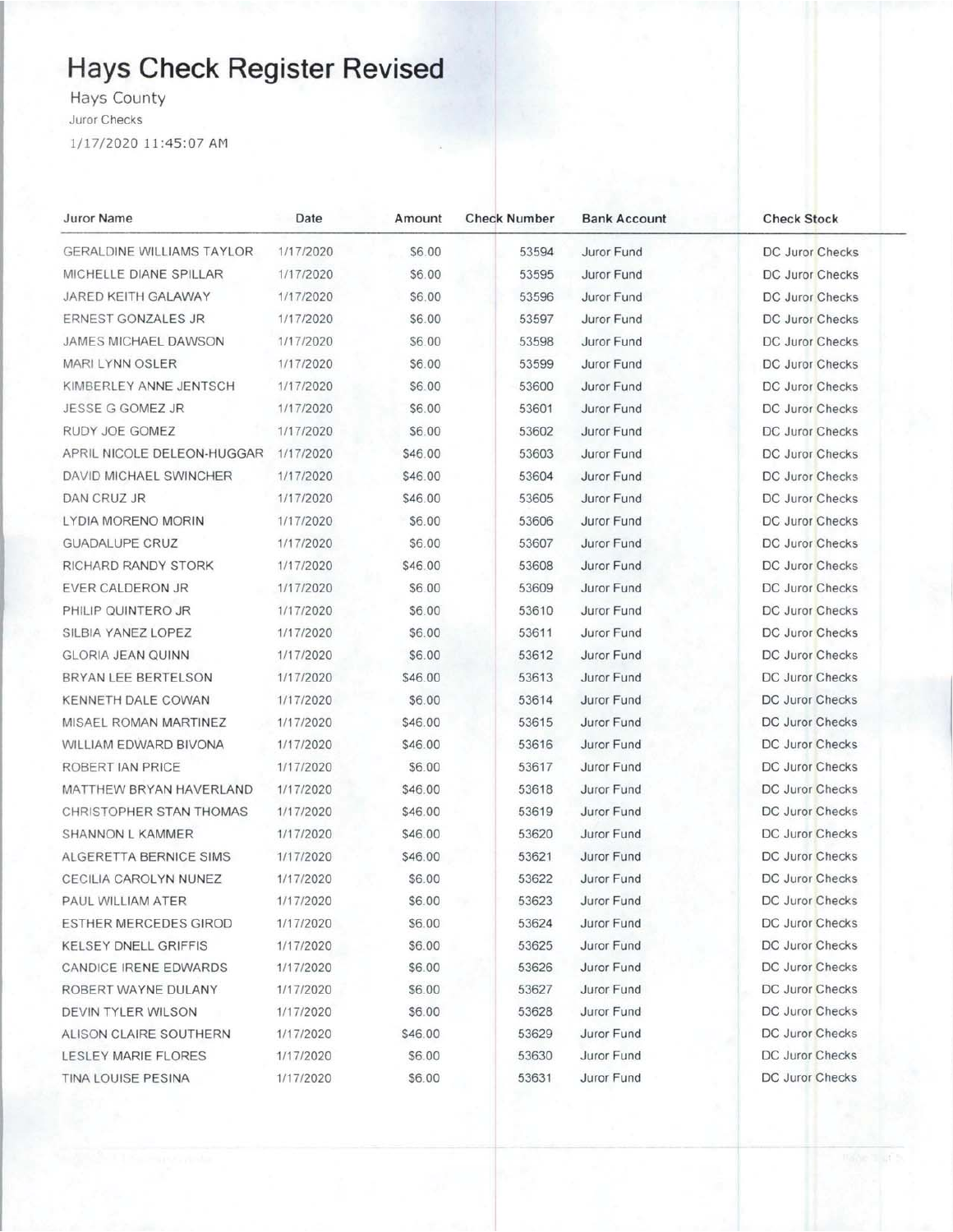# Hays Check Register Revised

Hays County

Juror Checks

1/17/2020 11:45:07 AM

| Juror Name | Date | Amount | Check Number | Bank Account | Check Stock |
|---|---|---|---|---|---|
| GERALDINE WILLIAMS TAYLOR | 1/17/2020 | $6.00 | 53594 | Juror Fund | DC Juror Checks |
| MICHELLE DIANE SPILLAR | 1/17/2020 | $6.00 | 53595 | Juror Fund | DC Juror Checks |
| JARED KEITH GALAWAY | 1/17/2020 | $6.00 | 53596 | Juror Fund | DC Juror Checks |
| ERNEST GONZALES JR | 1/17/2020 | $6.00 | 53597 | Juror Fund | DC Juror Checks |
| JAMES MICHAEL DAWSON | 1/17/2020 | $6.00 | 53598 | Juror Fund | DC Juror Checks |
| MARI LYNN OSLER | 1/17/2020 | $6.00 | 53599 | Juror Fund | DC Juror Checks |
| KIMBERLEY ANNE JENTSCH | 1/17/2020 | $6.00 | 53600 | Juror Fund | DC Juror Checks |
| JESSE G GOMEZ JR | 1/17/2020 | $6.00 | 53601 | Juror Fund | DC Juror Checks |
| RUDY JOE GOMEZ | 1/17/2020 | $6.00 | 53602 | Juror Fund | DC Juror Checks |
| APRIL NICOLE DELEON-HUGGAR | 1/17/2020 | $46.00 | 53603 | Juror Fund | DC Juror Checks |
| DAVID MICHAEL SWINCHER | 1/17/2020 | $46.00 | 53604 | Juror Fund | DC Juror Checks |
| DAN CRUZ JR | 1/17/2020 | $46.00 | 53605 | Juror Fund | DC Juror Checks |
| LYDIA MORENO MORIN | 1/17/2020 | $6.00 | 53606 | Juror Fund | DC Juror Checks |
| GUADALUPE CRUZ | 1/17/2020 | $6.00 | 53607 | Juror Fund | DC Juror Checks |
| RICHARD RANDY STORK | 1/17/2020 | $46.00 | 53608 | Juror Fund | DC Juror Checks |
| EVER CALDERON JR | 1/17/2020 | $6.00 | 53609 | Juror Fund | DC Juror Checks |
| PHILIP QUINTERO JR | 1/17/2020 | $6.00 | 53610 | Juror Fund | DC Juror Checks |
| SILBIA YANEZ LOPEZ | 1/17/2020 | $6.00 | 53611 | Juror Fund | DC Juror Checks |
| GLORIA JEAN QUINN | 1/17/2020 | $6.00 | 53612 | Juror Fund | DC Juror Checks |
| BRYAN LEE BERTELSON | 1/17/2020 | $46.00 | 53613 | Juror Fund | DC Juror Checks |
| KENNETH DALE COWAN | 1/17/2020 | $6.00 | 53614 | Juror Fund | DC Juror Checks |
| MISAEL ROMAN MARTINEZ | 1/17/2020 | $46.00 | 53615 | Juror Fund | DC Juror Checks |
| WILLIAM EDWARD BIVONA | 1/17/2020 | $46.00 | 53616 | Juror Fund | DC Juror Checks |
| ROBERT IAN PRICE | 1/17/2020 | $6.00 | 53617 | Juror Fund | DC Juror Checks |
| MATTHEW BRYAN HAVERLAND | 1/17/2020 | $46.00 | 53618 | Juror Fund | DC Juror Checks |
| CHRISTOPHER STAN THOMAS | 1/17/2020 | $46.00 | 53619 | Juror Fund | DC Juror Checks |
| SHANNON L KAMMER | 1/17/2020 | $46.00 | 53620 | Juror Fund | DC Juror Checks |
| ALGERETTA BERNICE SIMS | 1/17/2020 | $46.00 | 53621 | Juror Fund | DC Juror Checks |
| CECILIA CAROLYN NUNEZ | 1/17/2020 | $6.00 | 53622 | Juror Fund | DC Juror Checks |
| PAUL WILLIAM ATER | 1/17/2020 | $6.00 | 53623 | Juror Fund | DC Juror Checks |
| ESTHER MERCEDES GIROD | 1/17/2020 | $6.00 | 53624 | Juror Fund | DC Juror Checks |
| KELSEY DNELL GRIFFIS | 1/17/2020 | $6.00 | 53625 | Juror Fund | DC Juror Checks |
| CANDICE IRENE EDWARDS | 1/17/2020 | $6.00 | 53626 | Juror Fund | DC Juror Checks |
| ROBERT WAYNE DULANY | 1/17/2020 | $6.00 | 53627 | Juror Fund | DC Juror Checks |
| DEVIN TYLER WILSON | 1/17/2020 | $6.00 | 53628 | Juror Fund | DC Juror Checks |
| ALISON CLAIRE SOUTHERN | 1/17/2020 | $46.00 | 53629 | Juror Fund | DC Juror Checks |
| LESLEY MARIE FLORES | 1/17/2020 | $6.00 | 53630 | Juror Fund | DC Juror Checks |
| TINA LOUISE PESINA | 1/17/2020 | $6.00 | 53631 | Juror Fund | DC Juror Checks |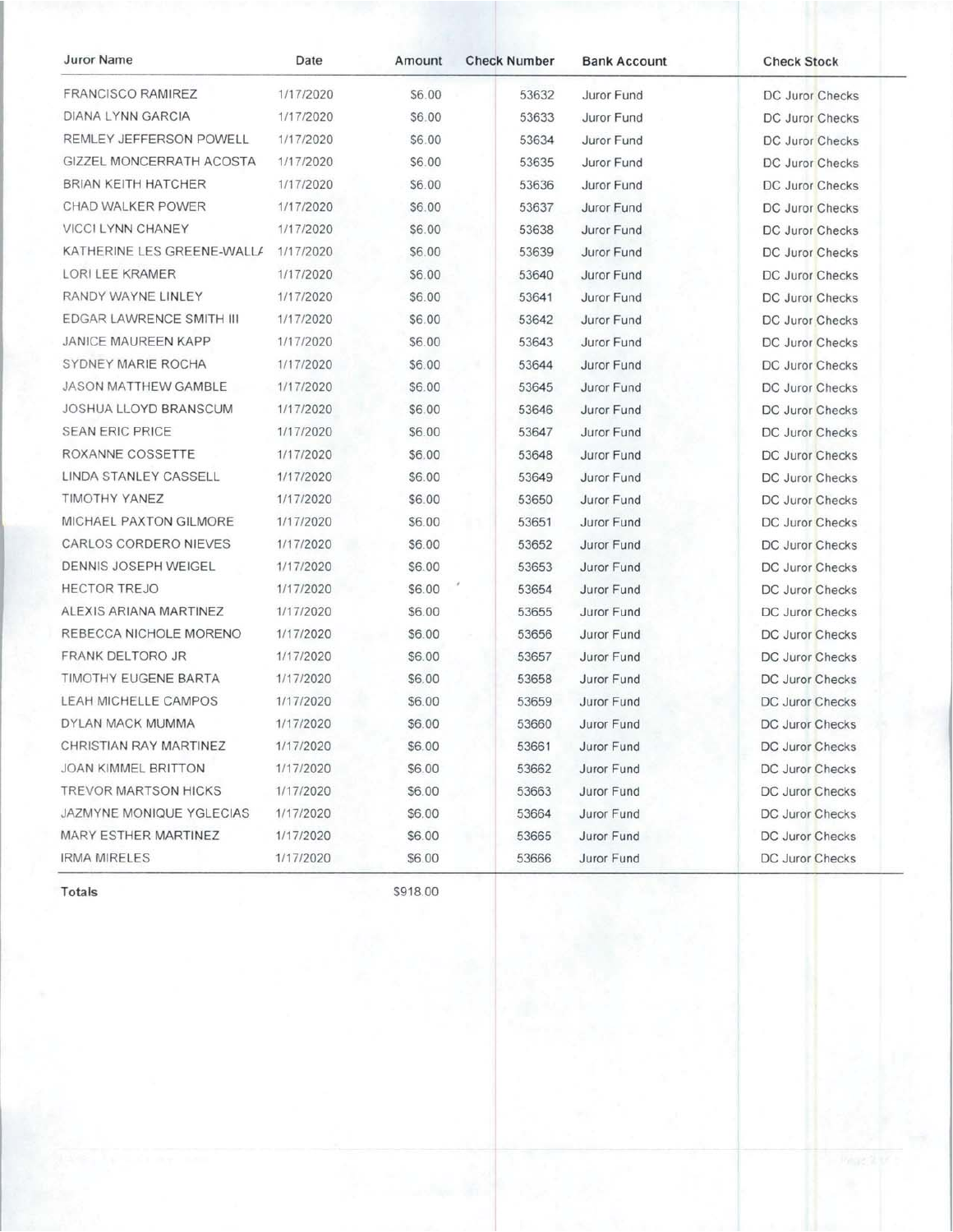| Juror Name | Date | Amount | Check Number | Bank Account | Check Stock |
|---|---|---|---|---|---|
| FRANCISCO RAMIREZ | 1/17/2020 | $6.00 | 53632 | Juror Fund | DC Juror Checks |
| DIANA LYNN GARCIA | 1/17/2020 | $6.00 | 53633 | Juror Fund | DC Juror Checks |
| REMLEY JEFFERSON POWELL | 1/17/2020 | $6.00 | 53634 | Juror Fund | DC Juror Checks |
| GIZZEL MONCERRATH ACOSTA | 1/17/2020 | $6.00 | 53635 | Juror Fund | DC Juror Checks |
| BRIAN KEITH HATCHER | 1/17/2020 | $6.00 | 53636 | Juror Fund | DC Juror Checks |
| CHAD WALKER POWER | 1/17/2020 | $6.00 | 53637 | Juror Fund | DC Juror Checks |
| VICCI LYNN CHANEY | 1/17/2020 | $6.00 | 53638 | Juror Fund | DC Juror Checks |
| KATHERINE LES GREENE-WALL/ | 1/17/2020 | $6.00 | 53639 | Juror Fund | DC Juror Checks |
| LORI LEE KRAMER | 1/17/2020 | $6.00 | 53640 | Juror Fund | DC Juror Checks |
| RANDY WAYNE LINLEY | 1/17/2020 | $6.00 | 53641 | Juror Fund | DC Juror Checks |
| EDGAR LAWRENCE SMITH III | 1/17/2020 | $6.00 | 53642 | Juror Fund | DC Juror Checks |
| JANICE MAUREEN KAPP | 1/17/2020 | $6.00 | 53643 | Juror Fund | DC Juror Checks |
| SYDNEY MARIE ROCHA | 1/17/2020 | $6.00 | 53644 | Juror Fund | DC Juror Checks |
| JASON MATTHEW GAMBLE | 1/17/2020 | $6.00 | 53645 | Juror Fund | DC Juror Checks |
| JOSHUA LLOYD BRANSCUM | 1/17/2020 | $6.00 | 53646 | Juror Fund | DC Juror Checks |
| SEAN ERIC PRICE | 1/17/2020 | $6.00 | 53647 | Juror Fund | DC Juror Checks |
| ROXANNE COSSETTE | 1/17/2020 | $6.00 | 53648 | Juror Fund | DC Juror Checks |
| LINDA STANLEY CASSELL | 1/17/2020 | $6.00 | 53649 | Juror Fund | DC Juror Checks |
| TIMOTHY YANEZ | 1/17/2020 | $6.00 | 53650 | Juror Fund | DC Juror Checks |
| MICHAEL PAXTON GILMORE | 1/17/2020 | $6.00 | 53651 | Juror Fund | DC Juror Checks |
| CARLOS CORDERO NIEVES | 1/17/2020 | $6.00 | 53652 | Juror Fund | DC Juror Checks |
| DENNIS JOSEPH WEIGEL | 1/17/2020 | $6.00 | 53653 | Juror Fund | DC Juror Checks |
| HECTOR TREJO | 1/17/2020 | $6.00 | 53654 | Juror Fund | DC Juror Checks |
| ALEXIS ARIANA MARTINEZ | 1/17/2020 | $6.00 | 53655 | Juror Fund | DC Juror Checks |
| REBECCA NICHOLE MORENO | 1/17/2020 | $6.00 | 53656 | Juror Fund | DC Juror Checks |
| FRANK DELTORO JR | 1/17/2020 | $6.00 | 53657 | Juror Fund | DC Juror Checks |
| TIMOTHY EUGENE BARTA | 1/17/2020 | $6.00 | 53658 | Juror Fund | DC Juror Checks |
| LEAH MICHELLE CAMPOS | 1/17/2020 | $6.00 | 53659 | Juror Fund | DC Juror Checks |
| DYLAN MACK MUMMA | 1/17/2020 | $6.00 | 53660 | Juror Fund | DC Juror Checks |
| CHRISTIAN RAY MARTINEZ | 1/17/2020 | $6.00 | 53661 | Juror Fund | DC Juror Checks |
| JOAN KIMMEL BRITTON | 1/17/2020 | $6.00 | 53662 | Juror Fund | DC Juror Checks |
| TREVOR MARTSON HICKS | 1/17/2020 | $6.00 | 53663 | Juror Fund | DC Juror Checks |
| JAZMYNE MONIQUE YGLECIAS | 1/17/2020 | $6.00 | 53664 | Juror Fund | DC Juror Checks |
| MARY ESTHER MARTINEZ | 1/17/2020 | $6.00 | 53665 | Juror Fund | DC Juror Checks |
| IRMA MIRELES | 1/17/2020 | $6.00 | 53666 | Juror Fund | DC Juror Checks |
| **Totals** | | $918.00 | | | |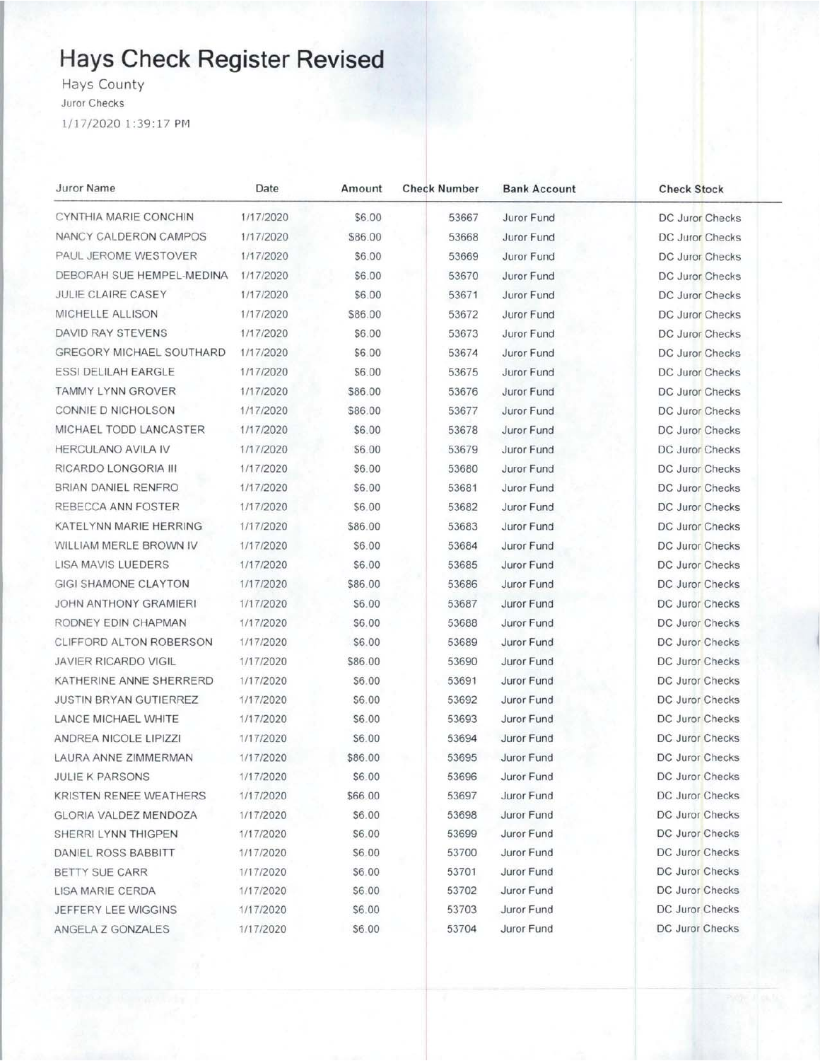# Hays Check Register Revised

Hays County

Juror Checks

1/17/2020 1:39:17 PM

| Juror Name | Date | Amount | Check Number | Bank Account | Check Stock |
|---|---|---|---|---|---|
| CYNTHIA MARIE CONCHIN | 1/17/2020 | $6.00 | 53667 | Juror Fund | DC Juror Checks |
| NANCY CALDERON CAMPOS | 1/17/2020 | $86.00 | 53668 | Juror Fund | DC Juror Checks |
| PAUL JEROME WESTOVER | 1/17/2020 | $6.00 | 53669 | Juror Fund | DC Juror Checks |
| DEBORAH SUE HEMPEL-MEDINA | 1/17/2020 | $6.00 | 53670 | Juror Fund | DC Juror Checks |
| JULIE CLAIRE CASEY | 1/17/2020 | $6.00 | 53671 | Juror Fund | DC Juror Checks |
| MICHELLE ALLISON | 1/17/2020 | $86.00 | 53672 | Juror Fund | DC Juror Checks |
| DAVID RAY STEVENS | 1/17/2020 | $6.00 | 53673 | Juror Fund | DC Juror Checks |
| GREGORY MICHAEL SOUTHARD | 1/17/2020 | $6.00 | 53674 | Juror Fund | DC Juror Checks |
| ESSI DELILAH EARGLE | 1/17/2020 | $6.00 | 53675 | Juror Fund | DC Juror Checks |
| TAMMY LYNN GROVER | 1/17/2020 | $86.00 | 53676 | Juror Fund | DC Juror Checks |
| CONNIE D NICHOLSON | 1/17/2020 | $86.00 | 53677 | Juror Fund | DC Juror Checks |
| MICHAEL TODD LANCASTER | 1/17/2020 | $6.00 | 53678 | Juror Fund | DC Juror Checks |
| HERCULANO AVILA IV | 1/17/2020 | $6.00 | 53679 | Juror Fund | DC Juror Checks |
| RICARDO LONGORIA III | 1/17/2020 | $6.00 | 53680 | Juror Fund | DC Juror Checks |
| BRIAN DANIEL RENFRO | 1/17/2020 | $6.00 | 53681 | Juror Fund | DC Juror Checks |
| REBECCA ANN FOSTER | 1/17/2020 | $6.00 | 53682 | Juror Fund | DC Juror Checks |
| KATELYNN MARIE HERRING | 1/17/2020 | $86.00 | 53683 | Juror Fund | DC Juror Checks |
| WILLIAM MERLE BROWN IV | 1/17/2020 | $6.00 | 53684 | Juror Fund | DC Juror Checks |
| LISA MAVIS LUEDERS | 1/17/2020 | $6.00 | 53685 | Juror Fund | DC Juror Checks |
| GIGI SHAMONE CLAYTON | 1/17/2020 | $86.00 | 53686 | Juror Fund | DC Juror Checks |
| JOHN ANTHONY GRAMIERI | 1/17/2020 | $6.00 | 53687 | Juror Fund | DC Juror Checks |
| RODNEY EDIN CHAPMAN | 1/17/2020 | $6.00 | 53688 | Juror Fund | DC Juror Checks |
| CLIFFORD ALTON ROBERSON | 1/17/2020 | $6.00 | 53689 | Juror Fund | DC Juror Checks |
| JAVIER RICARDO VIGIL | 1/17/2020 | $86.00 | 53690 | Juror Fund | DC Juror Checks |
| KATHERINE ANNE SHERRERD | 1/17/2020 | $6.00 | 53691 | Juror Fund | DC Juror Checks |
| JUSTIN BRYAN GUTIERREZ | 1/17/2020 | $6.00 | 53692 | Juror Fund | DC Juror Checks |
| LANCE MICHAEL WHITE | 1/17/2020 | $6.00 | 53693 | Juror Fund | DC Juror Checks |
| ANDREA NICOLE LIPIZZI | 1/17/2020 | $6.00 | 53694 | Juror Fund | DC Juror Checks |
| LAURA ANNE ZIMMERMAN | 1/17/2020 | $86.00 | 53695 | Juror Fund | DC Juror Checks |
| JULIE K PARSONS | 1/17/2020 | $6.00 | 53696 | Juror Fund | DC Juror Checks |
| KRISTEN RENEE WEATHERS | 1/17/2020 | $66.00 | 53697 | Juror Fund | DC Juror Checks |
| GLORIA VALDEZ MENDOZA | 1/17/2020 | $6.00 | 53698 | Juror Fund | DC Juror Checks |
| SHERRI LYNN THIGPEN | 1/17/2020 | $6.00 | 53699 | Juror Fund | DC Juror Checks |
| DANIEL ROSS BABBITT | 1/17/2020 | $6.00 | 53700 | Juror Fund | DC Juror Checks |
| BETTY SUE CARR | 1/17/2020 | $6.00 | 53701 | Juror Fund | DC Juror Checks |
| LISA MARIE CERDA | 1/17/2020 | $6.00 | 53702 | Juror Fund | DC Juror Checks |
| JEFFERY LEE WIGGINS | 1/17/2020 | $6.00 | 53703 | Juror Fund | DC Juror Checks |
| ANGELA Z GONZALES | 1/17/2020 | $6.00 | 53704 | Juror Fund | DC Juror Checks |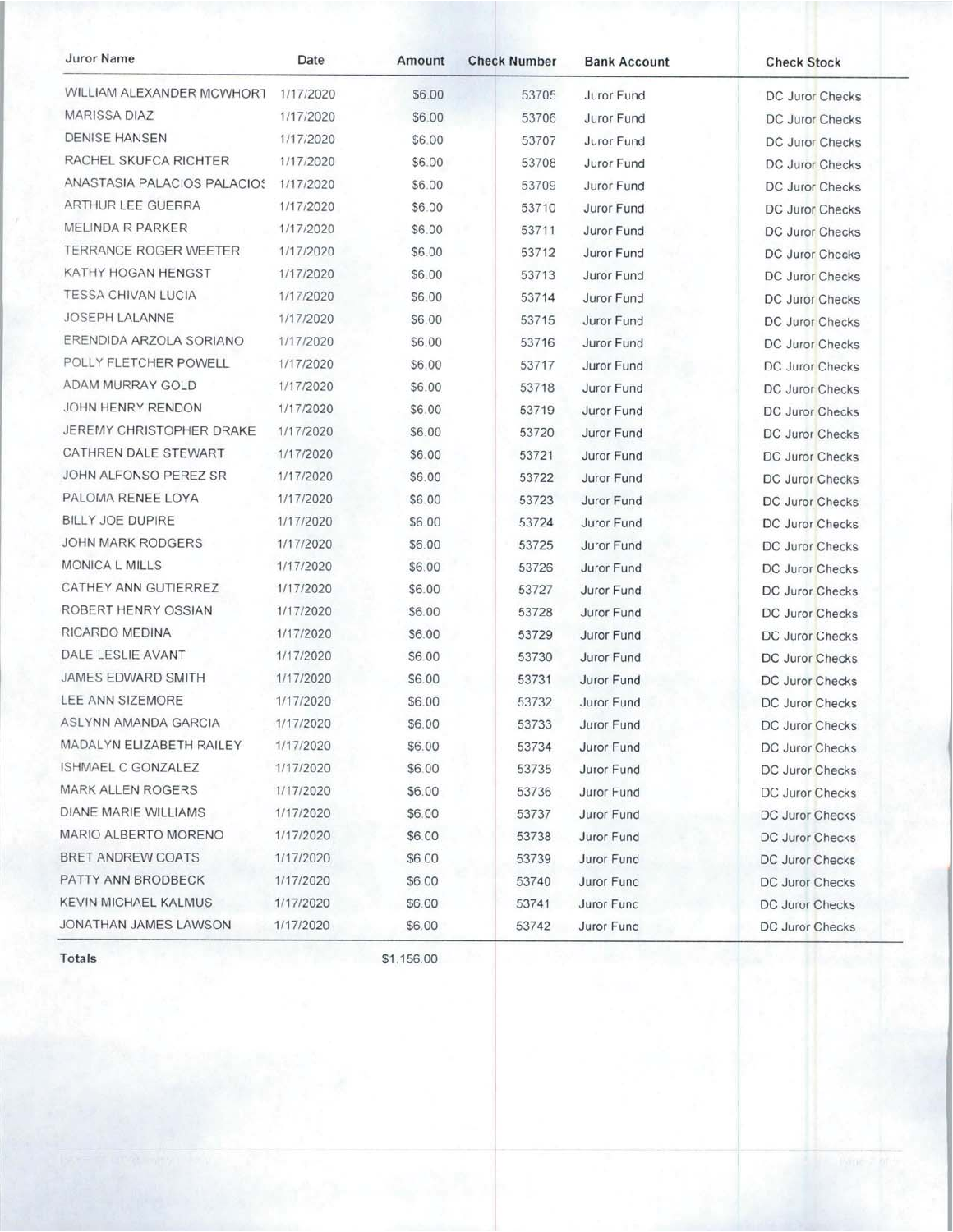| Juror Name | Date | Amount | Check Number | Bank Account | Check Stock |
|---|---|---|---|---|---|
| WILLIAM ALEXANDER MCWHORT | 1/17/2020 | $6.00 | 53705 | Juror Fund | DC Juror Checks |
| MARISSA DIAZ | 1/17/2020 | $6.00 | 53706 | Juror Fund | DC Juror Checks |
| DENISE HANSEN | 1/17/2020 | $6.00 | 53707 | Juror Fund | DC Juror Checks |
| RACHEL SKUFCA RICHTER | 1/17/2020 | $6.00 | 53708 | Juror Fund | DC Juror Checks |
| ANASTASIA PALACIOS PALACIOS | 1/17/2020 | $6.00 | 53709 | Juror Fund | DC Juror Checks |
| ARTHUR LEE GUERRA | 1/17/2020 | $6.00 | 53710 | Juror Fund | DC Juror Checks |
| MELINDA R PARKER | 1/17/2020 | $6.00 | 53711 | Juror Fund | DC Juror Checks |
| TERRANCE ROGER WEETER | 1/17/2020 | $6.00 | 53712 | Juror Fund | DC Juror Checks |
| KATHY HOGAN HENGST | 1/17/2020 | $6.00 | 53713 | Juror Fund | DC Juror Checks |
| TESSA CHIVAN LUCIA | 1/17/2020 | $6.00 | 53714 | Juror Fund | DC Juror Checks |
| JOSEPH LALANNE | 1/17/2020 | $6.00 | 53715 | Juror Fund | DC Juror Checks |
| ERENDIDA ARZOLA SORIANO | 1/17/2020 | $6.00 | 53716 | Juror Fund | DC Juror Checks |
| POLLY FLETCHER POWELL | 1/17/2020 | $6.00 | 53717 | Juror Fund | DC Juror Checks |
| ADAM MURRAY GOLD | 1/17/2020 | $6.00 | 53718 | Juror Fund | DC Juror Checks |
| JOHN HENRY RENDON | 1/17/2020 | $6.00 | 53719 | Juror Fund | DC Juror Checks |
| JEREMY CHRISTOPHER DRAKE | 1/17/2020 | $6.00 | 53720 | Juror Fund | DC Juror Checks |
| CATHREN DALE STEWART | 1/17/2020 | $6.00 | 53721 | Juror Fund | DC Juror Checks |
| JOHN ALFONSO PEREZ SR | 1/17/2020 | $6.00 | 53722 | Juror Fund | DC Juror Checks |
| PALOMA RENEE LOYA | 1/17/2020 | $6.00 | 53723 | Juror Fund | DC Juror Checks |
| BILLY JOE DUPIRE | 1/17/2020 | $6.00 | 53724 | Juror Fund | DC Juror Checks |
| JOHN MARK RODGERS | 1/17/2020 | $6.00 | 53725 | Juror Fund | DC Juror Checks |
| MONICA L MILLS | 1/17/2020 | $6.00 | 53726 | Juror Fund | DC Juror Checks |
| CATHEY ANN GUTIERREZ | 1/17/2020 | $6.00 | 53727 | Juror Fund | DC Juror Checks |
| ROBERT HENRY OSSIAN | 1/17/2020 | $6.00 | 53728 | Juror Fund | DC Juror Checks |
| RICARDO MEDINA | 1/17/2020 | $6.00 | 53729 | Juror Fund | DC Juror Checks |
| DALE LESLIE AVANT | 1/17/2020 | $6.00 | 53730 | Juror Fund | DC Juror Checks |
| JAMES EDWARD SMITH | 1/17/2020 | $6.00 | 53731 | Juror Fund | DC Juror Checks |
| LEE ANN SIZEMORE | 1/17/2020 | $6.00 | 53732 | Juror Fund | DC Juror Checks |
| ASLYNN AMANDA GARCIA | 1/17/2020 | $6.00 | 53733 | Juror Fund | DC Juror Checks |
| MADALYN ELIZABETH RAILEY | 1/17/2020 | $6.00 | 53734 | Juror Fund | DC Juror Checks |
| ISHMAEL C GONZALEZ | 1/17/2020 | $6.00 | 53735 | Juror Fund | DC Juror Checks |
| MARK ALLEN ROGERS | 1/17/2020 | $6.00 | 53736 | Juror Fund | DC Juror Checks |
| DIANE MARIE WILLIAMS | 1/17/2020 | $6.00 | 53737 | Juror Fund | DC Juror Checks |
| MARIO ALBERTO MORENO | 1/17/2020 | $6.00 | 53738 | Juror Fund | DC Juror Checks |
| BRET ANDREW COATS | 1/17/2020 | $6.00 | 53739 | Juror Fund | DC Juror Checks |
| PATTY ANN BRODBECK | 1/17/2020 | $6.00 | 53740 | Juror Fund | DC Juror Checks |
| KEVIN MICHAEL KALMUS | 1/17/2020 | $6.00 | 53741 | Juror Fund | DC Juror Checks |
| JONATHAN JAMES LAWSON | 1/17/2020 | $6.00 | 53742 | Juror Fund | DC Juror Checks |
| **Totals** | | $1,156.00 | | | |